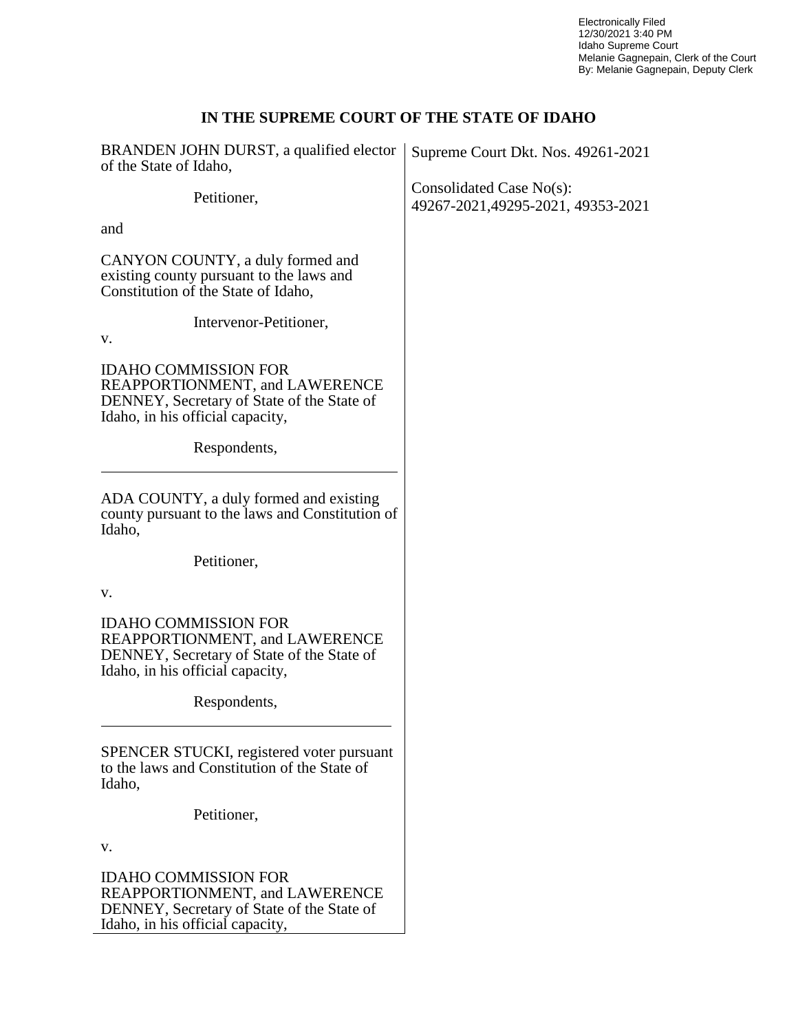Electronically Filed
12/30/2021 3:40 PM
Idaho Supreme Court
Melanie Gagnepain, Clerk of the Court
By: Melanie Gagnepain, Deputy Clerk

# IN THE SUPREME COURT OF THE STATE OF IDAHO

BRANDEN JOHN DURST, a qualified elector of the State of Idaho,

Petitioner,

and

CANYON COUNTY, a duly formed and existing county pursuant to the laws and Constitution of the State of Idaho,

Intervenor-Petitioner,

v.

IDAHO COMMISSION FOR REAPPORTIONMENT, and LAWERENCE DENNEY, Secretary of State of the State of Idaho, in his official capacity,

Respondents,

---

ADA COUNTY, a duly formed and existing county pursuant to the laws and Constitution of Idaho,

Petitioner,

v.

IDAHO COMMISSION FOR REAPPORTIONMENT, and LAWERENCE DENNEY, Secretary of State of the State of Idaho, in his official capacity,

Respondents,

---

SPENCER STUCKI, registered voter pursuant to the laws and Constitution of the State of Idaho,

Petitioner,

v.

IDAHO COMMISSION FOR REAPPORTIONMENT, and LAWERENCE DENNEY, Secretary of State of the State of Idaho, in his official capacity,

Supreme Court Dkt. Nos. 49261-2021

Consolidated Case No(s):
49267-2021,49295-2021, 49353-2021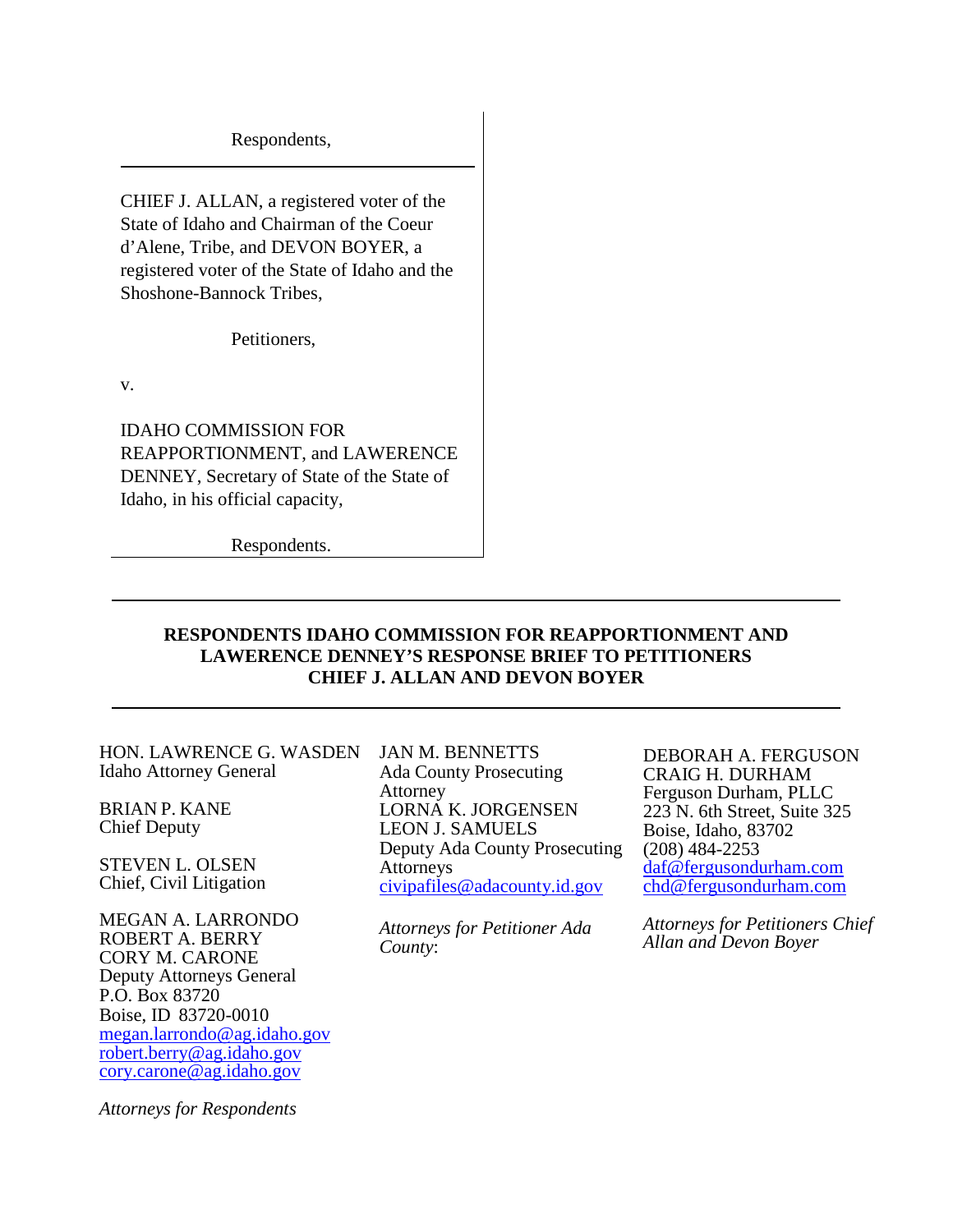Respondents,

---

CHIEF J. ALLAN, a registered voter of the State of Idaho and Chairman of the Coeur d'Alene, Tribe, and DEVON BOYER, a registered voter of the State of Idaho and the Shoshone-Bannock Tribes,

Petitioners,

v.

IDAHO COMMISSION FOR REAPPORTIONMENT, and LAWERENCE DENNEY, Secretary of State of the State of Idaho, in his official capacity,

Respondents.

---

**RESPONDENTS IDAHO COMMISSION FOR REAPPORTIONMENT AND LAWERENCE DENNEY'S RESPONSE BRIEF TO PETITIONERS CHIEF J. ALLAN AND DEVON BOYER**

---

HON. LAWRENCE G. WASDEN
Idaho Attorney General

BRIAN P. KANE
Chief Deputy

STEVEN L. OLSEN
Chief, Civil Litigation

MEGAN A. LARRONDO
ROBERT A. BERRY
CORY M. CARONE
Deputy Attorneys General
P.O. Box 83720
Boise, ID 83720-0010
megan.larrondo@ag.idaho.gov
robert.berry@ag.idaho.gov
cory.carone@ag.idaho.gov

*Attorneys for Respondents*

JAN M. BENNETTS
Ada County Prosecuting Attorney
LORNA K. JORGENSEN
LEON J. SAMUELS
Deputy Ada County Prosecuting Attorneys
civipafiles@adacounty.id.gov

*Attorneys for Petitioner Ada County*:

DEBORAH A. FERGUSON
CRAIG H. DURHAM
Ferguson Durham, PLLC
223 N. 6th Street, Suite 325
Boise, Idaho, 83702
(208) 484-2253
daf@fergusondurham.com
chd@fergusondurham.com

*Attorneys for Petitioners Chief Allan and Devon Boyer*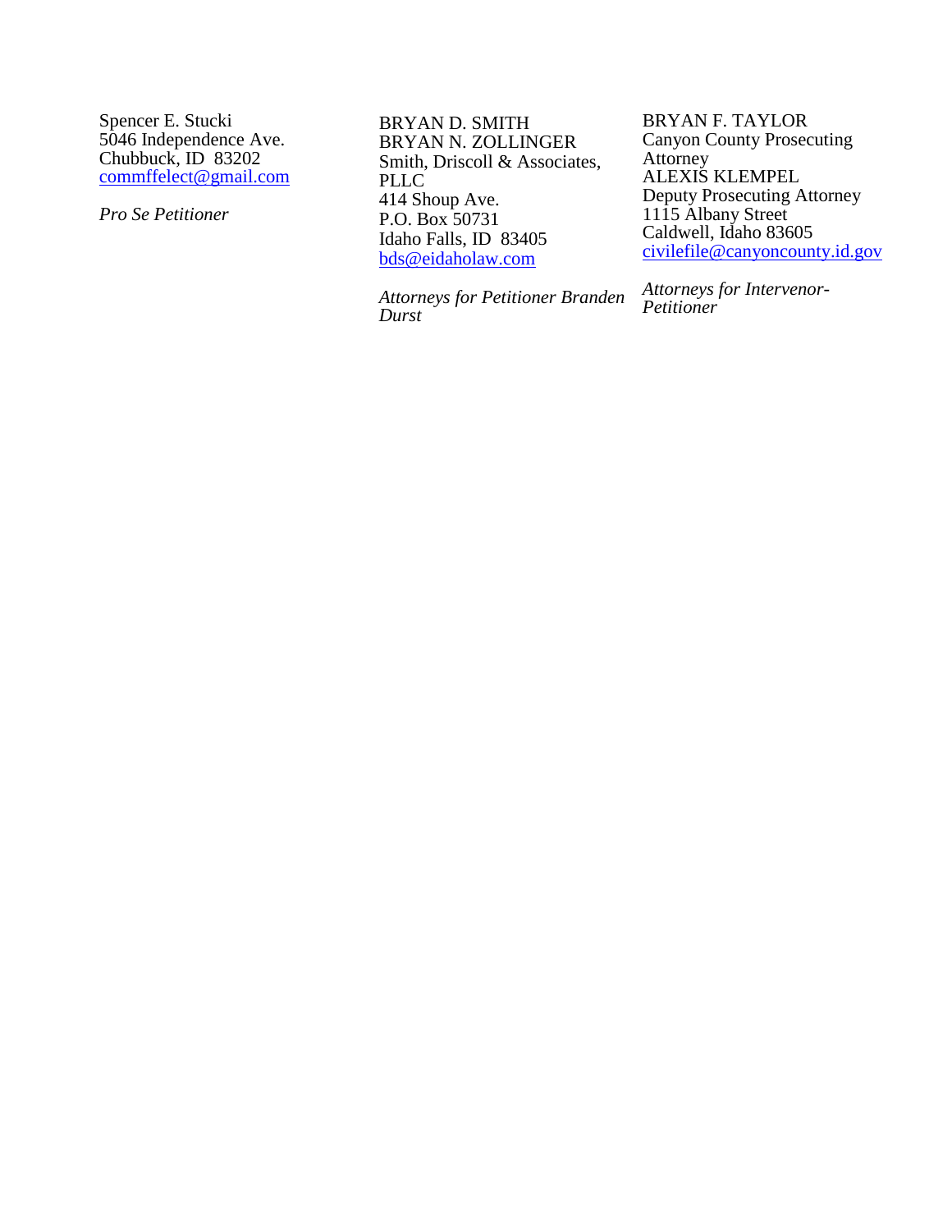Spencer E. Stucki
5046 Independence Ave.
Chubbuck, ID 83202
commffelect@gmail.com

*Pro Se Petitioner*

BRYAN D. SMITH
BRYAN N. ZOLLINGER
Smith, Driscoll & Associates, PLLC
414 Shoup Ave.
P.O. Box 50731
Idaho Falls, ID 83405
bds@eidaholaw.com

*Attorneys for Petitioner Branden Durst*

BRYAN F. TAYLOR
Canyon County Prosecuting Attorney
ALEXIS KLEMPEL
Deputy Prosecuting Attorney
1115 Albany Street
Caldwell, Idaho 83605
civilefile@canyoncounty.id.gov

*Attorneys for Intervenor-Petitioner*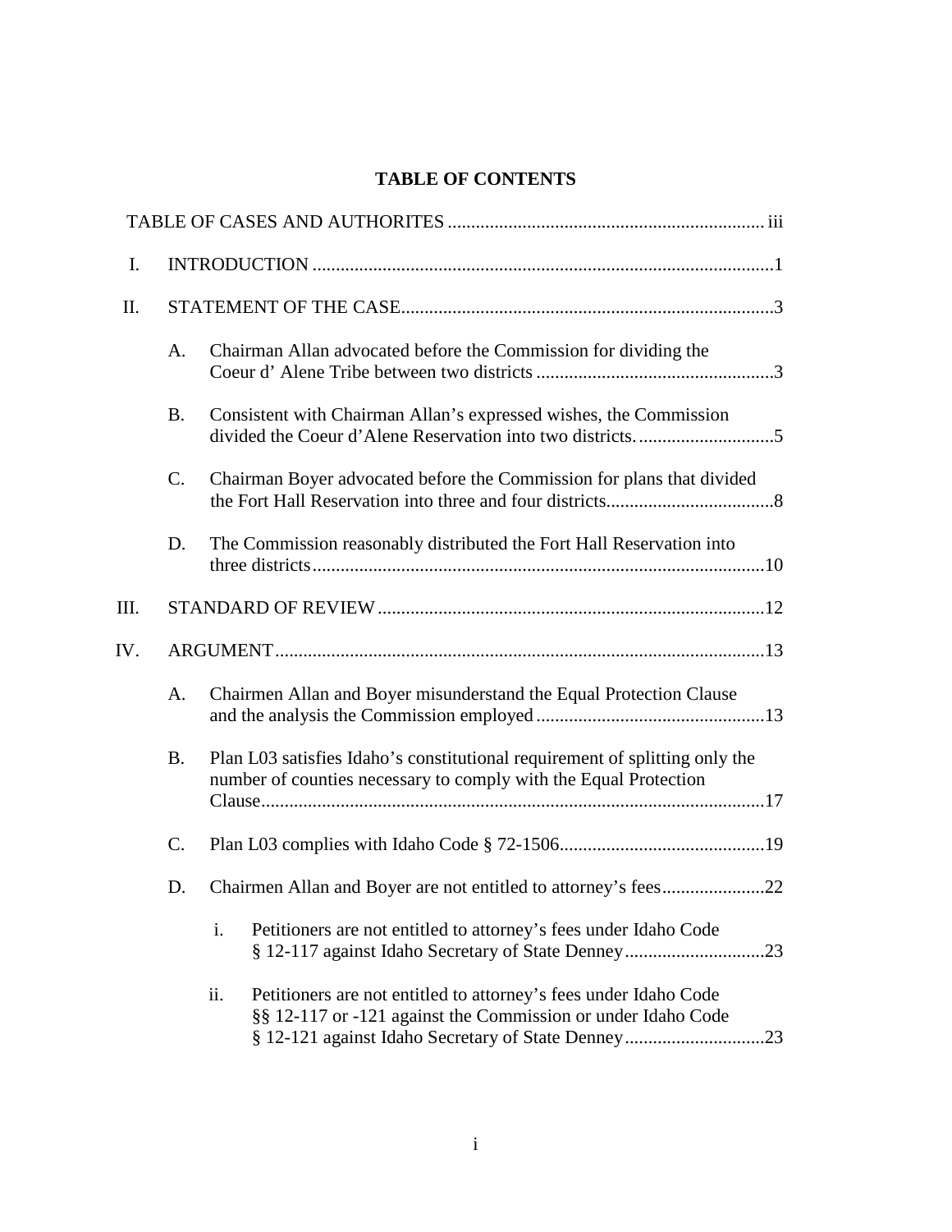## TABLE OF CONTENTS

TABLE OF CASES AND AUTHORITIES ..................................................................... iii

I. INTRODUCTION ..................................................................................................1

II. STATEMENT OF THE CASE................................................................................3

- A. Chairman Allan advocated before the Commission for dividing the Coeur d' Alene Tribe between two districts ..................................................3
- B. Consistent with Chairman Allan's expressed wishes, the Commission divided the Coeur d'Alene Reservation into two districts. ............................5
- C. Chairman Boyer advocated before the Commission for plans that divided the Fort Hall Reservation into three and four districts....................................8
- D. The Commission reasonably distributed the Fort Hall Reservation into three districts...............................................................................................10

III. STANDARD OF REVIEW..................................................................................12

IV. ARGUMENT.........................................................................................................13

- A. Chairmen Allan and Boyer misunderstand the Equal Protection Clause and the analysis the Commission employed .................................................13
- B. Plan L03 satisfies Idaho's constitutional requirement of splitting only the number of counties necessary to comply with the Equal Protection Clause............................................................................................................17
- C. Plan L03 complies with Idaho Code § 72-1506............................................19
- D. Chairmen Allan and Boyer are not entitled to attorney's fees......................22
    - i. Petitioners are not entitled to attorney's fees under Idaho Code § 12-117 against Idaho Secretary of State Denney..............................23
    - ii. Petitioners are not entitled to attorney's fees under Idaho Code §§ 12-117 or -121 against the Commission or under Idaho Code § 12-121 against Idaho Secretary of State Denney..............................23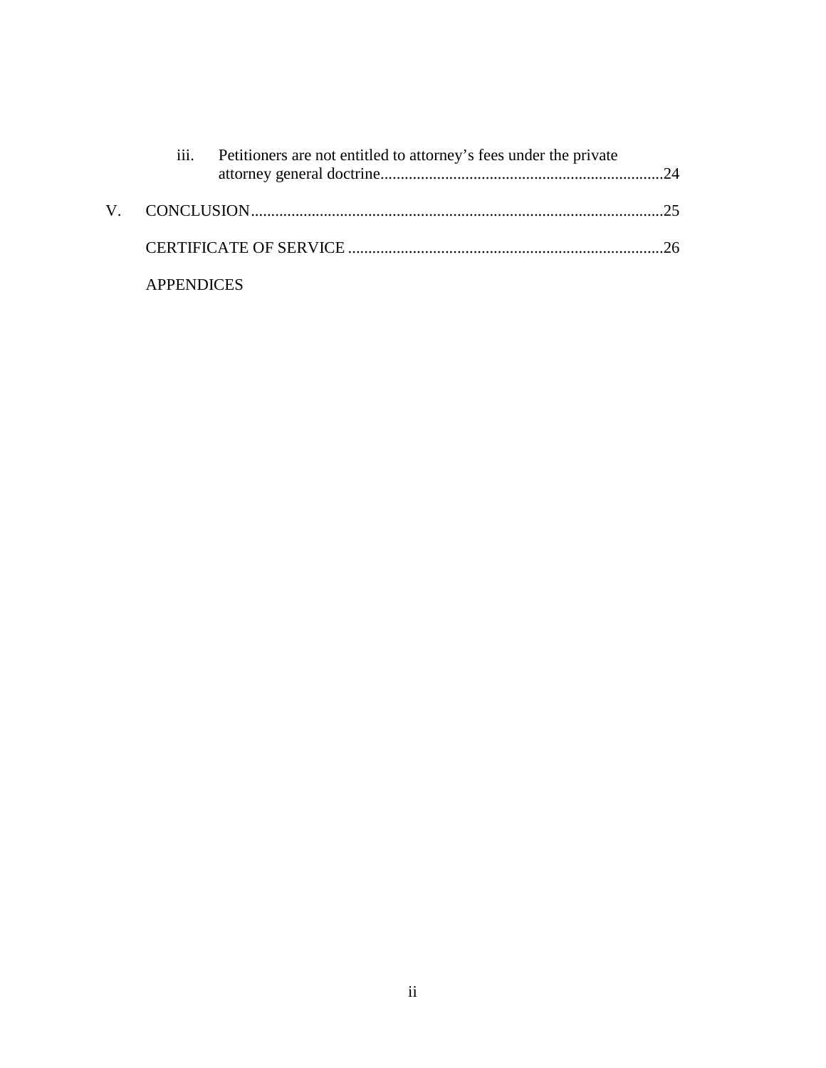iii. Petitioners are not entitled to attorney's fees under the private attorney general doctrine....................................................................24

V. CONCLUSION.....................................................................................................25

CERTIFICATE OF SERVICE .............................................................................26

APPENDICES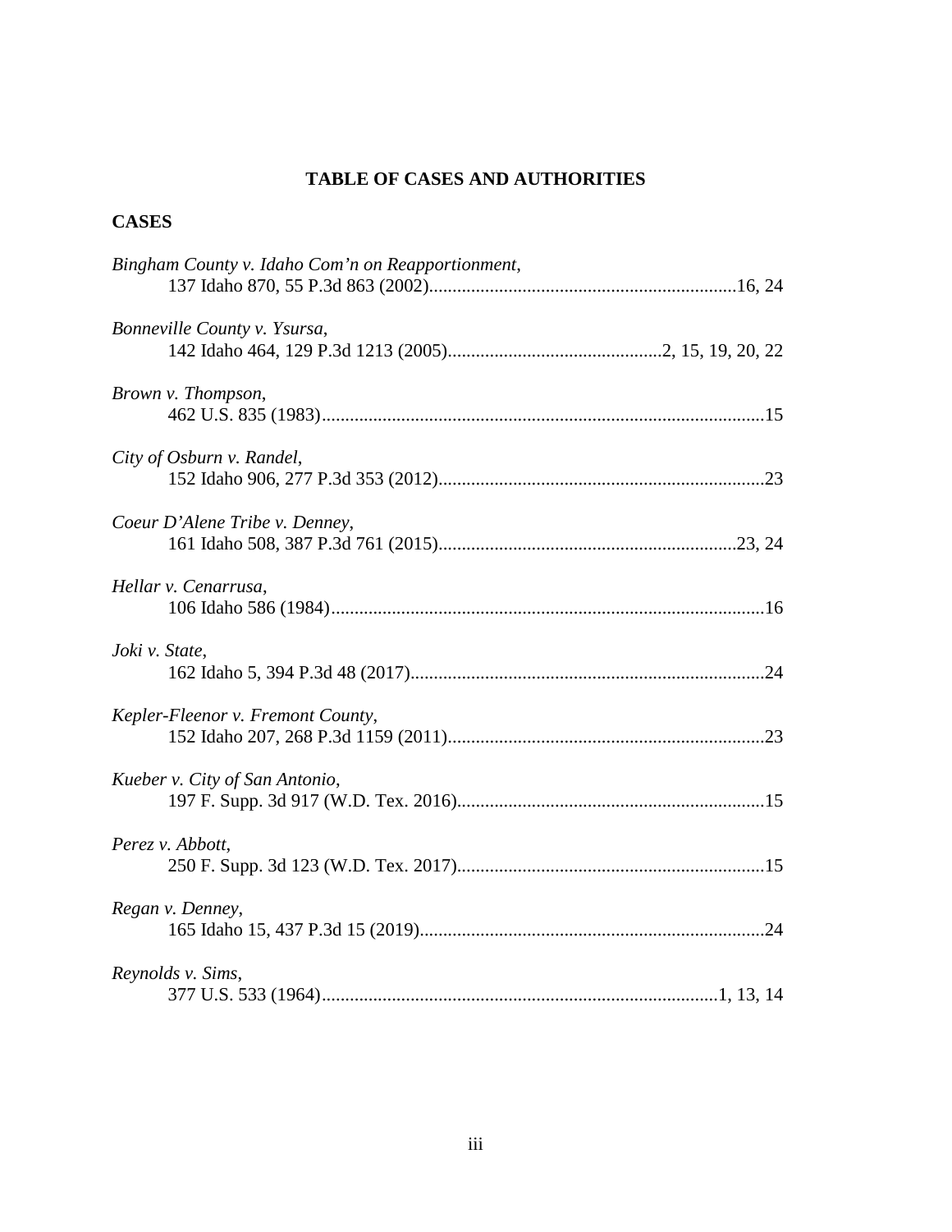# TABLE OF CASES AND AUTHORITIES

## CASES

*Bingham County v. Idaho Com'n on Reapportionment*,
137 Idaho 870, 55 P.3d 863 (2002)....................16, 24

*Bonneville County v. Ysursa*,
142 Idaho 464, 129 P.3d 1213 (2005)....................2, 15, 19, 20, 22

*Brown v. Thompson*,
462 U.S. 835 (1983)....................15

*City of Osburn v. Randel*,
152 Idaho 906, 277 P.3d 353 (2012)....................23

*Coeur D'Alene Tribe v. Denney*,
161 Idaho 508, 387 P.3d 761 (2015)....................23, 24

*Hellar v. Cenarrusa*,
106 Idaho 586 (1984)....................16

*Joki v. State*,
162 Idaho 5, 394 P.3d 48 (2017)....................24

*Kepler-Fleenor v. Fremont County*,
152 Idaho 207, 268 P.3d 1159 (2011)....................23

*Kueber v. City of San Antonio*,
197 F. Supp. 3d 917 (W.D. Tex. 2016)....................15

*Perez v. Abbott*,
250 F. Supp. 3d 123 (W.D. Tex. 2017)....................15

*Regan v. Denney*,
165 Idaho 15, 437 P.3d 15 (2019)....................24

*Reynolds v. Sims*,
377 U.S. 533 (1964)....................1, 13, 14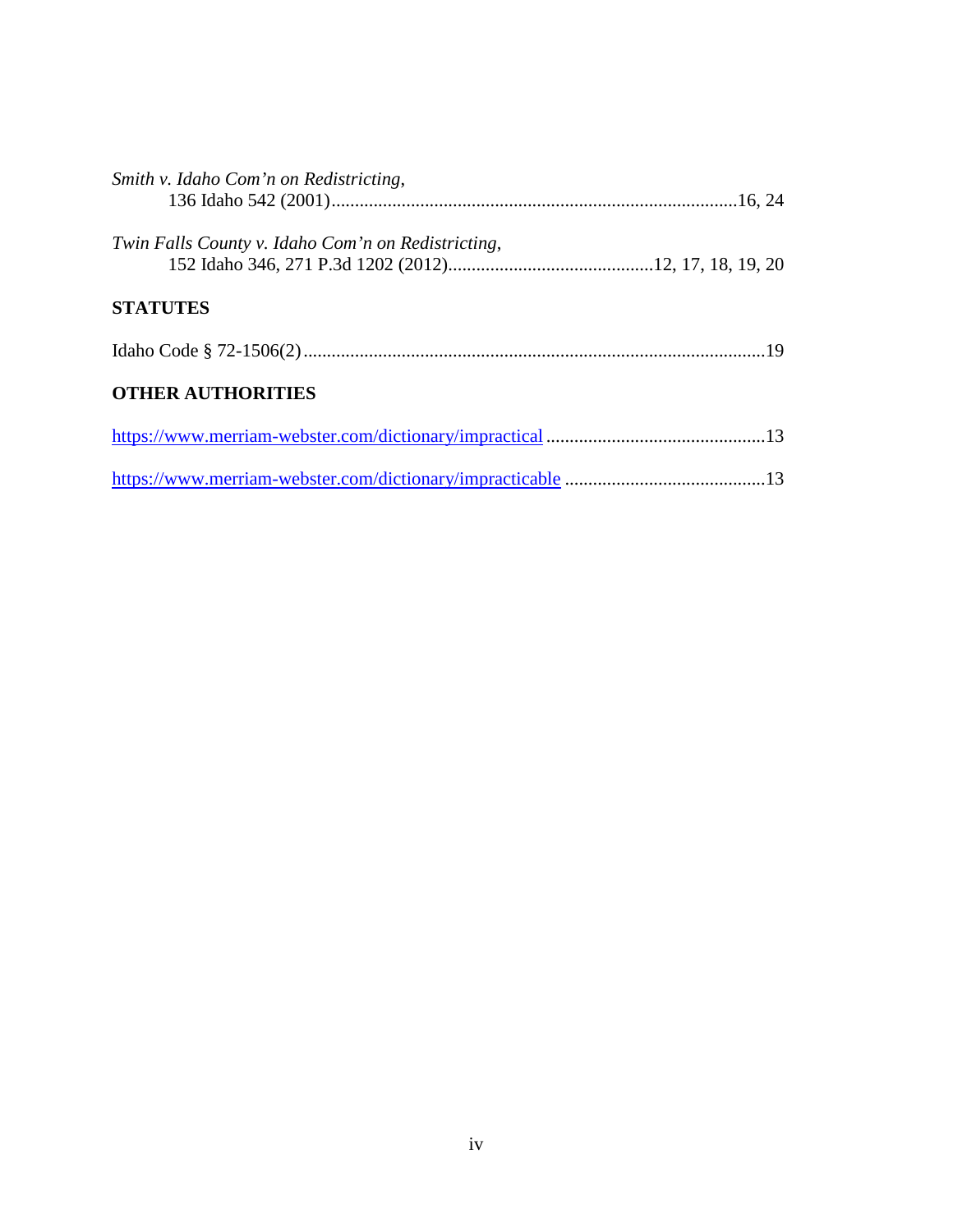*Smith v. Idaho Com'n on Redistricting*,
136 Idaho 542 (2001).......................................................................................16, 24

*Twin Falls County v. Idaho Com'n on Redistricting*,
152 Idaho 346, 271 P.3d 1202 (2012)............................................12, 17, 18, 19, 20

## STATUTES

Idaho Code § 72-1506(2) ..................................................................................................19

## OTHER AUTHORITIES

https://www.merriam-webster.com/dictionary/impractical ...............................................13

https://www.merriam-webster.com/dictionary/impracticable ...........................................13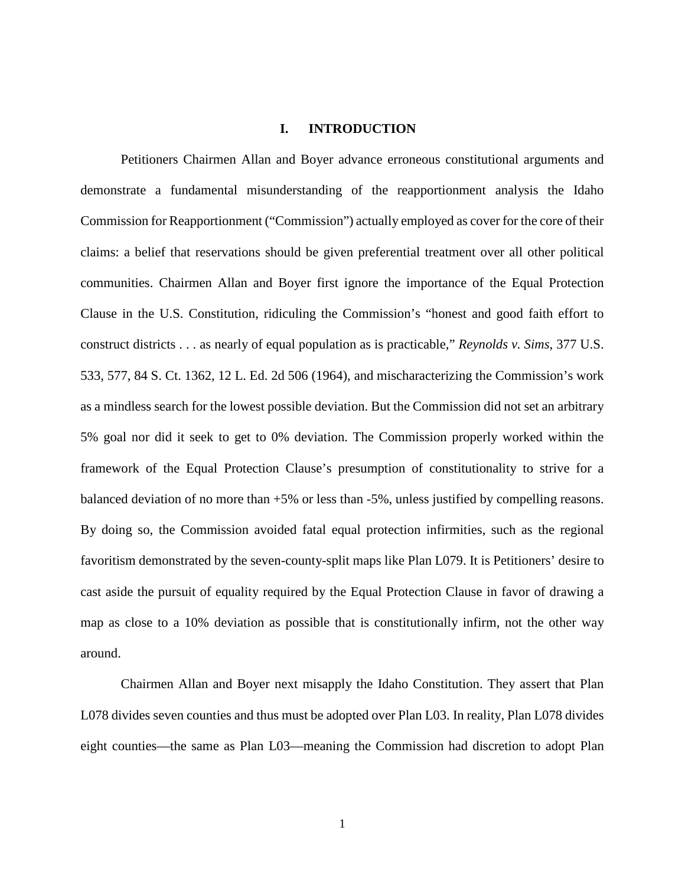# I. INTRODUCTION

Petitioners Chairmen Allan and Boyer advance erroneous constitutional arguments and demonstrate a fundamental misunderstanding of the reapportionment analysis the Idaho Commission for Reapportionment ("Commission") actually employed as cover for the core of their claims: a belief that reservations should be given preferential treatment over all other political communities. Chairmen Allan and Boyer first ignore the importance of the Equal Protection Clause in the U.S. Constitution, ridiculing the Commission's "honest and good faith effort to construct districts . . . as nearly of equal population as is practicable," *Reynolds v. Sims*, 377 U.S. 533, 577, 84 S. Ct. 1362, 12 L. Ed. 2d 506 (1964), and mischaracterizing the Commission's work as a mindless search for the lowest possible deviation. But the Commission did not set an arbitrary 5% goal nor did it seek to get to 0% deviation. The Commission properly worked within the framework of the Equal Protection Clause's presumption of constitutionality to strive for a balanced deviation of no more than +5% or less than -5%, unless justified by compelling reasons. By doing so, the Commission avoided fatal equal protection infirmities, such as the regional favoritism demonstrated by the seven-county-split maps like Plan L079. It is Petitioners' desire to cast aside the pursuit of equality required by the Equal Protection Clause in favor of drawing a map as close to a 10% deviation as possible that is constitutionally infirm, not the other way around.

Chairmen Allan and Boyer next misapply the Idaho Constitution. They assert that Plan L078 divides seven counties and thus must be adopted over Plan L03. In reality, Plan L078 divides eight counties—the same as Plan L03—meaning the Commission had discretion to adopt Plan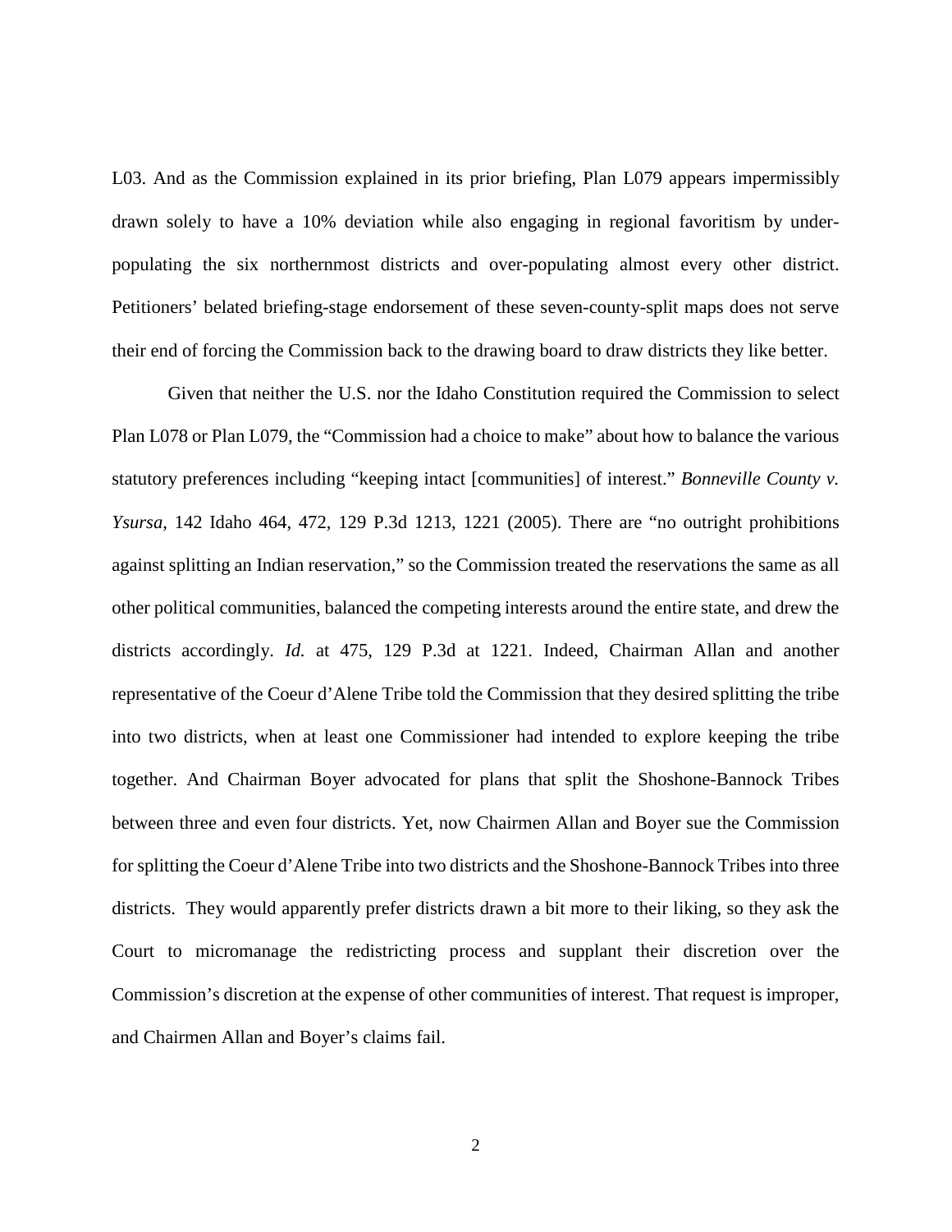L03. And as the Commission explained in its prior briefing, Plan L079 appears impermissibly drawn solely to have a 10% deviation while also engaging in regional favoritism by under-populating the six northernmost districts and over-populating almost every other district. Petitioners' belated briefing-stage endorsement of these seven-county-split maps does not serve their end of forcing the Commission back to the drawing board to draw districts they like better.

Given that neither the U.S. nor the Idaho Constitution required the Commission to select Plan L078 or Plan L079, the "Commission had a choice to make" about how to balance the various statutory preferences including "keeping intact [communities] of interest." *Bonneville County v. Ysursa*, 142 Idaho 464, 472, 129 P.3d 1213, 1221 (2005). There are "no outright prohibitions against splitting an Indian reservation," so the Commission treated the reservations the same as all other political communities, balanced the competing interests around the entire state, and drew the districts accordingly. *Id.* at 475, 129 P.3d at 1221. Indeed, Chairman Allan and another representative of the Coeur d'Alene Tribe told the Commission that they desired splitting the tribe into two districts, when at least one Commissioner had intended to explore keeping the tribe together. And Chairman Boyer advocated for plans that split the Shoshone-Bannock Tribes between three and even four districts. Yet, now Chairmen Allan and Boyer sue the Commission for splitting the Coeur d'Alene Tribe into two districts and the Shoshone-Bannock Tribes into three districts. They would apparently prefer districts drawn a bit more to their liking, so they ask the Court to micromanage the redistricting process and supplant their discretion over the Commission's discretion at the expense of other communities of interest. That request is improper, and Chairmen Allan and Boyer's claims fail.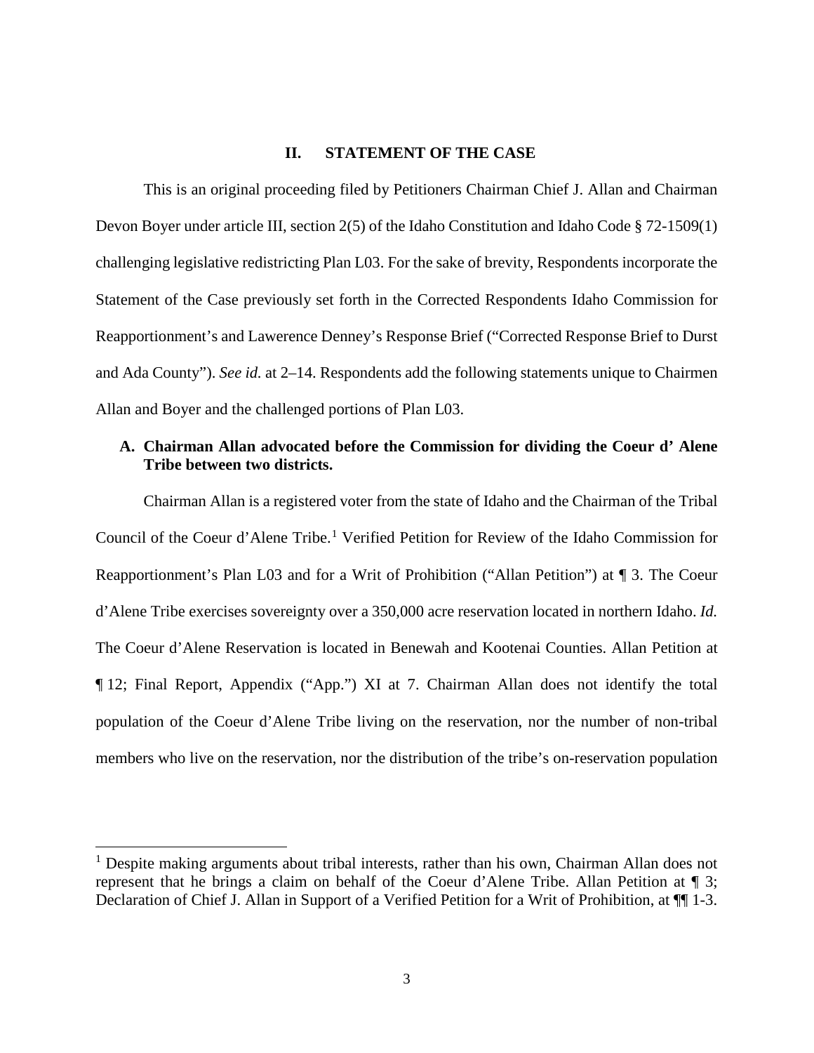## II. STATEMENT OF THE CASE

This is an original proceeding filed by Petitioners Chairman Chief J. Allan and Chairman Devon Boyer under article III, section 2(5) of the Idaho Constitution and Idaho Code § 72-1509(1) challenging legislative redistricting Plan L03. For the sake of brevity, Respondents incorporate the Statement of the Case previously set forth in the Corrected Respondents Idaho Commission for Reapportionment's and Lawerence Denney's Response Brief ("Corrected Response Brief to Durst and Ada County"). *See id.* at 2–14. Respondents add the following statements unique to Chairmen Allan and Boyer and the challenged portions of Plan L03.

### A. Chairman Allan advocated before the Commission for dividing the Coeur d' Alene Tribe between two districts.

Chairman Allan is a registered voter from the state of Idaho and the Chairman of the Tribal Council of the Coeur d'Alene Tribe.[1] Verified Petition for Review of the Idaho Commission for Reapportionment's Plan L03 and for a Writ of Prohibition ("Allan Petition") at ¶ 3. The Coeur d'Alene Tribe exercises sovereignty over a 350,000 acre reservation located in northern Idaho. *Id.* The Coeur d'Alene Reservation is located in Benewah and Kootenai Counties. Allan Petition at ¶ 12; Final Report, Appendix ("App.") XI at 7. Chairman Allan does not identify the total population of the Coeur d'Alene Tribe living on the reservation, nor the number of non-tribal members who live on the reservation, nor the distribution of the tribe's on-reservation population

[1] Despite making arguments about tribal interests, rather than his own, Chairman Allan does not represent that he brings a claim on behalf of the Coeur d'Alene Tribe. Allan Petition at ¶ 3; Declaration of Chief J. Allan in Support of a Verified Petition for a Writ of Prohibition, at ¶¶ 1-3.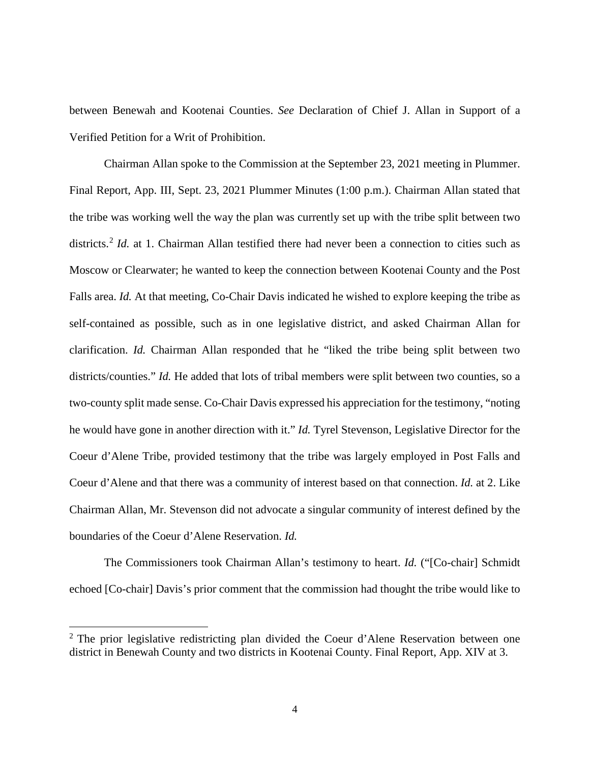between Benewah and Kootenai Counties. *See* Declaration of Chief J. Allan in Support of a Verified Petition for a Writ of Prohibition.

Chairman Allan spoke to the Commission at the September 23, 2021 meeting in Plummer. Final Report, App. III, Sept. 23, 2021 Plummer Minutes (1:00 p.m.). Chairman Allan stated that the tribe was working well the way the plan was currently set up with the tribe split between two districts.[2] *Id.* at 1. Chairman Allan testified there had never been a connection to cities such as Moscow or Clearwater; he wanted to keep the connection between Kootenai County and the Post Falls area. *Id.* At that meeting, Co-Chair Davis indicated he wished to explore keeping the tribe as self-contained as possible, such as in one legislative district, and asked Chairman Allan for clarification. *Id.* Chairman Allan responded that he "liked the tribe being split between two districts/counties." *Id.* He added that lots of tribal members were split between two counties, so a two-county split made sense. Co-Chair Davis expressed his appreciation for the testimony, "noting he would have gone in another direction with it." *Id.* Tyrel Stevenson, Legislative Director for the Coeur d'Alene Tribe, provided testimony that the tribe was largely employed in Post Falls and Coeur d'Alene and that there was a community of interest based on that connection. *Id.* at 2. Like Chairman Allan, Mr. Stevenson did not advocate a singular community of interest defined by the boundaries of the Coeur d'Alene Reservation. *Id.*

The Commissioners took Chairman Allan's testimony to heart. *Id.* ("[Co-chair] Schmidt echoed [Co-chair] Davis's prior comment that the commission had thought the tribe would like to

[2] The prior legislative redistricting plan divided the Coeur d'Alene Reservation between one district in Benewah County and two districts in Kootenai County. Final Report, App. XIV at 3.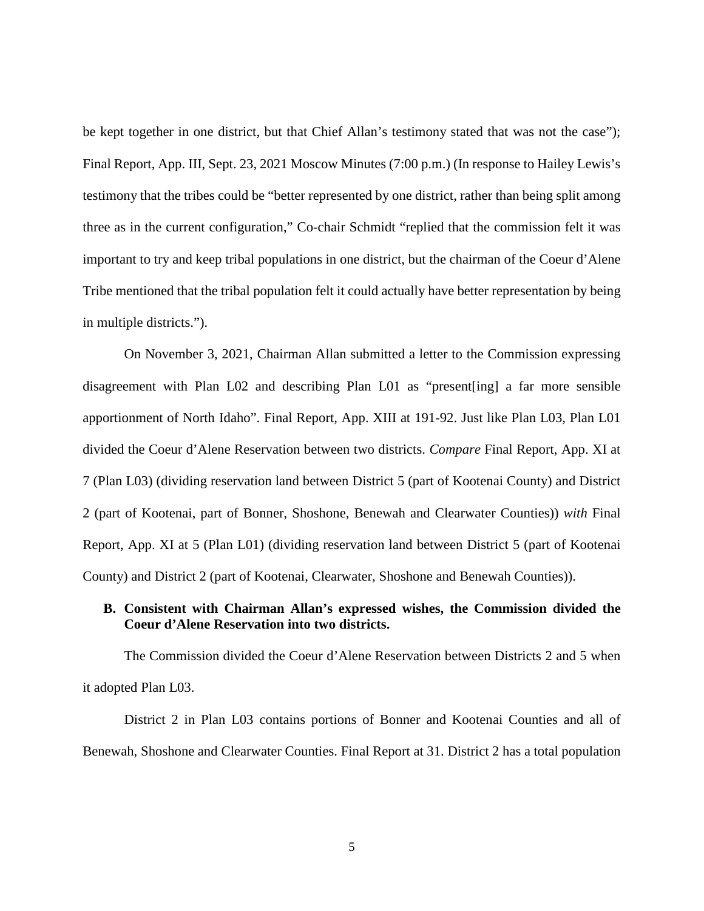be kept together in one district, but that Chief Allan's testimony stated that was not the case"); Final Report, App. III, Sept. 23, 2021 Moscow Minutes (7:00 p.m.) (In response to Hailey Lewis's testimony that the tribes could be "better represented by one district, rather than being split among three as in the current configuration," Co-chair Schmidt "replied that the commission felt it was important to try and keep tribal populations in one district, but the chairman of the Coeur d'Alene Tribe mentioned that the tribal population felt it could actually have better representation by being in multiple districts.").

On November 3, 2021, Chairman Allan submitted a letter to the Commission expressing disagreement with Plan L02 and describing Plan L01 as "present[ing] a far more sensible apportionment of North Idaho". Final Report, App. XIII at 191-92. Just like Plan L03, Plan L01 divided the Coeur d'Alene Reservation between two districts. *Compare* Final Report, App. XI at 7 (Plan L03) (dividing reservation land between District 5 (part of Kootenai County) and District 2 (part of Kootenai, part of Bonner, Shoshone, Benewah and Clearwater Counties)) *with* Final Report, App. XI at 5 (Plan L01) (dividing reservation land between District 5 (part of Kootenai County) and District 2 (part of Kootenai, Clearwater, Shoshone and Benewah Counties)).

### B. Consistent with Chairman Allan's expressed wishes, the Commission divided the Coeur d'Alene Reservation into two districts.

The Commission divided the Coeur d'Alene Reservation between Districts 2 and 5 when it adopted Plan L03.

District 2 in Plan L03 contains portions of Bonner and Kootenai Counties and all of Benewah, Shoshone and Clearwater Counties. Final Report at 31. District 2 has a total population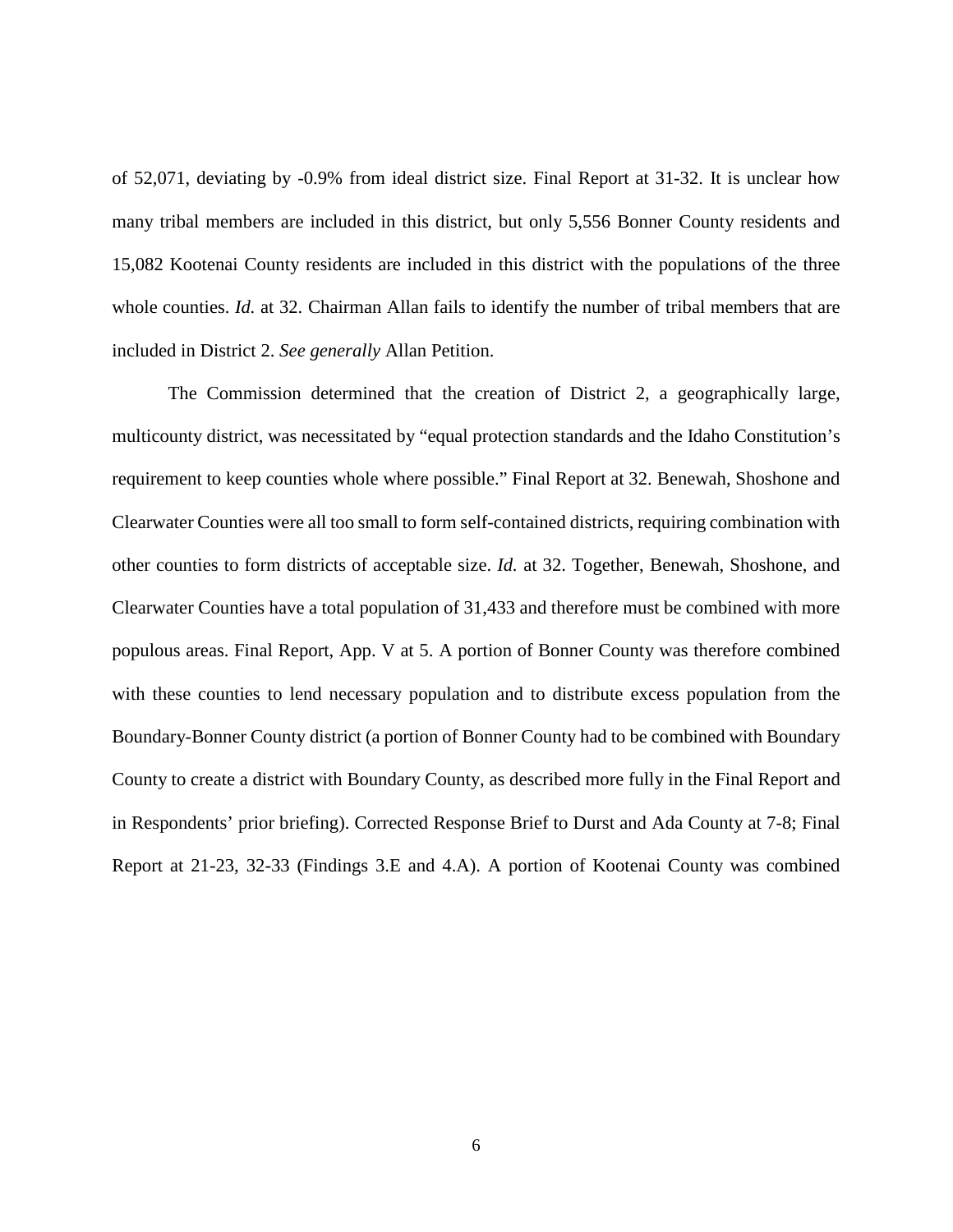of 52,071, deviating by -0.9% from ideal district size. Final Report at 31-32. It is unclear how many tribal members are included in this district, but only 5,556 Bonner County residents and 15,082 Kootenai County residents are included in this district with the populations of the three whole counties. *Id.* at 32. Chairman Allan fails to identify the number of tribal members that are included in District 2. *See generally* Allan Petition.

The Commission determined that the creation of District 2, a geographically large, multicounty district, was necessitated by "equal protection standards and the Idaho Constitution's requirement to keep counties whole where possible." Final Report at 32. Benewah, Shoshone and Clearwater Counties were all too small to form self-contained districts, requiring combination with other counties to form districts of acceptable size. *Id.* at 32. Together, Benewah, Shoshone, and Clearwater Counties have a total population of 31,433 and therefore must be combined with more populous areas. Final Report, App. V at 5. A portion of Bonner County was therefore combined with these counties to lend necessary population and to distribute excess population from the Boundary-Bonner County district (a portion of Bonner County had to be combined with Boundary County to create a district with Boundary County, as described more fully in the Final Report and in Respondents' prior briefing). Corrected Response Brief to Durst and Ada County at 7-8; Final Report at 21-23, 32-33 (Findings 3.E and 4.A). A portion of Kootenai County was combined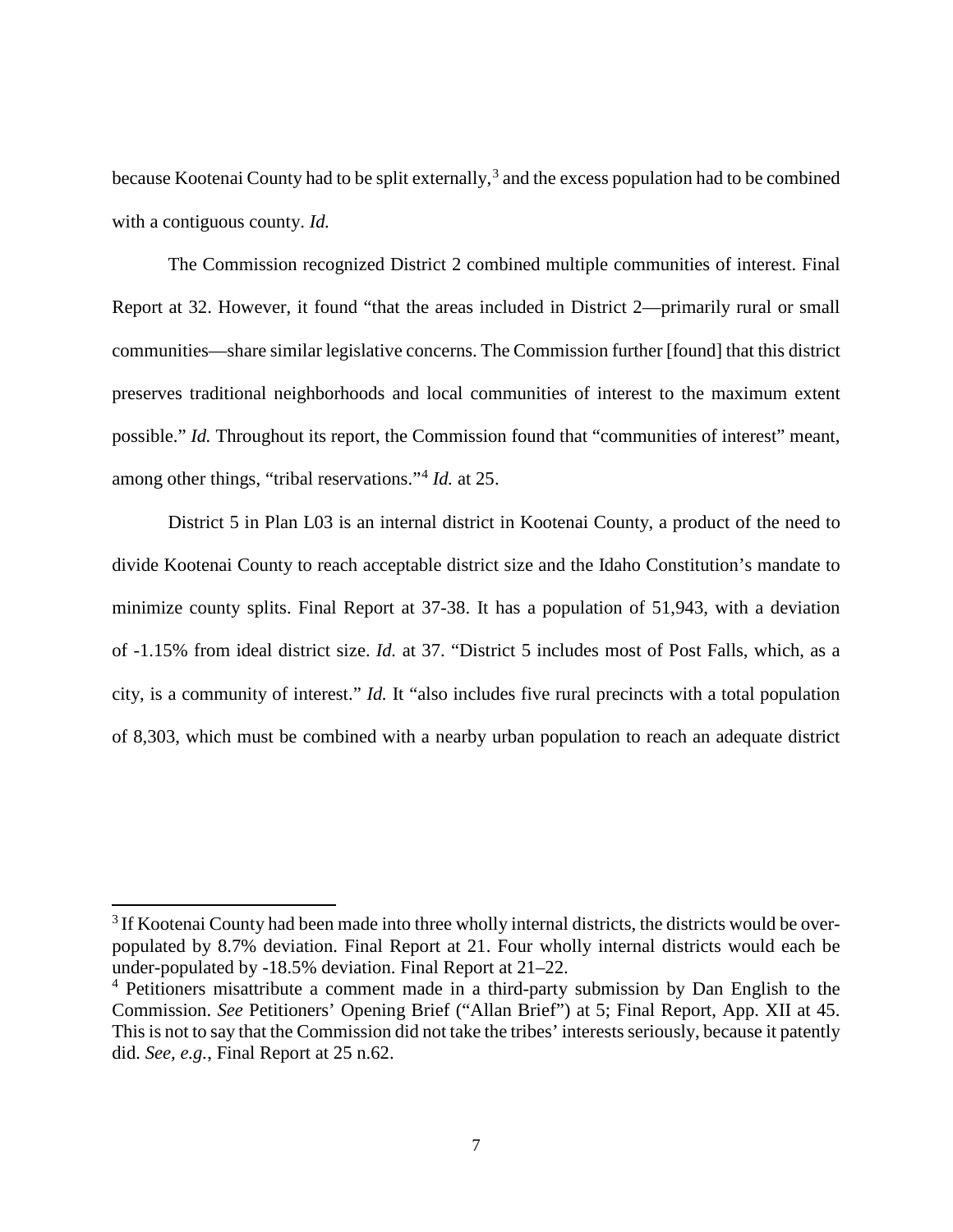because Kootenai County had to be split externally,[3] and the excess population had to be combined with a contiguous county. *Id.*

The Commission recognized District 2 combined multiple communities of interest. Final Report at 32. However, it found "that the areas included in District 2—primarily rural or small communities—share similar legislative concerns. The Commission further [found] that this district preserves traditional neighborhoods and local communities of interest to the maximum extent possible." *Id.* Throughout its report, the Commission found that "communities of interest" meant, among other things, "tribal reservations."[4] *Id.* at 25.

District 5 in Plan L03 is an internal district in Kootenai County, a product of the need to divide Kootenai County to reach acceptable district size and the Idaho Constitution's mandate to minimize county splits. Final Report at 37-38. It has a population of 51,943, with a deviation of -1.15% from ideal district size. *Id.* at 37. "District 5 includes most of Post Falls, which, as a city, is a community of interest." *Id.* It "also includes five rural precincts with a total population of 8,303, which must be combined with a nearby urban population to reach an adequate district

---

[3] If Kootenai County had been made into three wholly internal districts, the districts would be over-populated by 8.7% deviation. Final Report at 21. Four wholly internal districts would each be under-populated by -18.5% deviation. Final Report at 21–22.

[4] Petitioners misattribute a comment made in a third-party submission by Dan English to the Commission. *See* Petitioners' Opening Brief ("Allan Brief") at 5; Final Report, App. XII at 45. This is not to say that the Commission did not take the tribes' interests seriously, because it patently did. *See, e.g.*, Final Report at 25 n.62.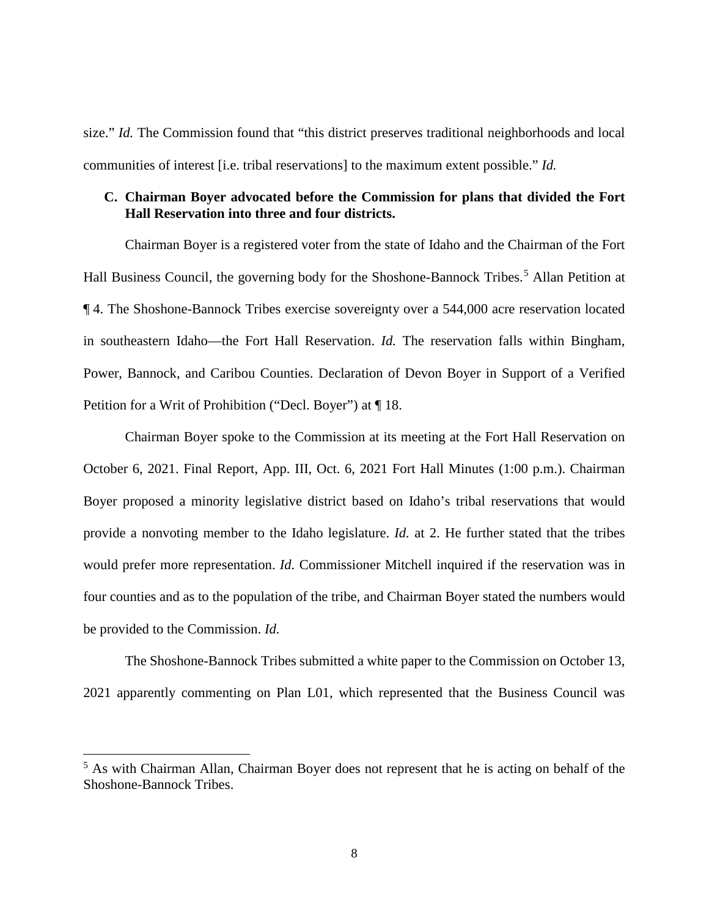size." *Id.* The Commission found that "this district preserves traditional neighborhoods and local communities of interest [i.e. tribal reservations] to the maximum extent possible." *Id.*

### C. Chairman Boyer advocated before the Commission for plans that divided the Fort Hall Reservation into three and four districts.

Chairman Boyer is a registered voter from the state of Idaho and the Chairman of the Fort Hall Business Council, the governing body for the Shoshone-Bannock Tribes.[5] Allan Petition at ¶ 4. The Shoshone-Bannock Tribes exercise sovereignty over a 544,000 acre reservation located in southeastern Idaho—the Fort Hall Reservation. *Id.* The reservation falls within Bingham, Power, Bannock, and Caribou Counties. Declaration of Devon Boyer in Support of a Verified Petition for a Writ of Prohibition ("Decl. Boyer") at ¶ 18.

Chairman Boyer spoke to the Commission at its meeting at the Fort Hall Reservation on October 6, 2021. Final Report, App. III, Oct. 6, 2021 Fort Hall Minutes (1:00 p.m.). Chairman Boyer proposed a minority legislative district based on Idaho's tribal reservations that would provide a nonvoting member to the Idaho legislature. *Id.* at 2. He further stated that the tribes would prefer more representation. *Id.* Commissioner Mitchell inquired if the reservation was in four counties and as to the population of the tribe, and Chairman Boyer stated the numbers would be provided to the Commission. *Id.*

The Shoshone-Bannock Tribes submitted a white paper to the Commission on October 13, 2021 apparently commenting on Plan L01, which represented that the Business Council was

[5] As with Chairman Allan, Chairman Boyer does not represent that he is acting on behalf of the Shoshone-Bannock Tribes.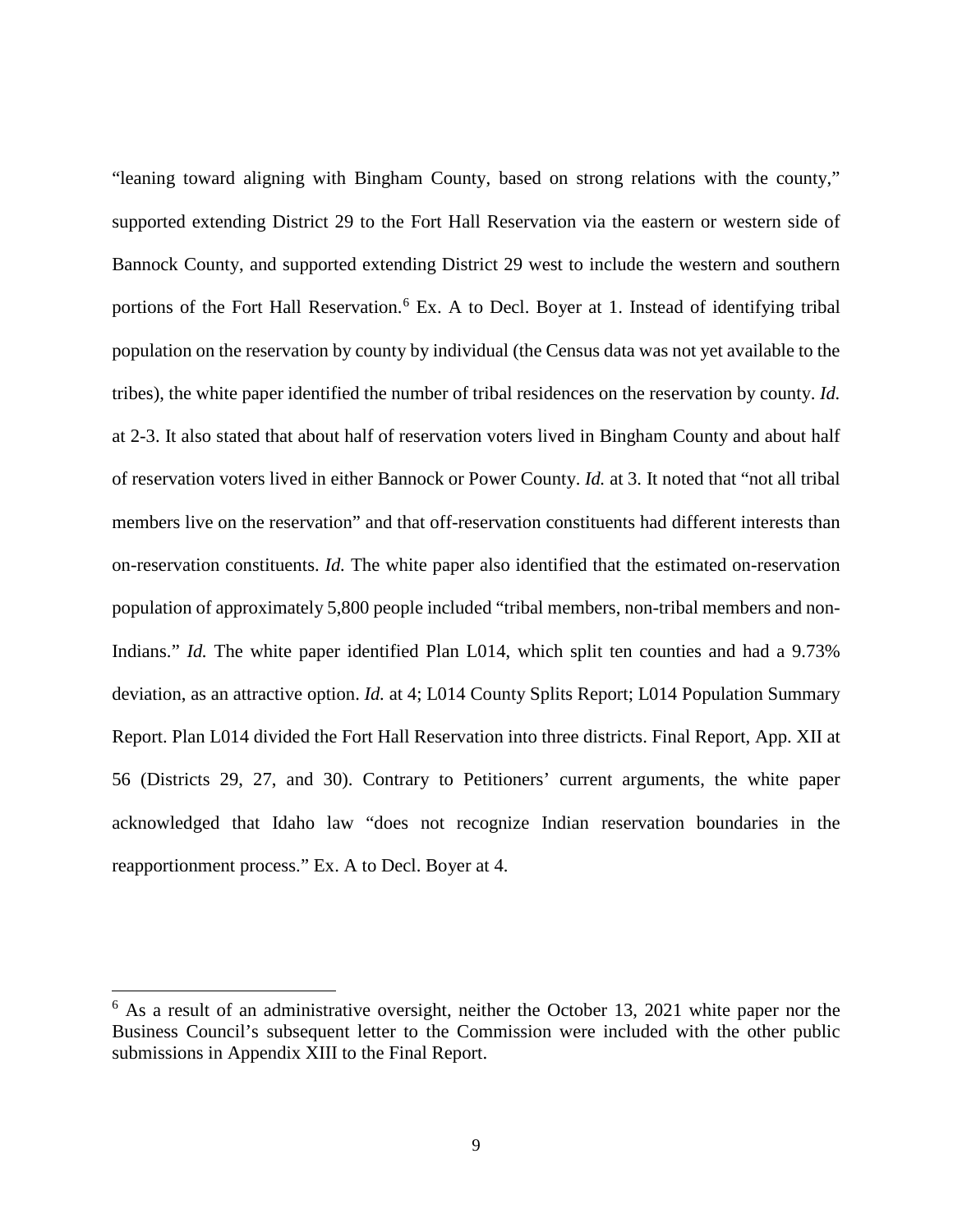"leaning toward aligning with Bingham County, based on strong relations with the county," supported extending District 29 to the Fort Hall Reservation via the eastern or western side of Bannock County, and supported extending District 29 west to include the western and southern portions of the Fort Hall Reservation.[6] Ex. A to Decl. Boyer at 1. Instead of identifying tribal population on the reservation by county by individual (the Census data was not yet available to the tribes), the white paper identified the number of tribal residences on the reservation by county. *Id.* at 2-3. It also stated that about half of reservation voters lived in Bingham County and about half of reservation voters lived in either Bannock or Power County. *Id.* at 3. It noted that "not all tribal members live on the reservation" and that off-reservation constituents had different interests than on-reservation constituents. *Id.* The white paper also identified that the estimated on-reservation population of approximately 5,800 people included "tribal members, non-tribal members and non-Indians." *Id.* The white paper identified Plan L014, which split ten counties and had a 9.73% deviation, as an attractive option. *Id.* at 4; L014 County Splits Report; L014 Population Summary Report. Plan L014 divided the Fort Hall Reservation into three districts. Final Report, App. XII at 56 (Districts 29, 27, and 30). Contrary to Petitioners' current arguments, the white paper acknowledged that Idaho law "does not recognize Indian reservation boundaries in the reapportionment process." Ex. A to Decl. Boyer at 4.

---

[6] As a result of an administrative oversight, neither the October 13, 2021 white paper nor the Business Council's subsequent letter to the Commission were included with the other public submissions in Appendix XIII to the Final Report.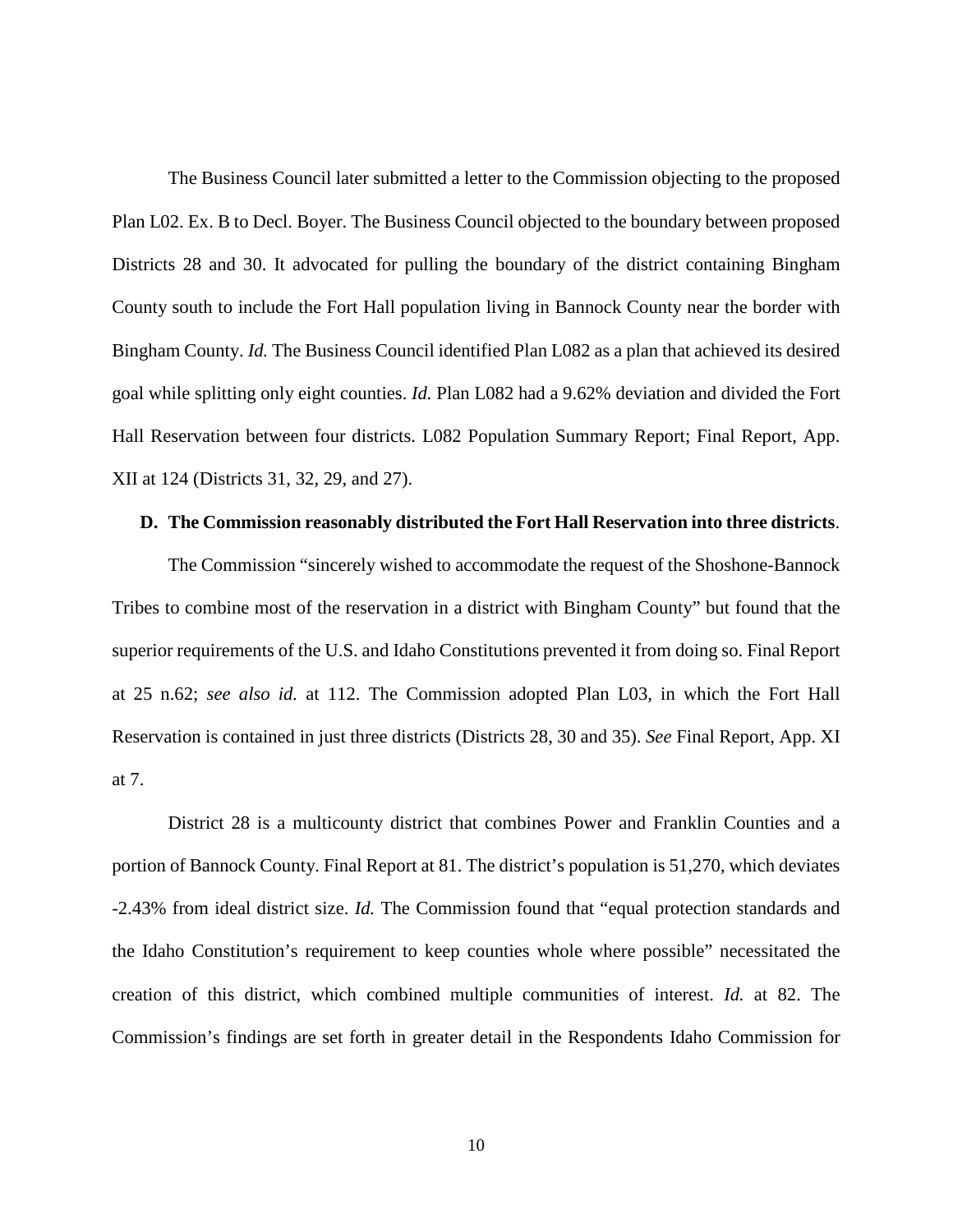The Business Council later submitted a letter to the Commission objecting to the proposed Plan L02. Ex. B to Decl. Boyer. The Business Council objected to the boundary between proposed Districts 28 and 30. It advocated for pulling the boundary of the district containing Bingham County south to include the Fort Hall population living in Bannock County near the border with Bingham County. *Id.* The Business Council identified Plan L082 as a plan that achieved its desired goal while splitting only eight counties. *Id.* Plan L082 had a 9.62% deviation and divided the Fort Hall Reservation between four districts. L082 Population Summary Report; Final Report, App. XII at 124 (Districts 31, 32, 29, and 27).

**D. The Commission reasonably distributed the Fort Hall Reservation into three districts**.

The Commission "sincerely wished to accommodate the request of the Shoshone-Bannock Tribes to combine most of the reservation in a district with Bingham County" but found that the superior requirements of the U.S. and Idaho Constitutions prevented it from doing so. Final Report at 25 n.62; *see also id.* at 112. The Commission adopted Plan L03, in which the Fort Hall Reservation is contained in just three districts (Districts 28, 30 and 35). *See* Final Report, App. XI at 7.

District 28 is a multicounty district that combines Power and Franklin Counties and a portion of Bannock County. Final Report at 81. The district's population is 51,270, which deviates -2.43% from ideal district size. *Id.* The Commission found that "equal protection standards and the Idaho Constitution's requirement to keep counties whole where possible" necessitated the creation of this district, which combined multiple communities of interest. *Id.* at 82. The Commission's findings are set forth in greater detail in the Respondents Idaho Commission for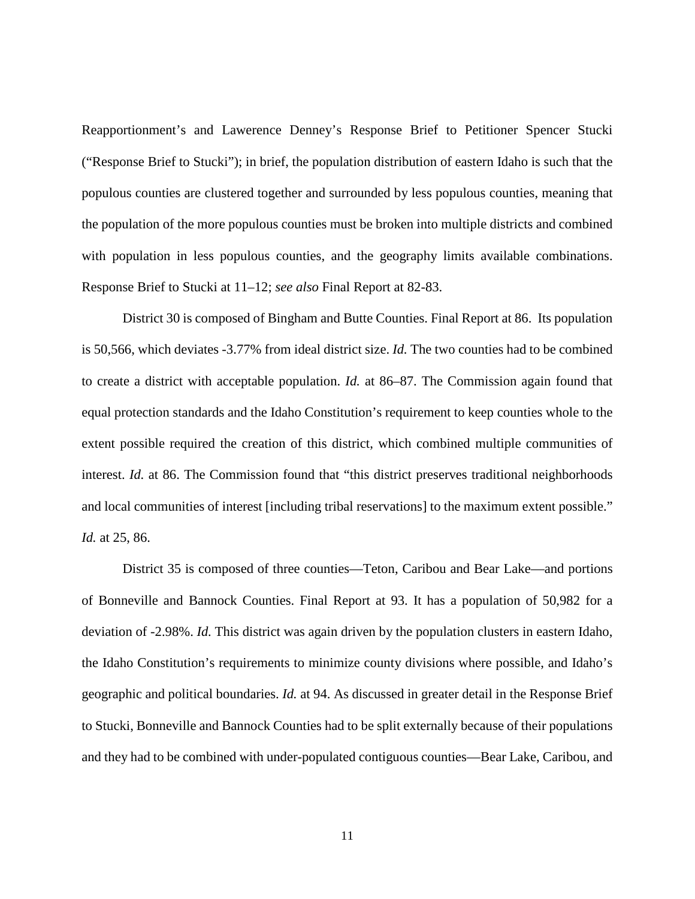Reapportionment's and Lawerence Denney's Response Brief to Petitioner Spencer Stucki ("Response Brief to Stucki"); in brief, the population distribution of eastern Idaho is such that the populous counties are clustered together and surrounded by less populous counties, meaning that the population of the more populous counties must be broken into multiple districts and combined with population in less populous counties, and the geography limits available combinations. Response Brief to Stucki at 11–12; *see also* Final Report at 82-83.

District 30 is composed of Bingham and Butte Counties. Final Report at 86. Its population is 50,566, which deviates -3.77% from ideal district size. *Id.* The two counties had to be combined to create a district with acceptable population. *Id.* at 86–87. The Commission again found that equal protection standards and the Idaho Constitution's requirement to keep counties whole to the extent possible required the creation of this district, which combined multiple communities of interest. *Id.* at 86. The Commission found that "this district preserves traditional neighborhoods and local communities of interest [including tribal reservations] to the maximum extent possible." *Id.* at 25, 86.

District 35 is composed of three counties—Teton, Caribou and Bear Lake—and portions of Bonneville and Bannock Counties. Final Report at 93. It has a population of 50,982 for a deviation of -2.98%. *Id.* This district was again driven by the population clusters in eastern Idaho, the Idaho Constitution's requirements to minimize county divisions where possible, and Idaho's geographic and political boundaries. *Id.* at 94. As discussed in greater detail in the Response Brief to Stucki, Bonneville and Bannock Counties had to be split externally because of their populations and they had to be combined with under-populated contiguous counties—Bear Lake, Caribou, and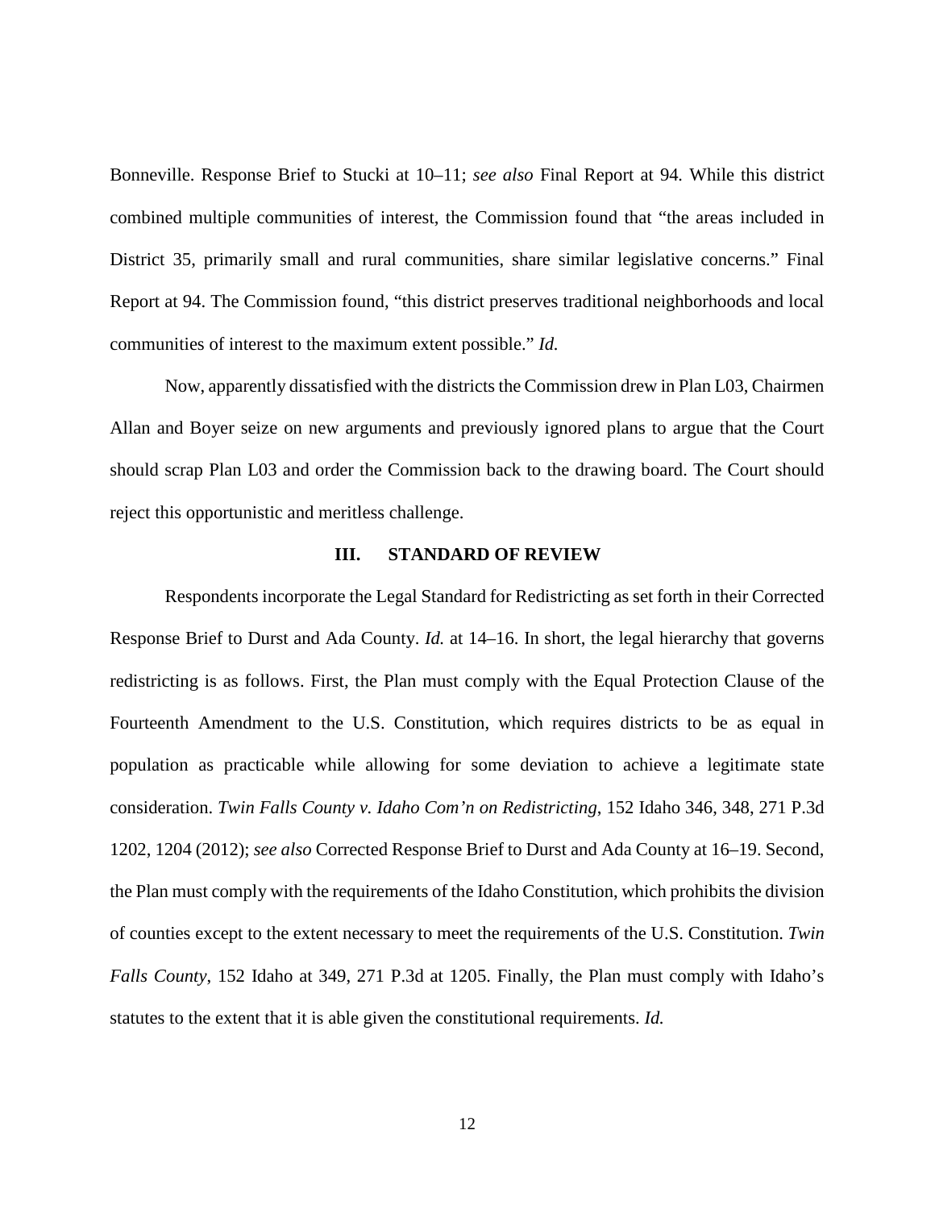Bonneville. Response Brief to Stucki at 10–11; *see also* Final Report at 94. While this district combined multiple communities of interest, the Commission found that "the areas included in District 35, primarily small and rural communities, share similar legislative concerns." Final Report at 94. The Commission found, "this district preserves traditional neighborhoods and local communities of interest to the maximum extent possible." *Id.*

Now, apparently dissatisfied with the districts the Commission drew in Plan L03, Chairmen Allan and Boyer seize on new arguments and previously ignored plans to argue that the Court should scrap Plan L03 and order the Commission back to the drawing board. The Court should reject this opportunistic and meritless challenge.

## III. STANDARD OF REVIEW

Respondents incorporate the Legal Standard for Redistricting as set forth in their Corrected Response Brief to Durst and Ada County. *Id.* at 14–16. In short, the legal hierarchy that governs redistricting is as follows. First, the Plan must comply with the Equal Protection Clause of the Fourteenth Amendment to the U.S. Constitution, which requires districts to be as equal in population as practicable while allowing for some deviation to achieve a legitimate state consideration. *Twin Falls County v. Idaho Com'n on Redistricting*, 152 Idaho 346, 348, 271 P.3d 1202, 1204 (2012); *see also* Corrected Response Brief to Durst and Ada County at 16–19. Second, the Plan must comply with the requirements of the Idaho Constitution, which prohibits the division of counties except to the extent necessary to meet the requirements of the U.S. Constitution. *Twin Falls County*, 152 Idaho at 349, 271 P.3d at 1205. Finally, the Plan must comply with Idaho's statutes to the extent that it is able given the constitutional requirements. *Id.*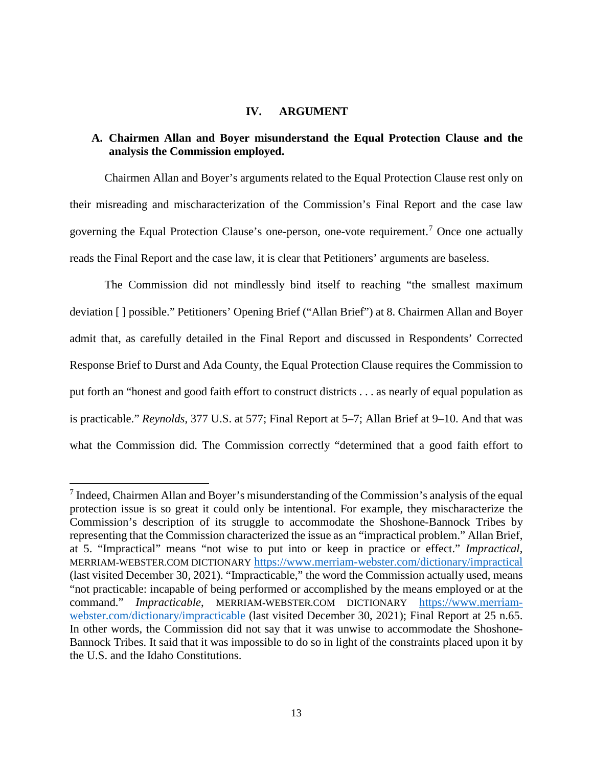## IV. ARGUMENT

### A. Chairmen Allan and Boyer misunderstand the Equal Protection Clause and the analysis the Commission employed.

Chairmen Allan and Boyer's arguments related to the Equal Protection Clause rest only on their misreading and mischaracterization of the Commission's Final Report and the case law governing the Equal Protection Clause's one-person, one-vote requirement.[7] Once one actually reads the Final Report and the case law, it is clear that Petitioners' arguments are baseless.

The Commission did not mindlessly bind itself to reaching "the smallest maximum deviation [ ] possible." Petitioners' Opening Brief ("Allan Brief") at 8. Chairmen Allan and Boyer admit that, as carefully detailed in the Final Report and discussed in Respondents' Corrected Response Brief to Durst and Ada County, the Equal Protection Clause requires the Commission to put forth an "honest and good faith effort to construct districts . . . as nearly of equal population as is practicable." *Reynolds*, 377 U.S. at 577; Final Report at 5–7; Allan Brief at 9–10. And that was what the Commission did. The Commission correctly "determined that a good faith effort to

---

[7] Indeed, Chairmen Allan and Boyer's misunderstanding of the Commission's analysis of the equal protection issue is so great it could only be intentional. For example, they mischaracterize the Commission's description of its struggle to accommodate the Shoshone-Bannock Tribes by representing that the Commission characterized the issue as an "impractical problem." Allan Brief, at 5. "Impractical" means "not wise to put into or keep in practice or effect." *Impractical*, MERRIAM-WEBSTER.COM DICTIONARY https://www.merriam-webster.com/dictionary/impractical (last visited December 30, 2021). "Impracticable," the word the Commission actually used, means "not practicable: incapable of being performed or accomplished by the means employed or at the command." *Impracticable*, MERRIAM-WEBSTER.COM DICTIONARY https://www.merriam-webster.com/dictionary/impracticable (last visited December 30, 2021); Final Report at 25 n.65. In other words, the Commission did not say that it was unwise to accommodate the Shoshone-Bannock Tribes. It said that it was impossible to do so in light of the constraints placed upon it by the U.S. and the Idaho Constitutions.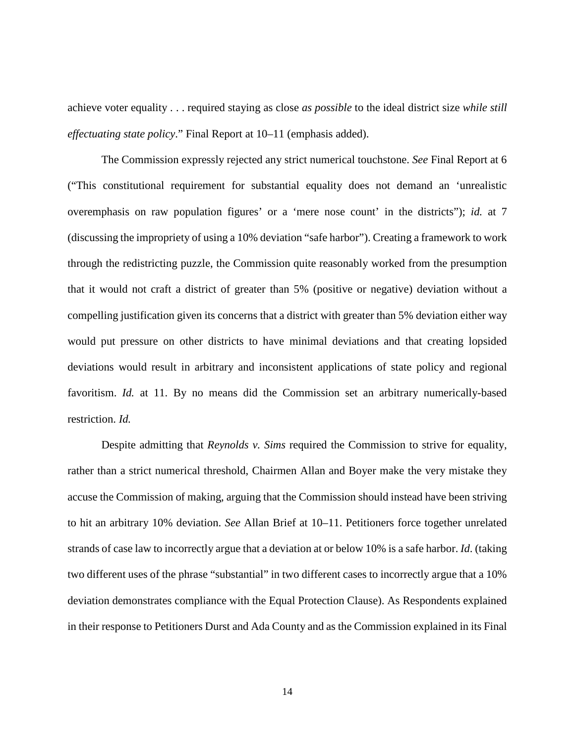achieve voter equality . . . required staying as close *as possible* to the ideal district size *while still effectuating state policy*." Final Report at 10–11 (emphasis added).

The Commission expressly rejected any strict numerical touchstone. *See* Final Report at 6 ("This constitutional requirement for substantial equality does not demand an 'unrealistic overemphasis on raw population figures' or a 'mere nose count' in the districts"); *id.* at 7 (discussing the impropriety of using a 10% deviation "safe harbor"). Creating a framework to work through the redistricting puzzle, the Commission quite reasonably worked from the presumption that it would not craft a district of greater than 5% (positive or negative) deviation without a compelling justification given its concerns that a district with greater than 5% deviation either way would put pressure on other districts to have minimal deviations and that creating lopsided deviations would result in arbitrary and inconsistent applications of state policy and regional favoritism. *Id.* at 11. By no means did the Commission set an arbitrary numerically-based restriction. *Id.*

Despite admitting that *Reynolds v. Sims* required the Commission to strive for equality, rather than a strict numerical threshold, Chairmen Allan and Boyer make the very mistake they accuse the Commission of making, arguing that the Commission should instead have been striving to hit an arbitrary 10% deviation. *See* Allan Brief at 10–11. Petitioners force together unrelated strands of case law to incorrectly argue that a deviation at or below 10% is a safe harbor. *Id*. (taking two different uses of the phrase "substantial" in two different cases to incorrectly argue that a 10% deviation demonstrates compliance with the Equal Protection Clause). As Respondents explained in their response to Petitioners Durst and Ada County and as the Commission explained in its Final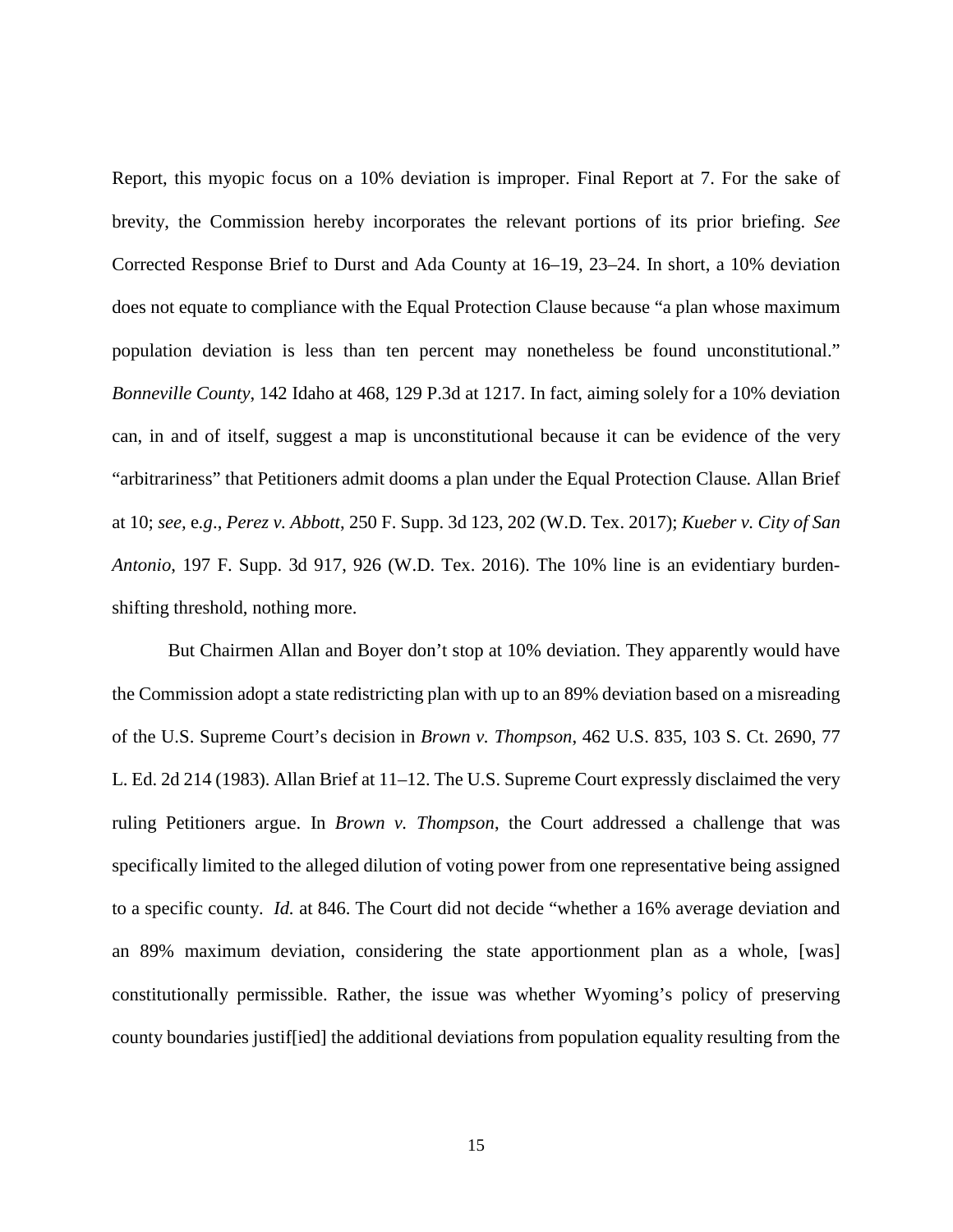Report, this myopic focus on a 10% deviation is improper. Final Report at 7. For the sake of brevity, the Commission hereby incorporates the relevant portions of its prior briefing. *See* Corrected Response Brief to Durst and Ada County at 16–19, 23–24. In short, a 10% deviation does not equate to compliance with the Equal Protection Clause because "a plan whose maximum population deviation is less than ten percent may nonetheless be found unconstitutional." *Bonneville County*, 142 Idaho at 468, 129 P.3d at 1217. In fact, aiming solely for a 10% deviation can, in and of itself, suggest a map is unconstitutional because it can be evidence of the very "arbitrariness" that Petitioners admit dooms a plan under the Equal Protection Clause. Allan Brief at 10; *see,* e.*g*., *Perez v. Abbott*, 250 F. Supp. 3d 123, 202 (W.D. Tex. 2017); *Kueber v. City of San Antonio*, 197 F. Supp. 3d 917, 926 (W.D. Tex. 2016). The 10% line is an evidentiary burden-shifting threshold, nothing more.

But Chairmen Allan and Boyer don't stop at 10% deviation. They apparently would have the Commission adopt a state redistricting plan with up to an 89% deviation based on a misreading of the U.S. Supreme Court's decision in *Brown v. Thompson*, 462 U.S. 835, 103 S. Ct. 2690, 77 L. Ed. 2d 214 (1983). Allan Brief at 11–12. The U.S. Supreme Court expressly disclaimed the very ruling Petitioners argue. In *Brown v. Thompson*, the Court addressed a challenge that was specifically limited to the alleged dilution of voting power from one representative being assigned to a specific county. *Id.* at 846. The Court did not decide "whether a 16% average deviation and an 89% maximum deviation, considering the state apportionment plan as a whole, [was] constitutionally permissible. Rather, the issue was whether Wyoming's policy of preserving county boundaries justif[ied] the additional deviations from population equality resulting from the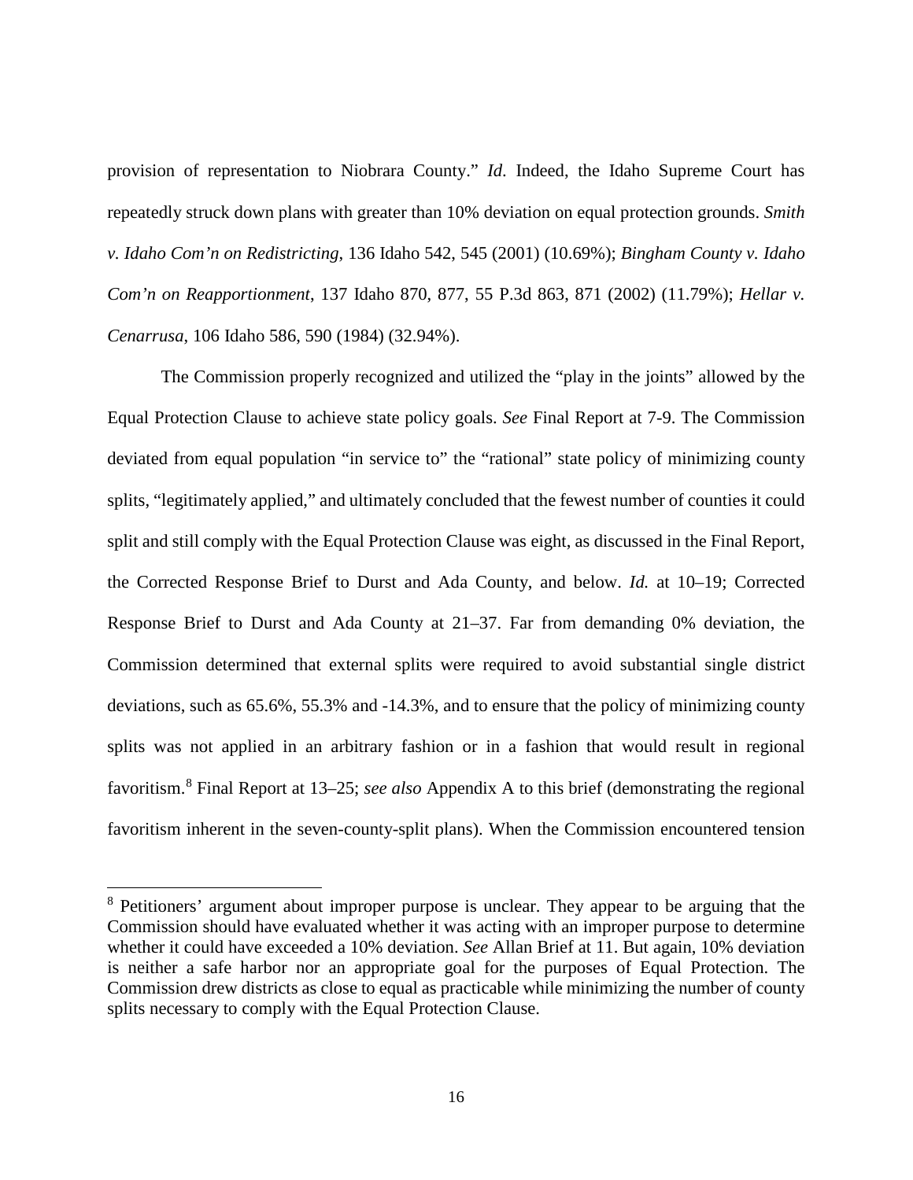provision of representation to Niobrara County." *Id*. Indeed, the Idaho Supreme Court has repeatedly struck down plans with greater than 10% deviation on equal protection grounds. *Smith v. Idaho Com'n on Redistricting*, 136 Idaho 542, 545 (2001) (10.69%); *Bingham County v. Idaho Com'n on Reapportionment*, 137 Idaho 870, 877, 55 P.3d 863, 871 (2002) (11.79%); *Hellar v. Cenarrusa*, 106 Idaho 586, 590 (1984) (32.94%).

The Commission properly recognized and utilized the "play in the joints" allowed by the Equal Protection Clause to achieve state policy goals. *See* Final Report at 7-9. The Commission deviated from equal population "in service to" the "rational" state policy of minimizing county splits, "legitimately applied," and ultimately concluded that the fewest number of counties it could split and still comply with the Equal Protection Clause was eight, as discussed in the Final Report, the Corrected Response Brief to Durst and Ada County, and below. *Id.* at 10–19; Corrected Response Brief to Durst and Ada County at 21–37. Far from demanding 0% deviation, the Commission determined that external splits were required to avoid substantial single district deviations, such as 65.6%, 55.3% and -14.3%, and to ensure that the policy of minimizing county splits was not applied in an arbitrary fashion or in a fashion that would result in regional favoritism.[8] Final Report at 13–25; *see also* Appendix A to this brief (demonstrating the regional favoritism inherent in the seven-county-split plans). When the Commission encountered tension

---

[8] Petitioners' argument about improper purpose is unclear. They appear to be arguing that the Commission should have evaluated whether it was acting with an improper purpose to determine whether it could have exceeded a 10% deviation. *See* Allan Brief at 11. But again, 10% deviation is neither a safe harbor nor an appropriate goal for the purposes of Equal Protection. The Commission drew districts as close to equal as practicable while minimizing the number of county splits necessary to comply with the Equal Protection Clause.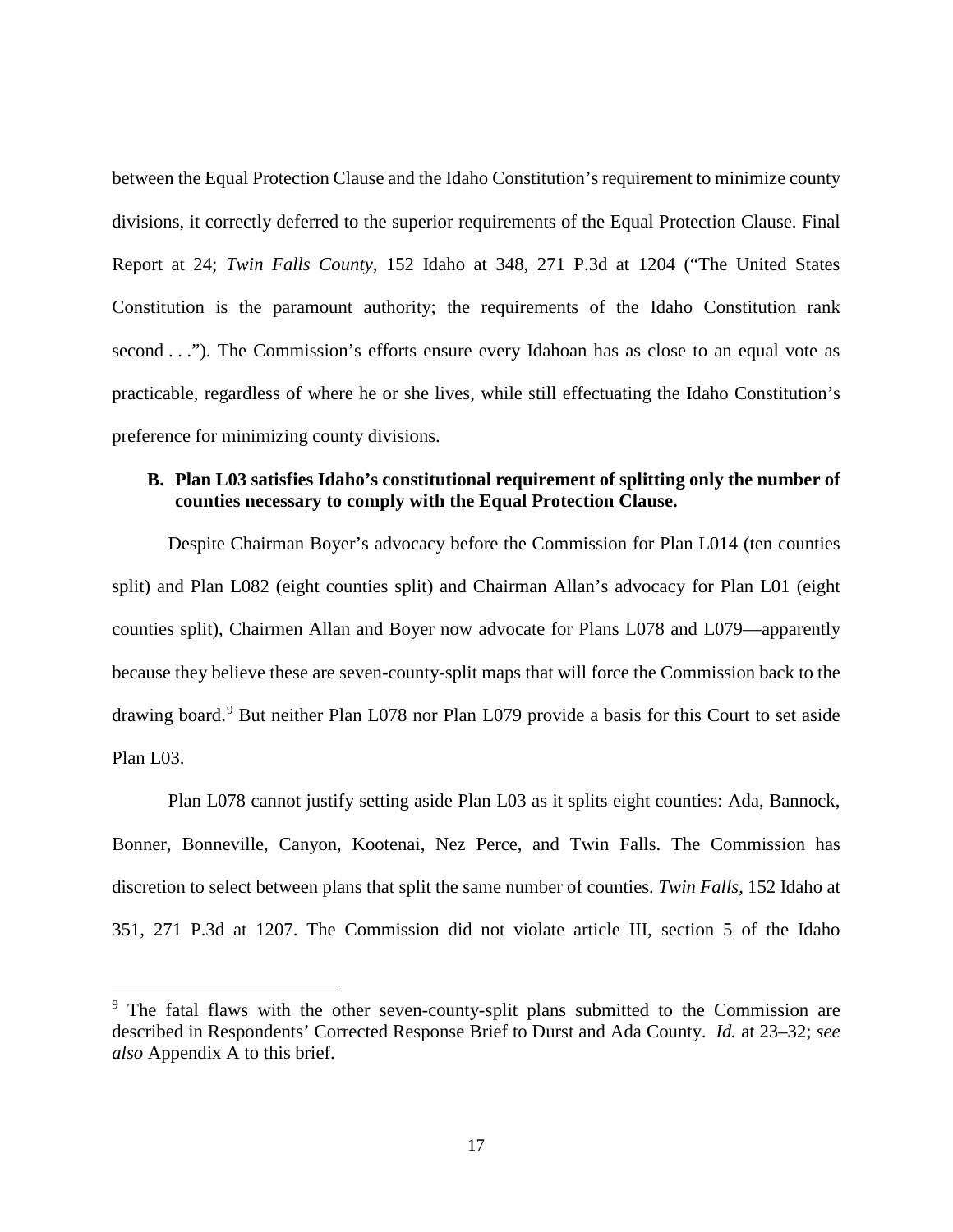between the Equal Protection Clause and the Idaho Constitution's requirement to minimize county divisions, it correctly deferred to the superior requirements of the Equal Protection Clause. Final Report at 24; *Twin Falls County*, 152 Idaho at 348, 271 P.3d at 1204 ("The United States Constitution is the paramount authority; the requirements of the Idaho Constitution rank second . . ."). The Commission's efforts ensure every Idahoan has as close to an equal vote as practicable, regardless of where he or she lives, while still effectuating the Idaho Constitution's preference for minimizing county divisions.

**B. Plan L03 satisfies Idaho's constitutional requirement of splitting only the number of counties necessary to comply with the Equal Protection Clause.**

Despite Chairman Boyer's advocacy before the Commission for Plan L014 (ten counties split) and Plan L082 (eight counties split) and Chairman Allan's advocacy for Plan L01 (eight counties split), Chairmen Allan and Boyer now advocate for Plans L078 and L079—apparently because they believe these are seven-county-split maps that will force the Commission back to the drawing board.[9] But neither Plan L078 nor Plan L079 provide a basis for this Court to set aside Plan L03.

Plan L078 cannot justify setting aside Plan L03 as it splits eight counties: Ada, Bannock, Bonner, Bonneville, Canyon, Kootenai, Nez Perce, and Twin Falls. The Commission has discretion to select between plans that split the same number of counties. *Twin Falls*, 152 Idaho at 351, 271 P.3d at 1207. The Commission did not violate article III, section 5 of the Idaho

[9] The fatal flaws with the other seven-county-split plans submitted to the Commission are described in Respondents' Corrected Response Brief to Durst and Ada County. *Id.* at 23–32; *see also* Appendix A to this brief.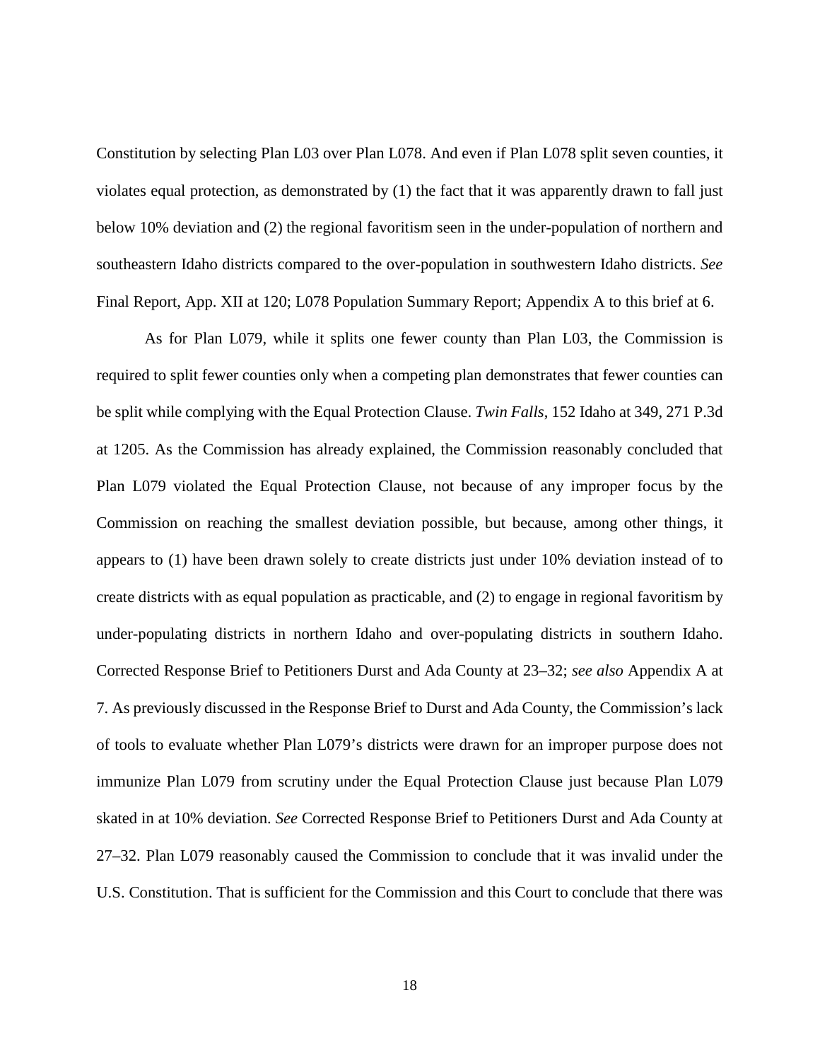Constitution by selecting Plan L03 over Plan L078. And even if Plan L078 split seven counties, it violates equal protection, as demonstrated by (1) the fact that it was apparently drawn to fall just below 10% deviation and (2) the regional favoritism seen in the under-population of northern and southeastern Idaho districts compared to the over-population in southwestern Idaho districts. *See* Final Report, App. XII at 120; L078 Population Summary Report; Appendix A to this brief at 6.

As for Plan L079, while it splits one fewer county than Plan L03, the Commission is required to split fewer counties only when a competing plan demonstrates that fewer counties can be split while complying with the Equal Protection Clause. *Twin Falls*, 152 Idaho at 349, 271 P.3d at 1205. As the Commission has already explained, the Commission reasonably concluded that Plan L079 violated the Equal Protection Clause, not because of any improper focus by the Commission on reaching the smallest deviation possible, but because, among other things, it appears to (1) have been drawn solely to create districts just under 10% deviation instead of to create districts with as equal population as practicable, and (2) to engage in regional favoritism by under-populating districts in northern Idaho and over-populating districts in southern Idaho. Corrected Response Brief to Petitioners Durst and Ada County at 23–32; *see also* Appendix A at 7. As previously discussed in the Response Brief to Durst and Ada County, the Commission's lack of tools to evaluate whether Plan L079's districts were drawn for an improper purpose does not immunize Plan L079 from scrutiny under the Equal Protection Clause just because Plan L079 skated in at 10% deviation. *See* Corrected Response Brief to Petitioners Durst and Ada County at 27–32. Plan L079 reasonably caused the Commission to conclude that it was invalid under the U.S. Constitution. That is sufficient for the Commission and this Court to conclude that there was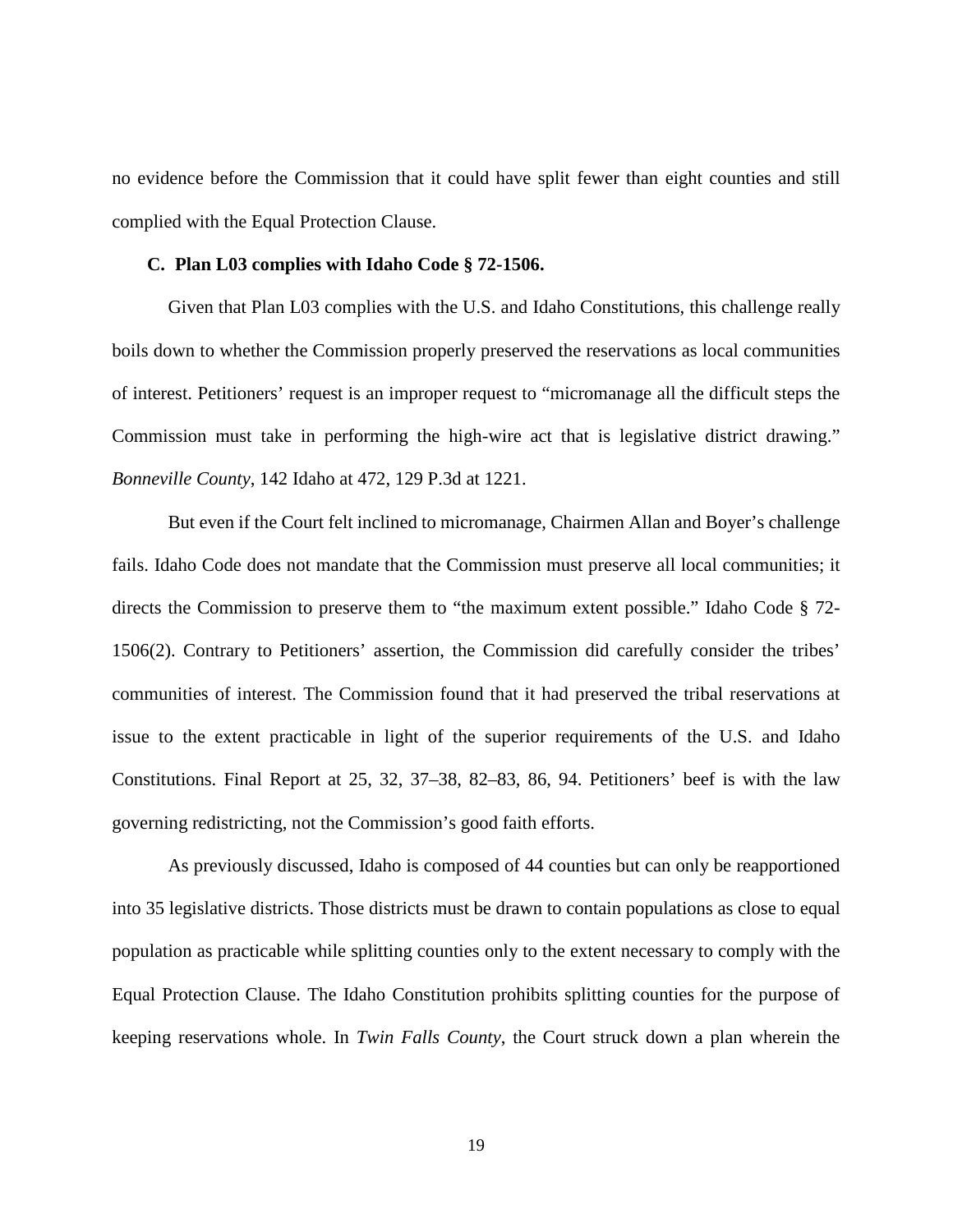no evidence before the Commission that it could have split fewer than eight counties and still complied with the Equal Protection Clause.

### C. Plan L03 complies with Idaho Code § 72-1506.

Given that Plan L03 complies with the U.S. and Idaho Constitutions, this challenge really boils down to whether the Commission properly preserved the reservations as local communities of interest. Petitioners' request is an improper request to "micromanage all the difficult steps the Commission must take in performing the high-wire act that is legislative district drawing." *Bonneville County*, 142 Idaho at 472, 129 P.3d at 1221.

But even if the Court felt inclined to micromanage, Chairmen Allan and Boyer's challenge fails. Idaho Code does not mandate that the Commission must preserve all local communities; it directs the Commission to preserve them to "the maximum extent possible." Idaho Code § 72-1506(2). Contrary to Petitioners' assertion, the Commission did carefully consider the tribes' communities of interest. The Commission found that it had preserved the tribal reservations at issue to the extent practicable in light of the superior requirements of the U.S. and Idaho Constitutions. Final Report at 25, 32, 37–38, 82–83, 86, 94. Petitioners' beef is with the law governing redistricting, not the Commission's good faith efforts.

As previously discussed, Idaho is composed of 44 counties but can only be reapportioned into 35 legislative districts. Those districts must be drawn to contain populations as close to equal population as practicable while splitting counties only to the extent necessary to comply with the Equal Protection Clause. The Idaho Constitution prohibits splitting counties for the purpose of keeping reservations whole. In *Twin Falls County*, the Court struck down a plan wherein the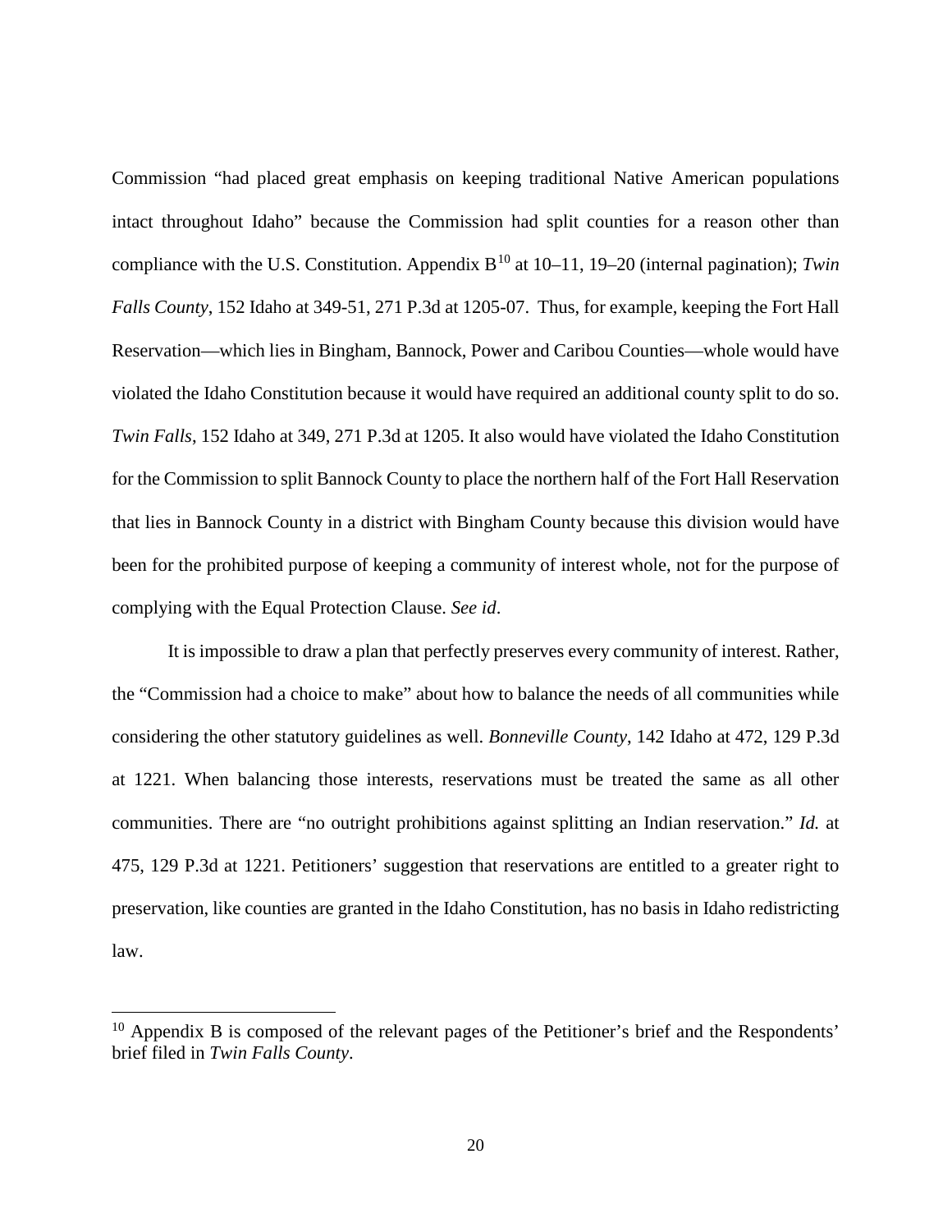Commission "had placed great emphasis on keeping traditional Native American populations intact throughout Idaho" because the Commission had split counties for a reason other than compliance with the U.S. Constitution. Appendix B[10] at 10–11, 19–20 (internal pagination); *Twin Falls County*, 152 Idaho at 349-51, 271 P.3d at 1205-07. Thus, for example, keeping the Fort Hall Reservation—which lies in Bingham, Bannock, Power and Caribou Counties—whole would have violated the Idaho Constitution because it would have required an additional county split to do so. *Twin Falls*, 152 Idaho at 349, 271 P.3d at 1205. It also would have violated the Idaho Constitution for the Commission to split Bannock County to place the northern half of the Fort Hall Reservation that lies in Bannock County in a district with Bingham County because this division would have been for the prohibited purpose of keeping a community of interest whole, not for the purpose of complying with the Equal Protection Clause. *See id*.

It is impossible to draw a plan that perfectly preserves every community of interest. Rather, the "Commission had a choice to make" about how to balance the needs of all communities while considering the other statutory guidelines as well. *Bonneville County*, 142 Idaho at 472, 129 P.3d at 1221. When balancing those interests, reservations must be treated the same as all other communities. There are "no outright prohibitions against splitting an Indian reservation." *Id.* at 475, 129 P.3d at 1221. Petitioners' suggestion that reservations are entitled to a greater right to preservation, like counties are granted in the Idaho Constitution, has no basis in Idaho redistricting law.

[10] Appendix B is composed of the relevant pages of the Petitioner's brief and the Respondents' brief filed in *Twin Falls County*.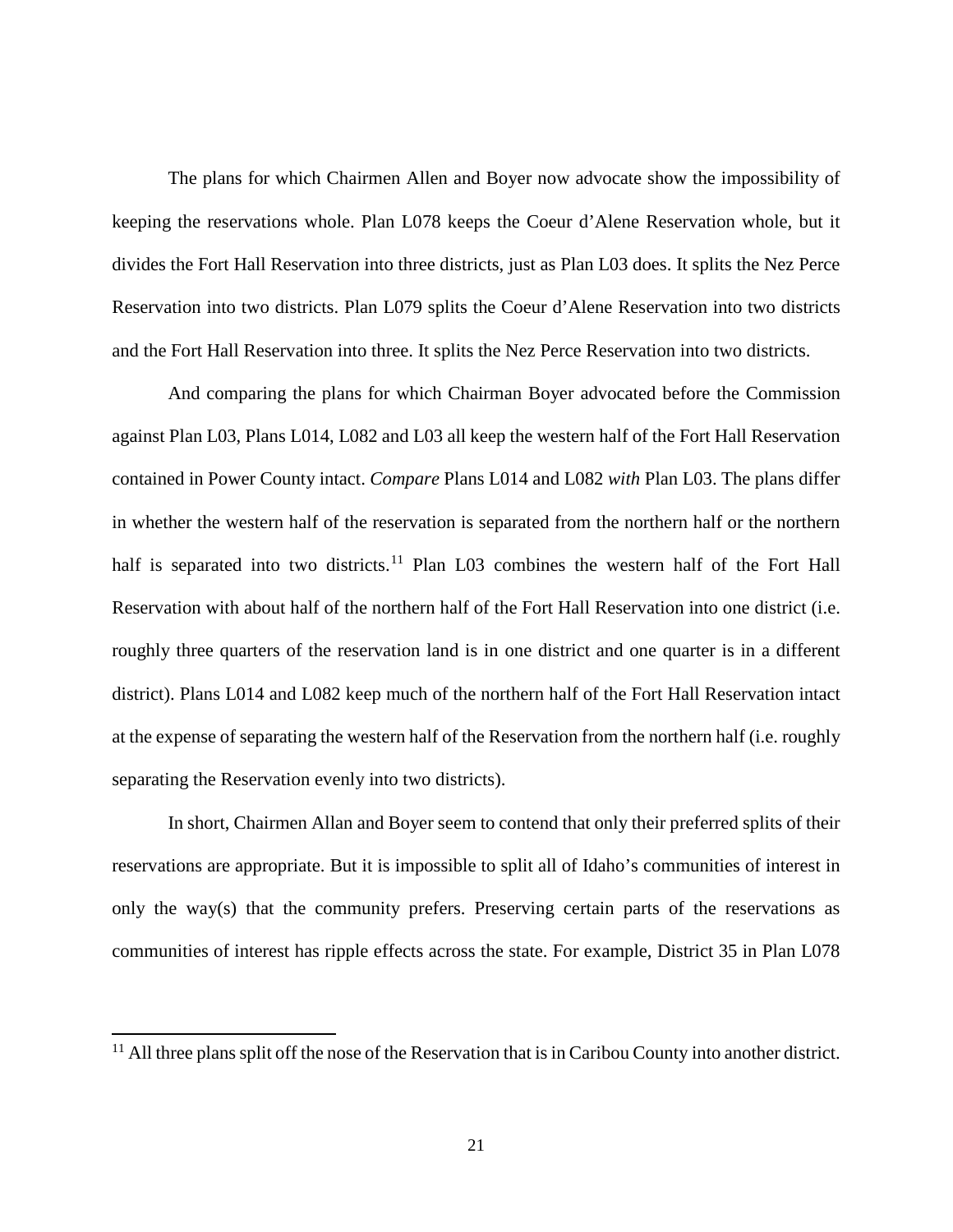The plans for which Chairmen Allen and Boyer now advocate show the impossibility of keeping the reservations whole. Plan L078 keeps the Coeur d'Alene Reservation whole, but it divides the Fort Hall Reservation into three districts, just as Plan L03 does. It splits the Nez Perce Reservation into two districts. Plan L079 splits the Coeur d'Alene Reservation into two districts and the Fort Hall Reservation into three. It splits the Nez Perce Reservation into two districts.

And comparing the plans for which Chairman Boyer advocated before the Commission against Plan L03, Plans L014, L082 and L03 all keep the western half of the Fort Hall Reservation contained in Power County intact. *Compare* Plans L014 and L082 *with* Plan L03. The plans differ in whether the western half of the reservation is separated from the northern half or the northern half is separated into two districts.[11] Plan L03 combines the western half of the Fort Hall Reservation with about half of the northern half of the Fort Hall Reservation into one district (i.e. roughly three quarters of the reservation land is in one district and one quarter is in a different district). Plans L014 and L082 keep much of the northern half of the Fort Hall Reservation intact at the expense of separating the western half of the Reservation from the northern half (i.e. roughly separating the Reservation evenly into two districts).

In short, Chairmen Allan and Boyer seem to contend that only their preferred splits of their reservations are appropriate. But it is impossible to split all of Idaho's communities of interest in only the way(s) that the community prefers. Preserving certain parts of the reservations as communities of interest has ripple effects across the state. For example, District 35 in Plan L078

[11] All three plans split off the nose of the Reservation that is in Caribou County into another district.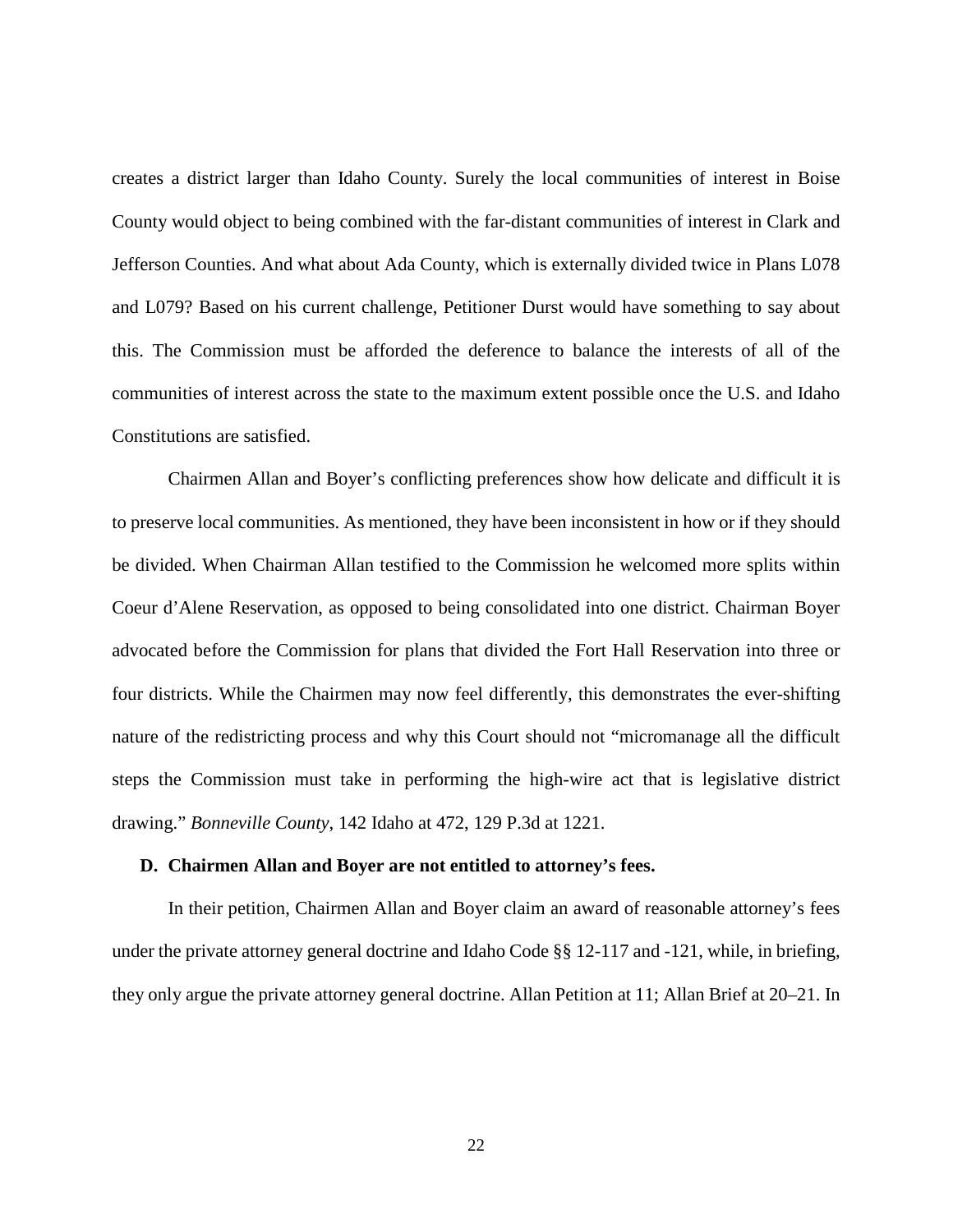creates a district larger than Idaho County. Surely the local communities of interest in Boise County would object to being combined with the far-distant communities of interest in Clark and Jefferson Counties. And what about Ada County, which is externally divided twice in Plans L078 and L079? Based on his current challenge, Petitioner Durst would have something to say about this. The Commission must be afforded the deference to balance the interests of all of the communities of interest across the state to the maximum extent possible once the U.S. and Idaho Constitutions are satisfied.

Chairmen Allan and Boyer's conflicting preferences show how delicate and difficult it is to preserve local communities. As mentioned, they have been inconsistent in how or if they should be divided. When Chairman Allan testified to the Commission he welcomed more splits within Coeur d'Alene Reservation, as opposed to being consolidated into one district. Chairman Boyer advocated before the Commission for plans that divided the Fort Hall Reservation into three or four districts. While the Chairmen may now feel differently, this demonstrates the ever-shifting nature of the redistricting process and why this Court should not "micromanage all the difficult steps the Commission must take in performing the high-wire act that is legislative district drawing." *Bonneville County*, 142 Idaho at 472, 129 P.3d at 1221.

### D. Chairmen Allan and Boyer are not entitled to attorney's fees.

In their petition, Chairmen Allan and Boyer claim an award of reasonable attorney's fees under the private attorney general doctrine and Idaho Code §§ 12-117 and -121, while, in briefing, they only argue the private attorney general doctrine. Allan Petition at 11; Allan Brief at 20–21. In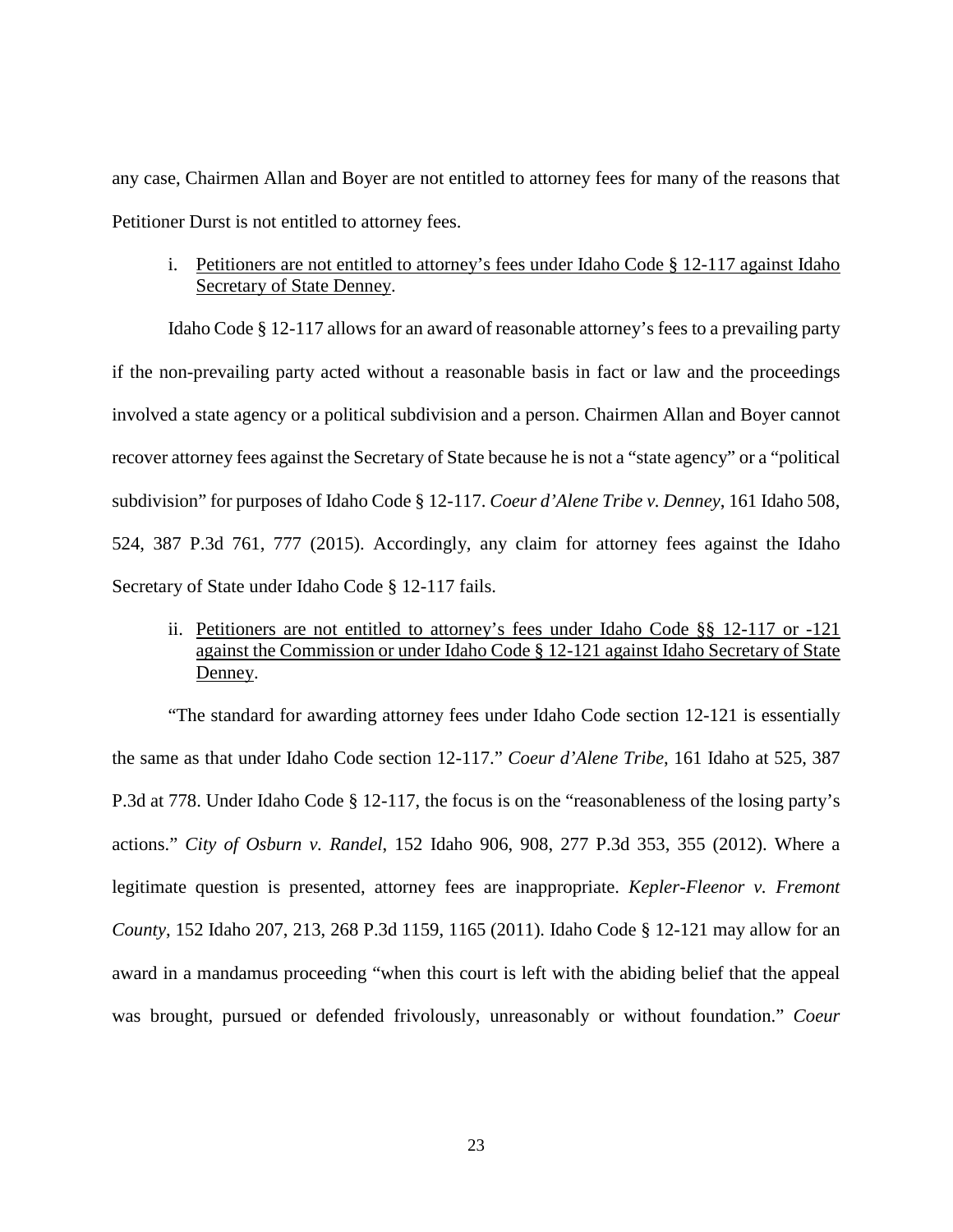any case, Chairmen Allan and Boyer are not entitled to attorney fees for many of the reasons that Petitioner Durst is not entitled to attorney fees.

i. Petitioners are not entitled to attorney's fees under Idaho Code § 12-117 against Idaho Secretary of State Denney.

Idaho Code § 12-117 allows for an award of reasonable attorney's fees to a prevailing party if the non-prevailing party acted without a reasonable basis in fact or law and the proceedings involved a state agency or a political subdivision and a person. Chairmen Allan and Boyer cannot recover attorney fees against the Secretary of State because he is not a "state agency" or a "political subdivision" for purposes of Idaho Code § 12-117. *Coeur d'Alene Tribe v. Denney*, 161 Idaho 508, 524, 387 P.3d 761, 777 (2015). Accordingly, any claim for attorney fees against the Idaho Secretary of State under Idaho Code § 12-117 fails.

ii. Petitioners are not entitled to attorney's fees under Idaho Code §§ 12-117 or -121 against the Commission or under Idaho Code § 12-121 against Idaho Secretary of State Denney.

"The standard for awarding attorney fees under Idaho Code section 12-121 is essentially the same as that under Idaho Code section 12-117." *Coeur d'Alene Tribe*, 161 Idaho at 525, 387 P.3d at 778. Under Idaho Code § 12-117, the focus is on the "reasonableness of the losing party's actions." *City of Osburn v. Randel*, 152 Idaho 906, 908, 277 P.3d 353, 355 (2012). Where a legitimate question is presented, attorney fees are inappropriate. *Kepler-Fleenor v. Fremont County*, 152 Idaho 207, 213, 268 P.3d 1159, 1165 (2011). Idaho Code § 12-121 may allow for an award in a mandamus proceeding "when this court is left with the abiding belief that the appeal was brought, pursued or defended frivolously, unreasonably or without foundation." *Coeur*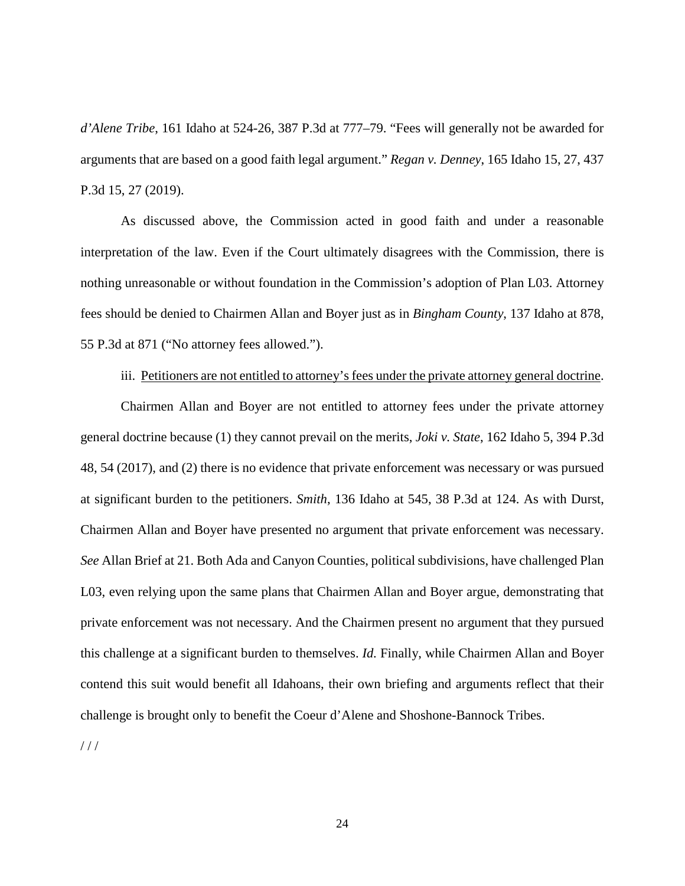*d'Alene Tribe*, 161 Idaho at 524-26, 387 P.3d at 777–79. "Fees will generally not be awarded for arguments that are based on a good faith legal argument." *Regan v. Denney*, 165 Idaho 15, 27, 437 P.3d 15, 27 (2019).

As discussed above, the Commission acted in good faith and under a reasonable interpretation of the law. Even if the Court ultimately disagrees with the Commission, there is nothing unreasonable or without foundation in the Commission's adoption of Plan L03. Attorney fees should be denied to Chairmen Allan and Boyer just as in *Bingham County*, 137 Idaho at 878, 55 P.3d at 871 ("No attorney fees allowed.").

iii. <u>Petitioners are not entitled to attorney's fees under the private attorney general doctrine</u>.

Chairmen Allan and Boyer are not entitled to attorney fees under the private attorney general doctrine because (1) they cannot prevail on the merits, *Joki v. State*, 162 Idaho 5, 394 P.3d 48, 54 (2017), and (2) there is no evidence that private enforcement was necessary or was pursued at significant burden to the petitioners. *Smith*, 136 Idaho at 545, 38 P.3d at 124. As with Durst, Chairmen Allan and Boyer have presented no argument that private enforcement was necessary. *See* Allan Brief at 21. Both Ada and Canyon Counties, political subdivisions, have challenged Plan L03, even relying upon the same plans that Chairmen Allan and Boyer argue, demonstrating that private enforcement was not necessary. And the Chairmen present no argument that they pursued this challenge at a significant burden to themselves. *Id.* Finally, while Chairmen Allan and Boyer contend this suit would benefit all Idahoans, their own briefing and arguments reflect that their challenge is brought only to benefit the Coeur d'Alene and Shoshone-Bannock Tribes.

/ / /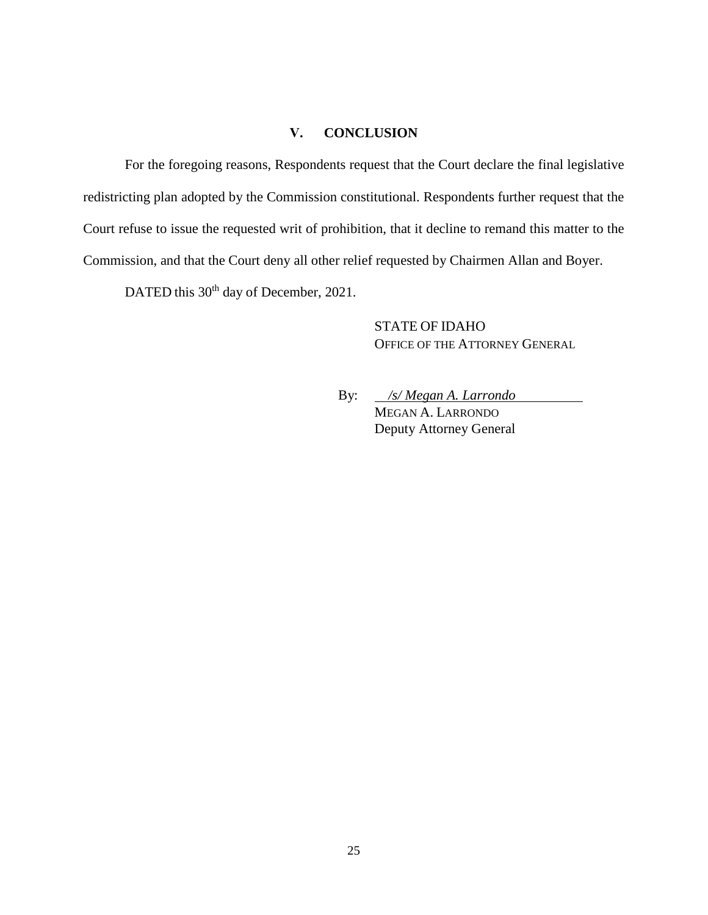## V. CONCLUSION

For the foregoing reasons, Respondents request that the Court declare the final legislative redistricting plan adopted by the Commission constitutional. Respondents further request that the Court refuse to issue the requested writ of prohibition, that it decline to remand this matter to the Commission, and that the Court deny all other relief requested by Chairmen Allan and Boyer.

DATED this 30th day of December, 2021.

STATE OF IDAHO
OFFICE OF THE ATTORNEY GENERAL

By: *[/s/ Megan A. Larrondo]*
MEGAN A. LARRONDO
Deputy Attorney General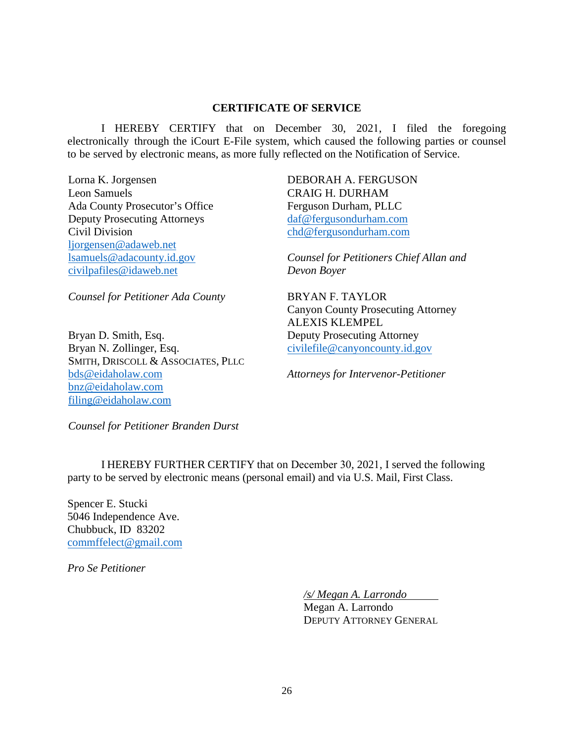## CERTIFICATE OF SERVICE

I HEREBY CERTIFY that on December 30, 2021, I filed the foregoing electronically through the iCourt E-File system, which caused the following parties or counsel to be served by electronic means, as more fully reflected on the Notification of Service.

Lorna K. Jorgensen
Leon Samuels
Ada County Prosecutor's Office
Deputy Prosecuting Attorneys
Civil Division
ljorgensen@adaweb.net
lsamuels@adacounty.id.gov
civilpafiles@idaweb.net

*Counsel for Petitioner Ada County*

Bryan D. Smith, Esq.
Bryan N. Zollinger, Esq.
SMITH, DRISCOLL & ASSOCIATES, PLLC
bds@eidaholaw.com
bnz@eidaholaw.com
filing@eidaholaw.com

*Counsel for Petitioner Branden Durst*

DEBORAH A. FERGUSON
CRAIG H. DURHAM
Ferguson Durham, PLLC
daf@fergusondurham.com
chd@fergusondurham.com

*Counsel for Petitioners Chief Allan and Devon Boyer*

BRYAN F. TAYLOR
Canyon County Prosecuting Attorney
ALEXIS KLEMPEL
Deputy Prosecuting Attorney
civilefile@canyoncounty.id.gov

*Attorneys for Intervenor-Petitioner*

I HEREBY FURTHER CERTIFY that on December 30, 2021, I served the following party to be served by electronic means (personal email) and via U.S. Mail, First Class.

Spencer E. Stucki
5046 Independence Ave.
Chubbuck, ID 83202
commffelect@gmail.com

*Pro Se Petitioner*

*/s/ Megan A. Larrondo*
Megan A. Larrondo
DEPUTY ATTORNEY GENERAL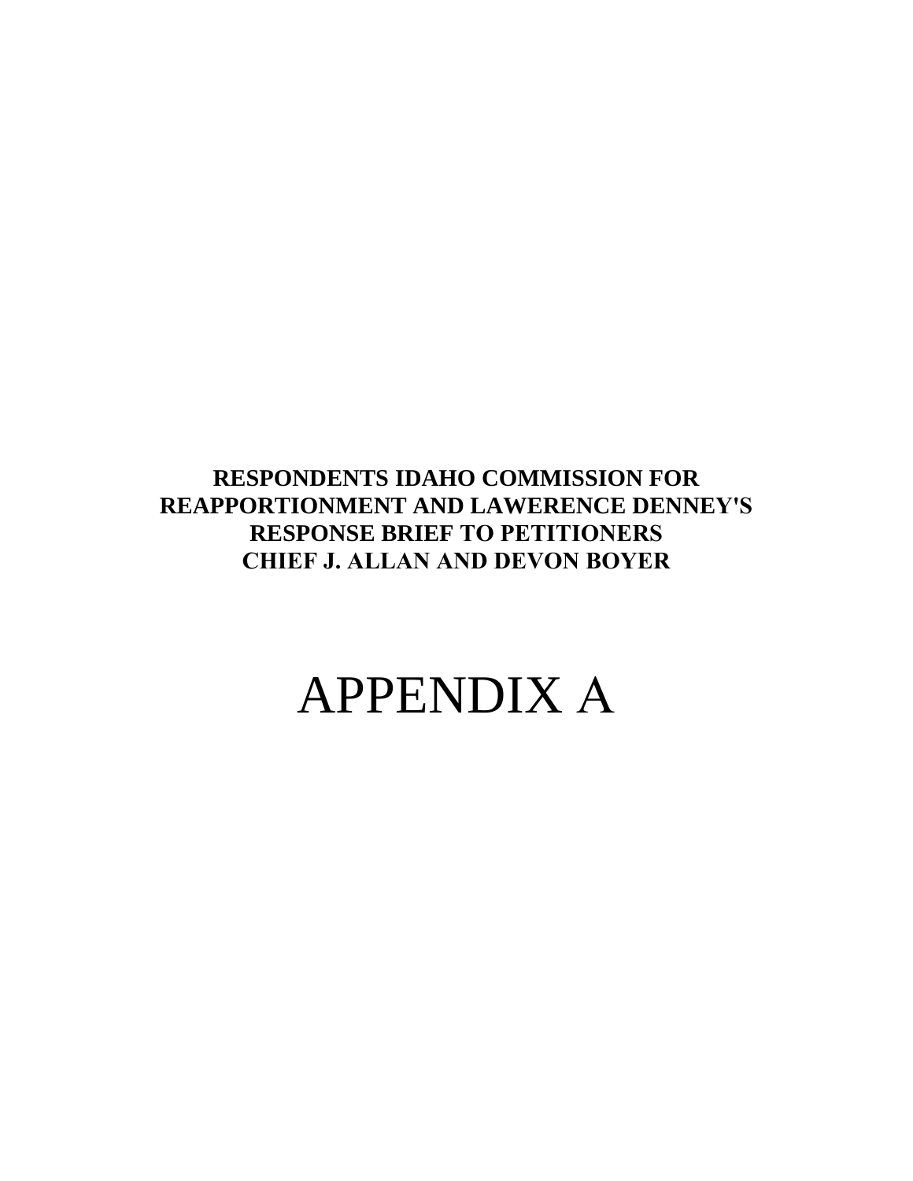**RESPONDENTS IDAHO COMMISSION FOR REAPPORTIONMENT AND LAWERENCE DENNEY'S RESPONSE BRIEF TO PETITIONERS CHIEF J. ALLAN AND DEVON BOYER**

# APPENDIX A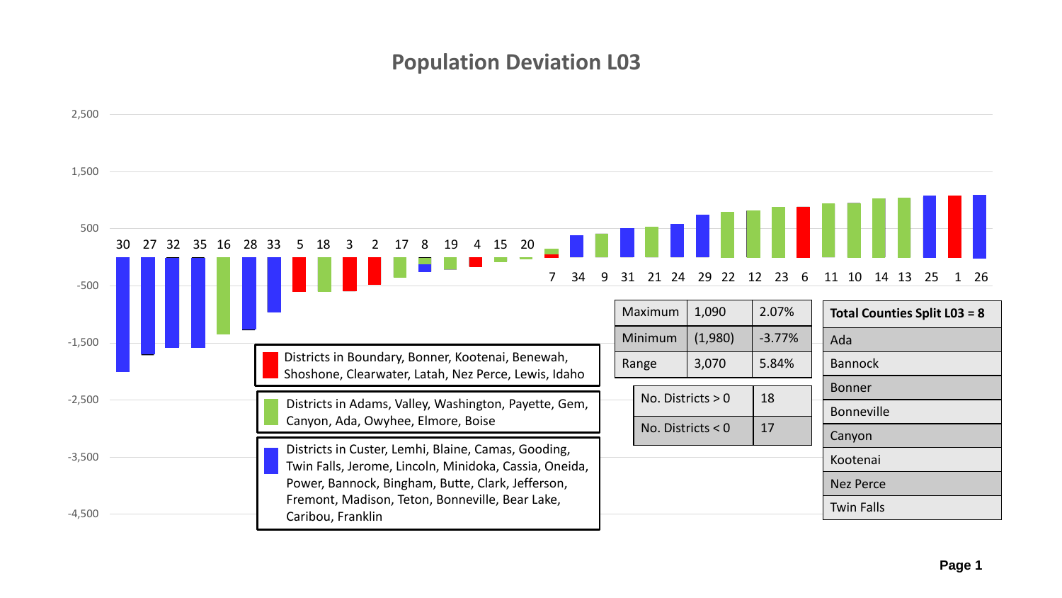# Population Deviation L03

| Maximum | 1,090 | 2.07% |
| --- | --- | --- |
| Minimum | (1,980) | -3.77% |
| Range | 3,070 | 5.84% |

| No. Districts > 0 | 18 |
| --- | --- |
| No. Districts < 0 | 17 |

| Total Counties Split L03 = 8 |
| --- |
| Ada |
| Bannock |
| Bonner |
| Bonneville |
| Canyon |
| Kootenai |
| Nez Perce |
| Twin Falls |

Districts in Boundary, Bonner, Kootenai, Benewah, Shoshone, Clearwater, Latah, Nez Perce, Lewis, Idaho

Districts in Adams, Valley, Washington, Payette, Gem, Canyon, Ada, Owyhee, Elmore, Boise

Districts in Custer, Lemhi, Blaine, Camas, Gooding, Twin Falls, Jerome, Lincoln, Minidoka, Cassia, Oneida, Power, Bannock, Bingham, Butte, Clark, Jefferson, Fremont, Madison, Teton, Bonneville, Bear Lake, Caribou, Franklin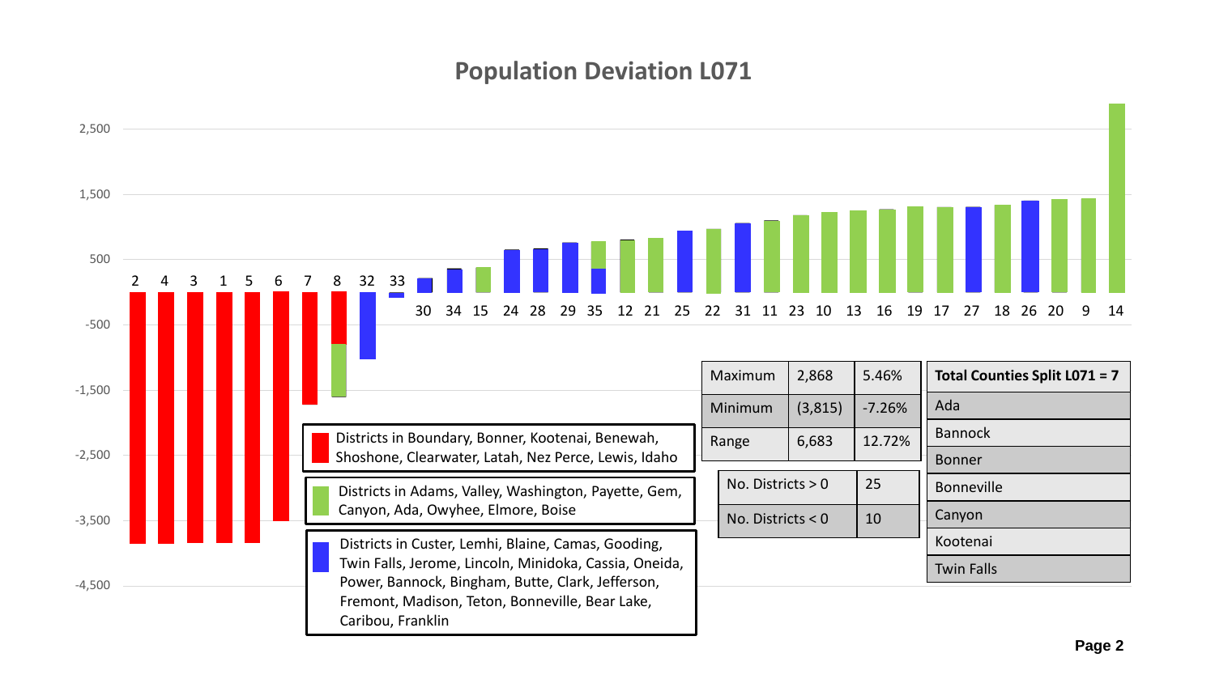# Population Deviation L071

| | | |
|---|---|---|
| Maximum | 2,868 | 5.46% |
| Minimum | (3,815) | -7.26% |
| Range | 6,683 | 12.72% |

| | |
|---|---|
| No. Districts > 0 | 25 |
| No. Districts < 0 | 10 |

| Total Counties Split L071 = 7 |
|---|
| Ada |
| Bannock |
| Bonner |
| Bonneville |
| Canyon |
| Kootenai |
| Twin Falls |

Districts in order (left to right): 2, 4, 3, 1, 5, 6, 7, 8, 32, 33, 30, 34, 15, 24, 28, 29, 35, 12, 21, 25, 22, 31, 11, 23, 10, 13, 16, 19, 17, 27, 18, 26, 20, 9, 14

Y-axis: 2,500; 1,500; 500; -500; -1,500; -2,500; -3,500; -4,500

- Red: Districts in Boundary, Bonner, Kootenai, Benewah, Shoshone, Clearwater, Latah, Nez Perce, Lewis, Idaho
- Green: Districts in Adams, Valley, Washington, Payette, Gem, Canyon, Ada, Owyhee, Elmore, Boise
- Blue: Districts in Custer, Lemhi, Blaine, Camas, Gooding, Twin Falls, Jerome, Lincoln, Minidoka, Cassia, Oneida, Power, Bannock, Bingham, Butte, Clark, Jefferson, Fremont, Madison, Teton, Bonneville, Bear Lake, Caribou, Franklin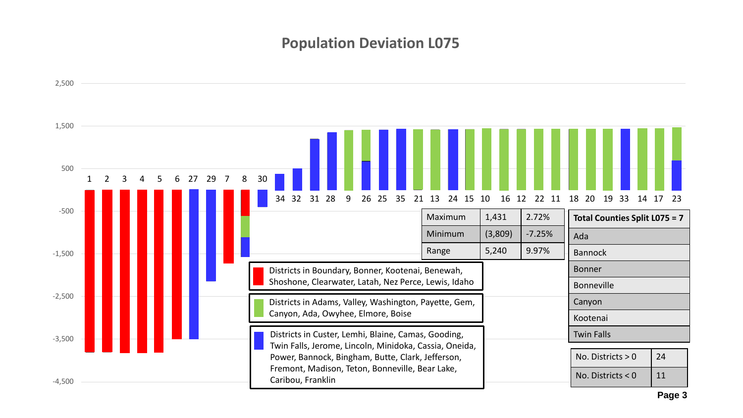# Population Deviation L075

| | | |
|---|---|---|
| Maximum | 1,431 | 2.72% |
| Minimum | (3,809) | -7.25% |
| Range | 5,240 | 9.97% |

Districts in Boundary, Bonner, Kootenai, Benewah, Shoshone, Clearwater, Latah, Nez Perce, Lewis, Idaho

Districts in Adams, Valley, Washington, Payette, Gem, Canyon, Ada, Owyhee, Elmore, Boise

Districts in Custer, Lemhi, Blaine, Camas, Gooding, Twin Falls, Jerome, Lincoln, Minidoka, Cassia, Oneida, Power, Bannock, Bingham, Butte, Clark, Jefferson, Fremont, Madison, Teton, Bonneville, Bear Lake, Caribou, Franklin

| Total Counties Split L075 = 7 |
|---|
| Ada |
| Bannock |
| Bonner |
| Bonneville |
| Canyon |
| Kootenai |
| Twin Falls |

| | |
|---|---|
| No. Districts > 0 | 24 |
| No. Districts < 0 | 11 |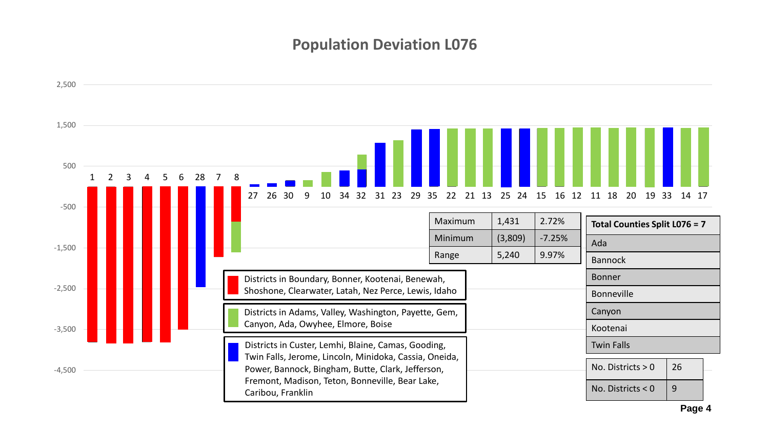# Population Deviation L076

2,500

1,500

500

-500

-1,500

-2,500

-3,500

-4,500

1 2 3 4 5 6 28 7 8 27 26 30 9 10 34 32 31 23 29 35 22 21 13 25 24 15 16 12 11 18 20 19 33 14 17

| | | |
|---|---|---|
| Maximum | 1,431 | 2.72% |
| Minimum | (3,809) | -7.25% |
| Range | 5,240 | 9.97% |

| Total Counties Split L076 = 7 |
|---|
| Ada |
| Bannock |
| Bonner |
| Bonneville |
| Canyon |
| Kootenai |
| Twin Falls |

- Red: Districts in Boundary, Bonner, Kootenai, Benewah, Shoshone, Clearwater, Latah, Nez Perce, Lewis, Idaho
- Green: Districts in Adams, Valley, Washington, Payette, Gem, Canyon, Ada, Owyhee, Elmore, Boise
- Blue: Districts in Custer, Lemhi, Blaine, Camas, Gooding, Twin Falls, Jerome, Lincoln, Minidoka, Cassia, Oneida, Power, Bannock, Bingham, Butte, Clark, Jefferson, Fremont, Madison, Teton, Bonneville, Bear Lake, Caribou, Franklin

| | |
|---|---|
| No. Districts > 0 | 26 |
| No. Districts < 0 | 9 |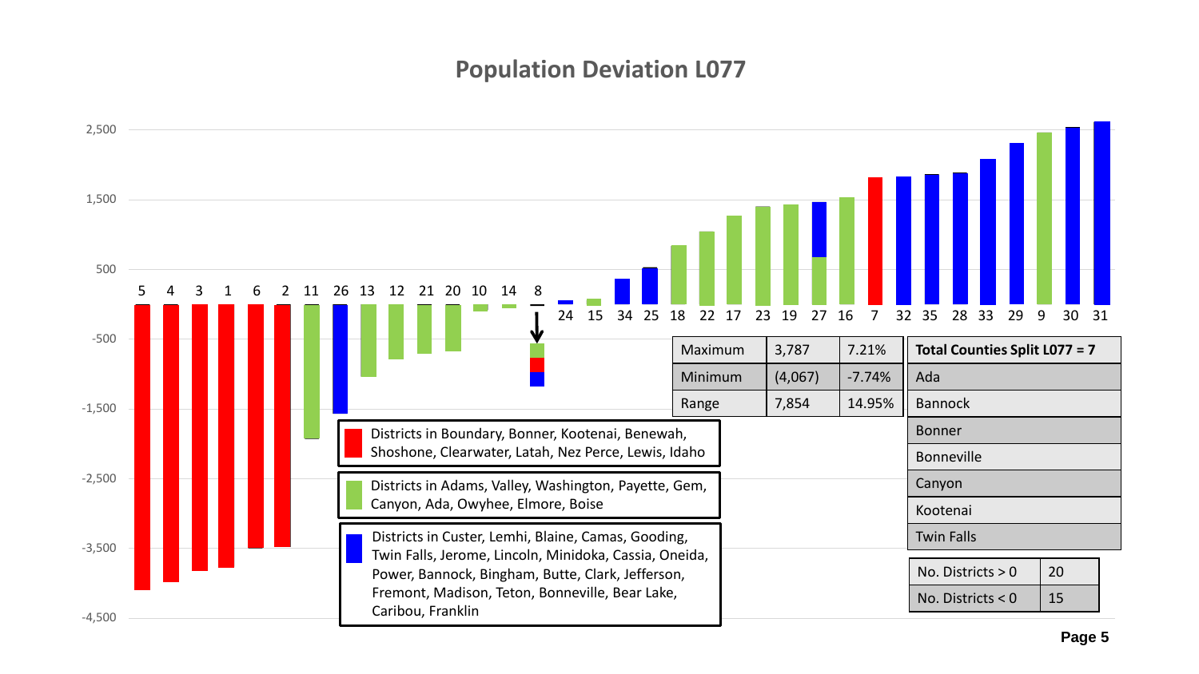# Population Deviation L077

| | | |
|---|---|---|
| Maximum | 3,787 | 7.21% |
| Minimum | (4,067) | -7.74% |
| Range | 7,854 | 14.95% |

| **Total Counties Split L077 = 7** |
|---|
| Ada |
| Bannock |
| Bonner |
| Bonneville |
| Canyon |
| Kootenai |
| Twin Falls |

| | |
|---|---|
| No. Districts > 0 | 20 |
| No. Districts < 0 | 15 |

- Red: Districts in Boundary, Bonner, Kootenai, Benewah, Shoshone, Clearwater, Latah, Nez Perce, Lewis, Idaho
- Green: Districts in Adams, Valley, Washington, Payette, Gem, Canyon, Ada, Owyhee, Elmore, Boise
- Blue: Districts in Custer, Lemhi, Blaine, Camas, Gooding, Twin Falls, Jerome, Lincoln, Minidoka, Cassia, Oneida, Power, Bannock, Bingham, Butte, Clark, Jefferson, Fremont, Madison, Teton, Bonneville, Bear Lake, Caribou, Franklin

District order (lowest to highest deviation): 5, 4, 3, 1, 6, 2, 11, 26, 13, 12, 21, 20, 10, 14, 8, 24, 15, 34, 25, 18, 22, 17, 23, 19, 27, 16, 7, 32, 35, 28, 33, 29, 9, 30, 31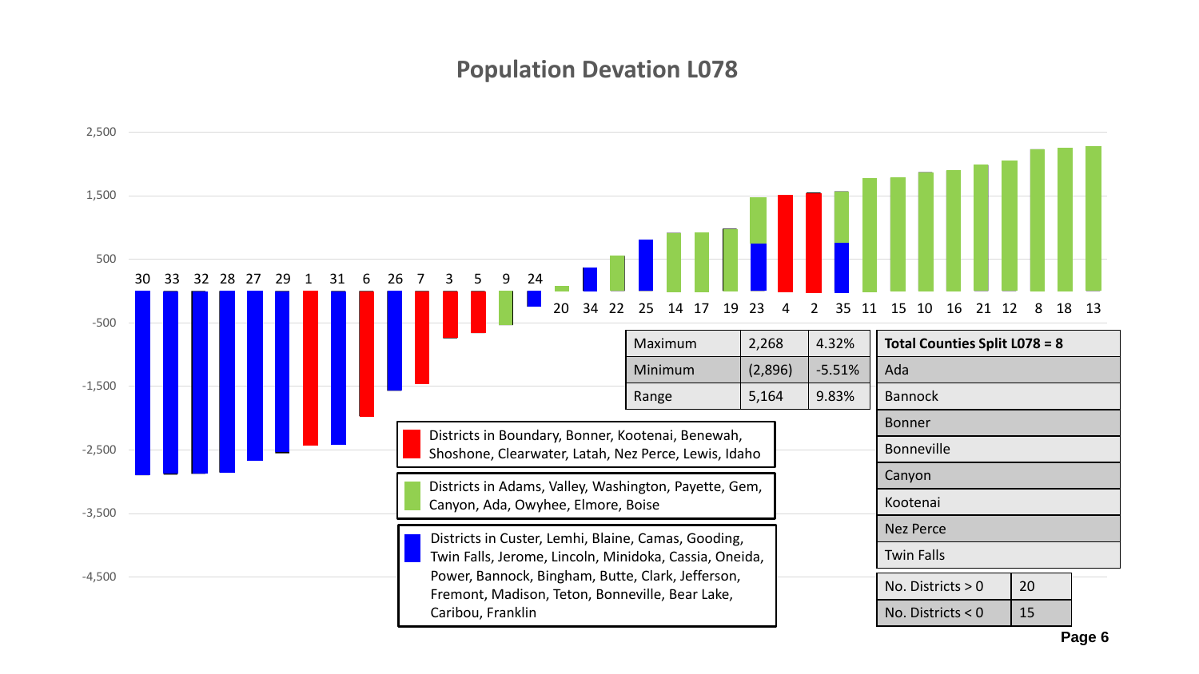# Population Devation L078

| | | |
|---|---|---|
| Maximum | 2,268 | 4.32% |
| Minimum | (2,896) | -5.51% |
| Range | 5,164 | 9.83% |

| Total Counties Split L078 = 8 |
|---|
| Ada |
| Bannock |
| Bonner |
| Bonneville |
| Canyon |
| Kootenai |
| Nez Perce |
| Twin Falls |

| | |
|---|---|
| No. Districts > 0 | 20 |
| No. Districts < 0 | 15 |

Districts in Boundary, Bonner, Kootenai, Benewah, Shoshone, Clearwater, Latah, Nez Perce, Lewis, Idaho

Districts in Adams, Valley, Washington, Payette, Gem, Canyon, Ada, Owyhee, Elmore, Boise

Districts in Custer, Lemhi, Blaine, Camas, Gooding, Twin Falls, Jerome, Lincoln, Minidoka, Cassia, Oneida, Power, Bannock, Bingham, Butte, Clark, Jefferson, Fremont, Madison, Teton, Bonneville, Bear Lake, Caribou, Franklin

District order (lowest to highest deviation): 30, 33, 32, 28, 27, 29, 1, 31, 6, 26, 7, 3, 5, 9, 24, 20, 34, 22, 25, 14, 17, 19, 23, 4, 2, 35, 11, 15, 10, 16, 21, 12, 8, 18, 13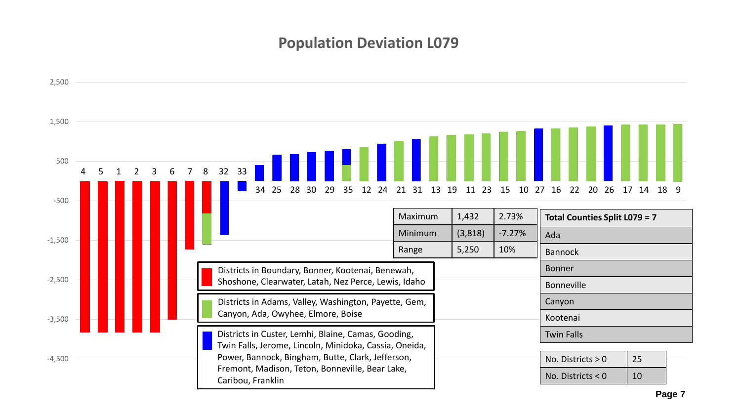# Population Deviation L079

| | | |
|---|---|---|
| Maximum | 1,432 | 2.73% |
| Minimum | (3,818) | -7.27% |
| Range | 5,250 | 10% |

| Total Counties Split L079 = 7 |
|---|
| Ada |
| Bannock |
| Bonner |
| Bonneville |
| Canyon |
| Kootenai |
| Twin Falls |

| | |
|---|---|
| No. Districts > 0 | 25 |
| No. Districts < 0 | 10 |

- Districts in Boundary, Bonner, Kootenai, Benewah, Shoshone, Clearwater, Latah, Nez Perce, Lewis, Idaho
- Districts in Adams, Valley, Washington, Payette, Gem, Canyon, Ada, Owyhee, Elmore, Boise
- Districts in Custer, Lemhi, Blaine, Camas, Gooding, Twin Falls, Jerome, Lincoln, Minidoka, Cassia, Oneida, Power, Bannock, Bingham, Butte, Clark, Jefferson, Fremont, Madison, Teton, Bonneville, Bear Lake, Caribou, Franklin

Districts (in chart order): 4, 5, 1, 2, 3, 6, 7, 8, 32, 33, 34, 25, 28, 30, 29, 35, 12, 24, 21, 31, 13, 19, 11, 23, 15, 10, 27, 16, 22, 20, 26, 17, 14, 18, 9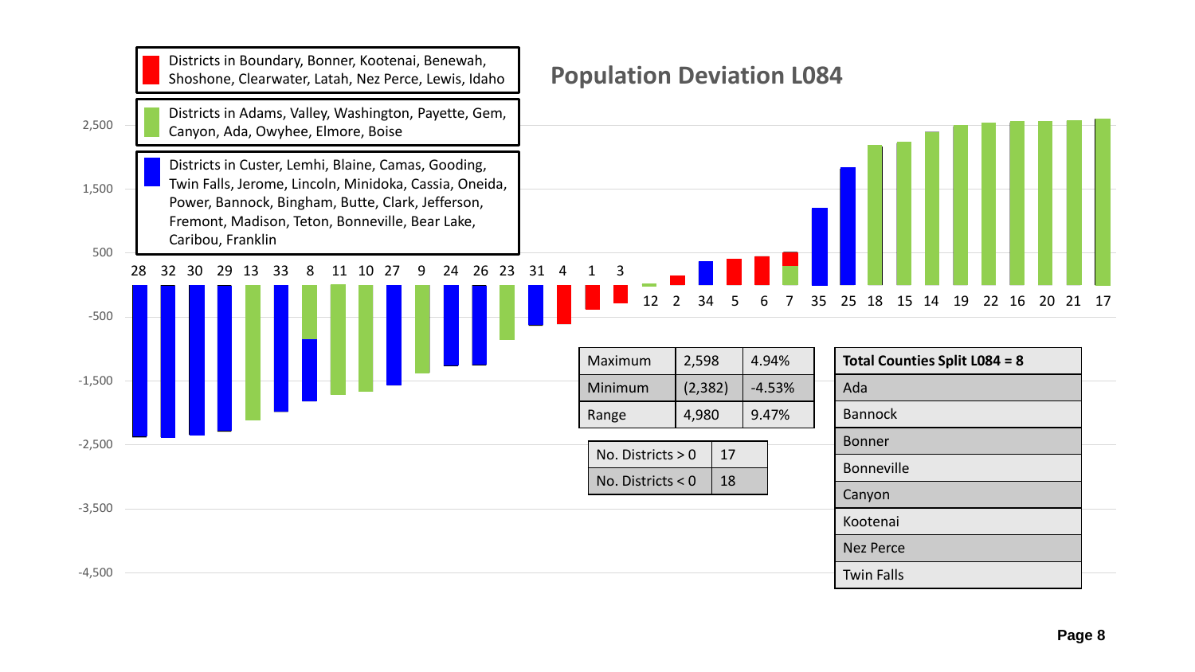# Population Deviation L084

- Districts in Boundary, Bonner, Kootenai, Benewah, Shoshone, Clearwater, Latah, Nez Perce, Lewis, Idaho
- Districts in Adams, Valley, Washington, Payette, Gem, Canyon, Ada, Owyhee, Elmore, Boise
- Districts in Custer, Lemhi, Blaine, Camas, Gooding, Twin Falls, Jerome, Lincoln, Minidoka, Cassia, Oneida, Power, Bannock, Bingham, Butte, Clark, Jefferson, Fremont, Madison, Teton, Bonneville, Bear Lake, Caribou, Franklin

Districts (in order of deviation): 28, 32, 30, 29, 13, 33, 8, 11, 10, 27, 9, 24, 26, 23, 31, 4, 1, 3, 12, 2, 34, 5, 6, 7, 35, 25, 18, 15, 14, 19, 22, 16, 20, 21, 17

| | | |
|---|---|---|
| Maximum | 2,598 | 4.94% |
| Minimum | (2,382) | -4.53% |
| Range | 4,980 | 9.47% |

| | |
|---|---|
| No. Districts > 0 | 17 |
| No. Districts < 0 | 18 |

| **Total Counties Split L084 = 8** |
|---|
| Ada |
| Bannock |
| Bonner |
| Bonneville |
| Canyon |
| Kootenai |
| Nez Perce |
| Twin Falls |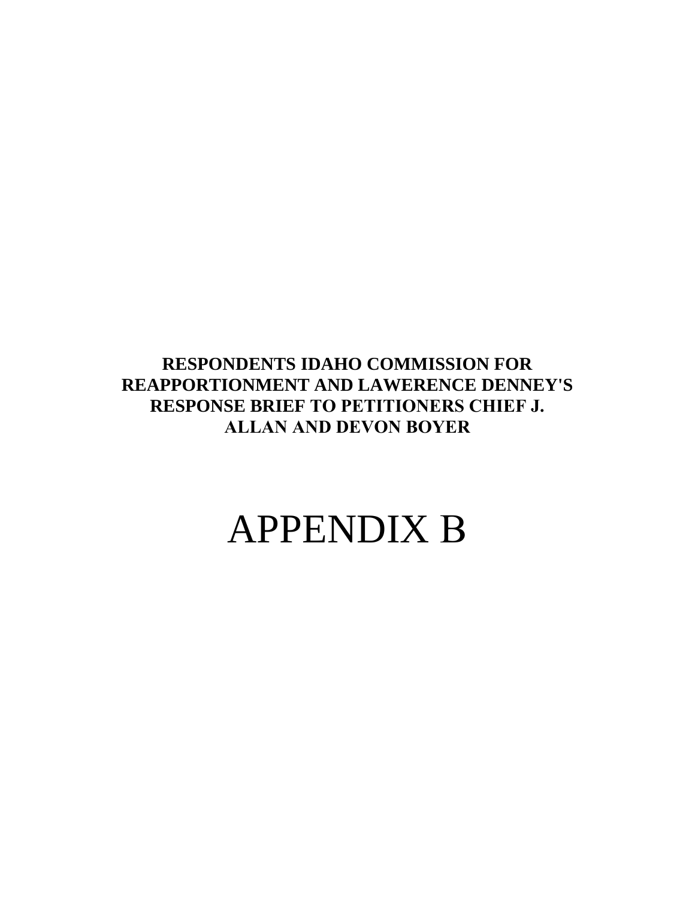**RESPONDENTS IDAHO COMMISSION FOR REAPPORTIONMENT AND LAWERENCE DENNEY'S RESPONSE BRIEF TO PETITIONERS CHIEF J. ALLAN AND DEVON BOYER**

# APPENDIX B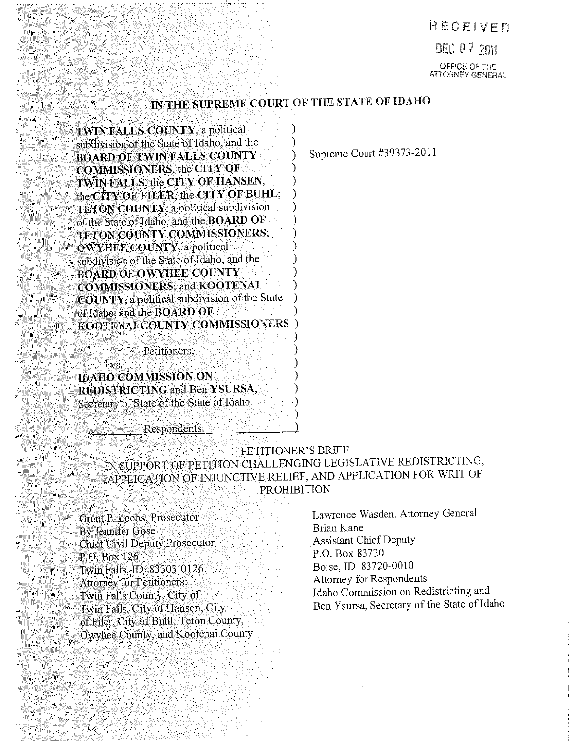RECEIVED

DEC 07 2011

OFFICE OF THE ATTORNEY GENERAL

# IN THE SUPREME COURT OF THE STATE OF IDAHO

**TWIN FALLS COUNTY**, a political subdivision of the State of Idaho, and the **BOARD OF TWIN FALLS COUNTY COMMISSIONERS**, the **CITY OF TWIN FALLS**, the **CITY OF HANSEN**, the **CITY OF FILER**, the **CITY OF BUHL**; **TETON COUNTY**, a political subdivision of the State of Idaho, and the **BOARD OF TETON COUNTY COMMISSIONERS**; **OWYHEE COUNTY**, a political subdivision of the State of Idaho, and the **BOARD OF OWYHEE COUNTY COMMISSIONERS**; and **KOOTENAI COUNTY**, a political subdivision of the State of Idaho, and the **BOARD OF KOOTENAI COUNTY COMMISSIONERS**

Petitioners,

vs.

**IDAHO COMMISSION ON REDISTRICTING** and Ben **YSURSA**, Secretary of State of the State of Idaho

Respondents.

Supreme Court #39373-2011

## PETITIONER'S BRIEF IN SUPPORT OF PETITION CHALLENGING LEGISLATIVE REDISTRICTING, APPLICATION OF INJUNCTIVE RELIEF, AND APPLICATION FOR WRIT OF PROHIBITION

Grant P. Loebs, Prosecutor
By Jennifer Gose
Chief Civil Deputy Prosecutor
P.O. Box 126
Twin Falls, ID 83303-0126
Attorney for Petitioners:
Twin Falls County, City of Twin Falls, City of Hansen, City of Filer, City of Buhl, Teton County, Owyhee County, and Kootenai County

Lawrence Wasden, Attorney General
Brian Kane
Assistant Chief Deputy
P.O. Box 83720
Boise, ID 83720-0010
Attorney for Respondents:
Idaho Commission on Redistricting and Ben Ysursa, Secretary of the State of Idaho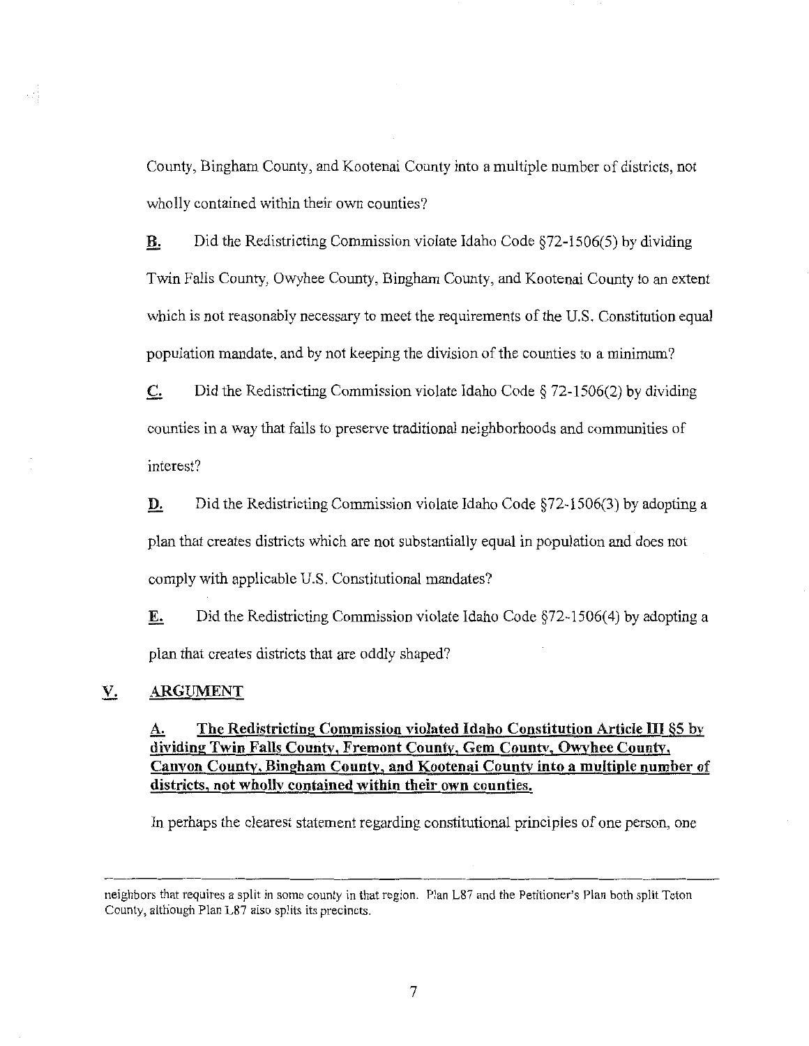County, Bingham County, and Kootenai County into a multiple number of districts, not wholly contained within their own counties?

**B.** Did the Redistricting Commission violate Idaho Code §72-1506(5) by dividing Twin Falls County, Owyhee County, Bingham County, and Kootenai County to an extent which is not reasonably necessary to meet the requirements of the U.S. Constitution equal population mandate, and by not keeping the division of the counties to a minimum?

**C.** Did the Redistricting Commission violate Idaho Code § 72-1506(2) by dividing counties in a way that fails to preserve traditional neighborhoods and communities of interest?

**D.** Did the Redistricting Commission violate Idaho Code §72-1506(3) by adopting a plan that creates districts which are not substantially equal in population and does not comply with applicable U.S. Constitutional mandates?

**E.** Did the Redistricting Commission violate Idaho Code §72-1506(4) by adopting a plan that creates districts that are oddly shaped?

## V. ARGUMENT

### A. The Redistricting Commission violated Idaho Constitution Article III §5 by dividing Twin Falls County, Fremont County, Gem County, Owyhee County, Canyon County, Bingham County, and Kootenai County into a multiple number of districts, not wholly contained within their own counties.

In perhaps the clearest statement regarding constitutional principles of one person, one

---

neighbors that requires a split in some county in that region. Plan L87 and the Petitioner's Plan both split Teton County, although Plan L87 also splits its precincts.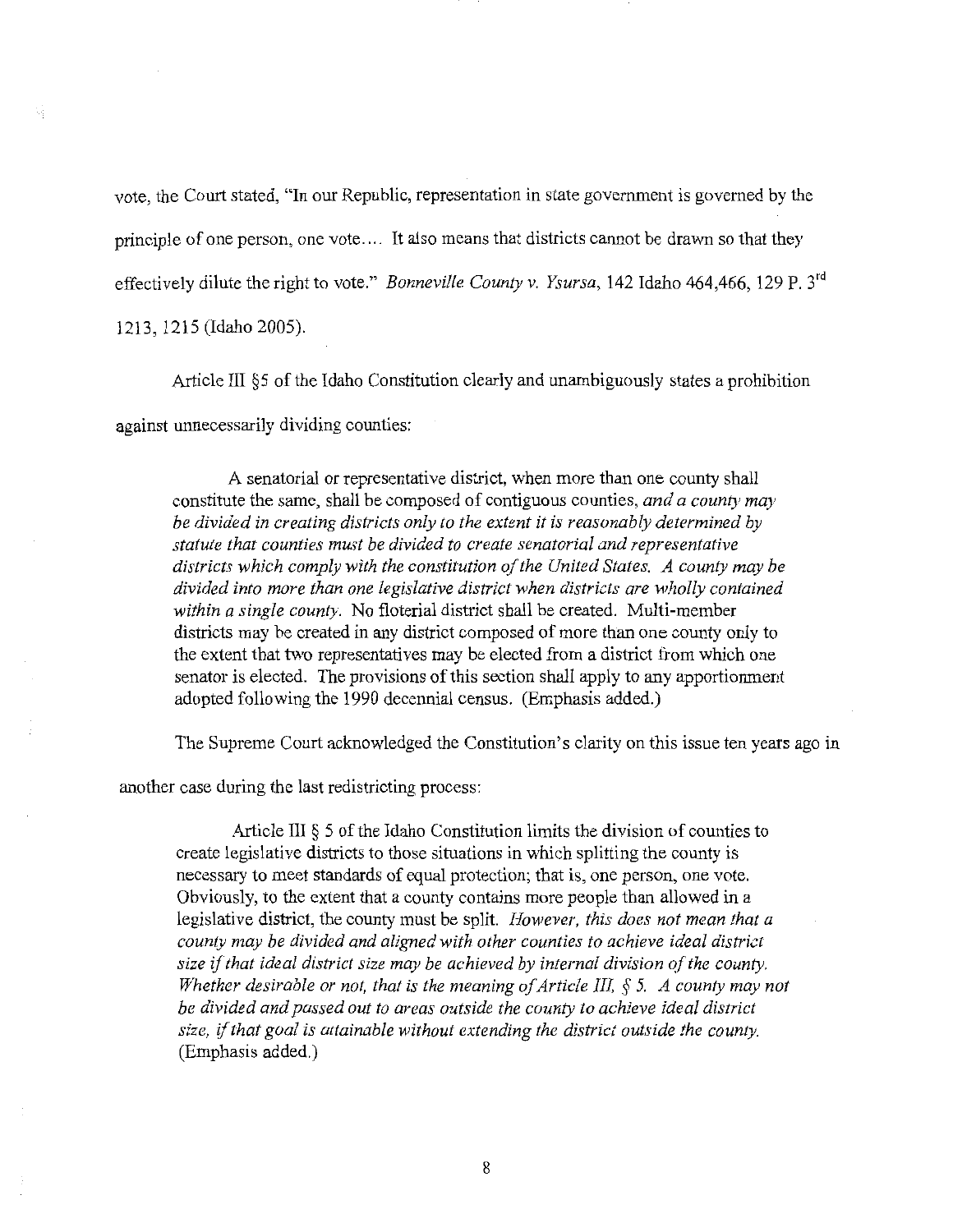vote, the Court stated, "In our Republic, representation in state government is governed by the principle of one person, one vote.... It also means that districts cannot be drawn so that they effectively dilute the right to vote." *Bonneville County v. Ysursa*, 142 Idaho 464,466, 129 P. 3rd 1213, 1215 (Idaho 2005).

Article III §5 of the Idaho Constitution clearly and unambiguously states a prohibition against unnecessarily dividing counties:

> A senatorial or representative district, when more than one county shall constitute the same, shall be composed of contiguous counties, *and a county may be divided in creating districts only to the extent it is reasonably determined by statute that counties must be divided to create senatorial and representative districts which comply with the constitution of the United States. A county may be divided into more than one legislative district when districts are wholly contained within a single county.* No floterial district shall be created. Multi-member districts may be created in any district composed of more than one county only to the extent that two representatives may be elected from a district from which one senator is elected. The provisions of this section shall apply to any apportionment adopted following the 1990 decennial census. (Emphasis added.)

The Supreme Court acknowledged the Constitution's clarity on this issue ten years ago in another case during the last redistricting process:

> Article III § 5 of the Idaho Constitution limits the division of counties to create legislative districts to those situations in which splitting the county is necessary to meet standards of equal protection; that is, one person, one vote. Obviously, to the extent that a county contains more people than allowed in a legislative district, the county must be split. *However, this does not mean that a county may be divided and aligned with other counties to achieve ideal district size if that ideal district size may be achieved by internal division of the county. Whether desirable or not, that is the meaning of Article III, § 5. A county may not be divided and passed out to areas outside the county to achieve ideal district size, if that goal is attainable without extending the district outside the county.* (Emphasis added.)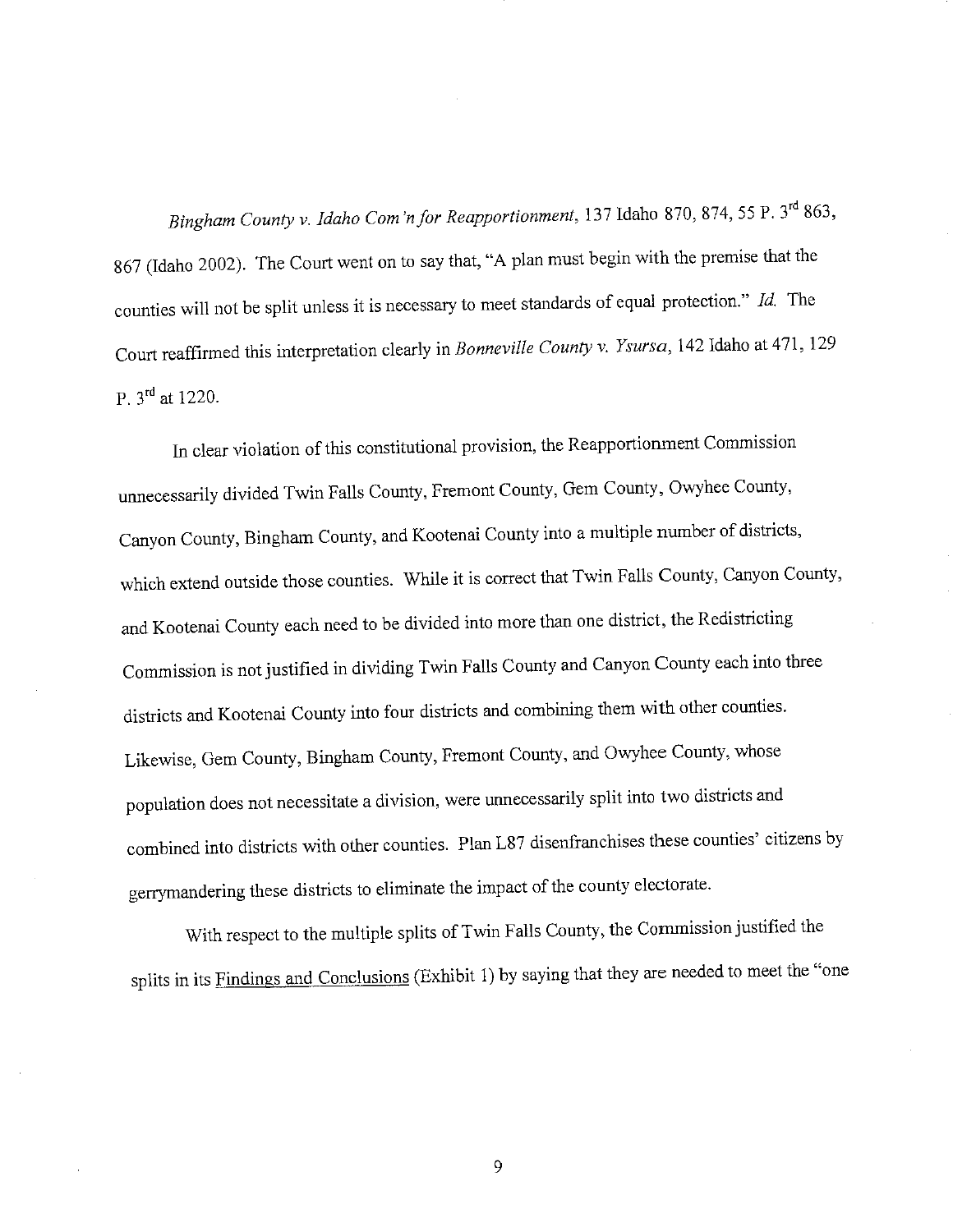*Bingham County v. Idaho Com'n for Reapportionment*, 137 Idaho 870, 874, 55 P. 3rd 863, 867 (Idaho 2002). The Court went on to say that, "A plan must begin with the premise that the counties will not be split unless it is necessary to meet standards of equal protection." *Id.* The Court reaffirmed this interpretation clearly in *Bonneville County v. Ysursa*, 142 Idaho at 471, 129 P. 3rd at 1220.

In clear violation of this constitutional provision, the Reapportionment Commission unnecessarily divided Twin Falls County, Fremont County, Gem County, Owyhee County, Canyon County, Bingham County, and Kootenai County into a multiple number of districts, which extend outside those counties. While it is correct that Twin Falls County, Canyon County, and Kootenai County each need to be divided into more than one district, the Redistricting Commission is not justified in dividing Twin Falls County and Canyon County each into three districts and Kootenai County into four districts and combining them with other counties. Likewise, Gem County, Bingham County, Fremont County, and Owyhee County, whose population does not necessitate a division, were unnecessarily split into two districts and combined into districts with other counties. Plan L87 disenfranchises these counties' citizens by gerrymandering these districts to eliminate the impact of the county electorate.

With respect to the multiple splits of Twin Falls County, the Commission justified the splits in its Findings and Conclusions (Exhibit 1) by saying that they are needed to meet the "one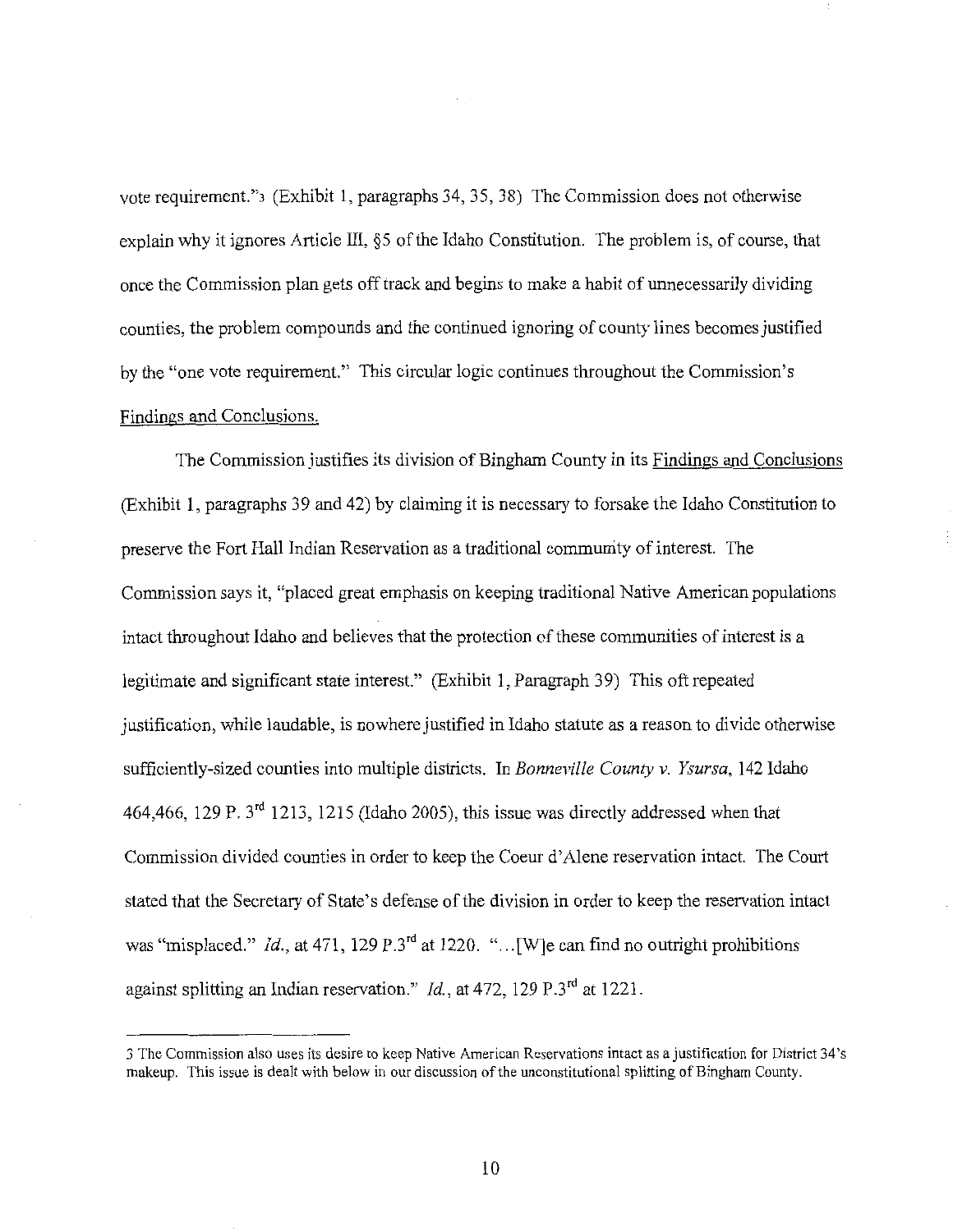vote requirement."[3] (Exhibit 1, paragraphs 34, 35, 38) The Commission does not otherwise explain why it ignores Article III, §5 of the Idaho Constitution. The problem is, of course, that once the Commission plan gets off track and begins to make a habit of unnecessarily dividing counties, the problem compounds and the continued ignoring of county lines becomes justified by the "one vote requirement." This circular logic continues throughout the Commission's Findings and Conclusions.

The Commission justifies its division of Bingham County in its Findings and Conclusions (Exhibit 1, paragraphs 39 and 42) by claiming it is necessary to forsake the Idaho Constitution to preserve the Fort Hall Indian Reservation as a traditional community of interest. The Commission says it, "placed great emphasis on keeping traditional Native American populations intact throughout Idaho and believes that the protection of these communities of interest is a legitimate and significant state interest." (Exhibit 1, Paragraph 39) This oft repeated justification, while laudable, is nowhere justified in Idaho statute as a reason to divide otherwise sufficiently-sized counties into multiple districts. In *Bonneville County v. Ysursa*, 142 Idaho 464,466, 129 P. 3rd 1213, 1215 (Idaho 2005), this issue was directly addressed when that Commission divided counties in order to keep the Coeur d'Alene reservation intact. The Court stated that the Secretary of State's defense of the division in order to keep the reservation intact was "misplaced." *Id.*, at 471, 129 P.3rd at 1220. "...[W]e can find no outright prohibitions against splitting an Indian reservation." *Id.*, at 472, 129 P.3rd at 1221.

---

3 The Commission also uses its desire to keep Native American Reservations intact as a justification for District 34's makeup. This issue is dealt with below in our discussion of the unconstitutional splitting of Bingham County.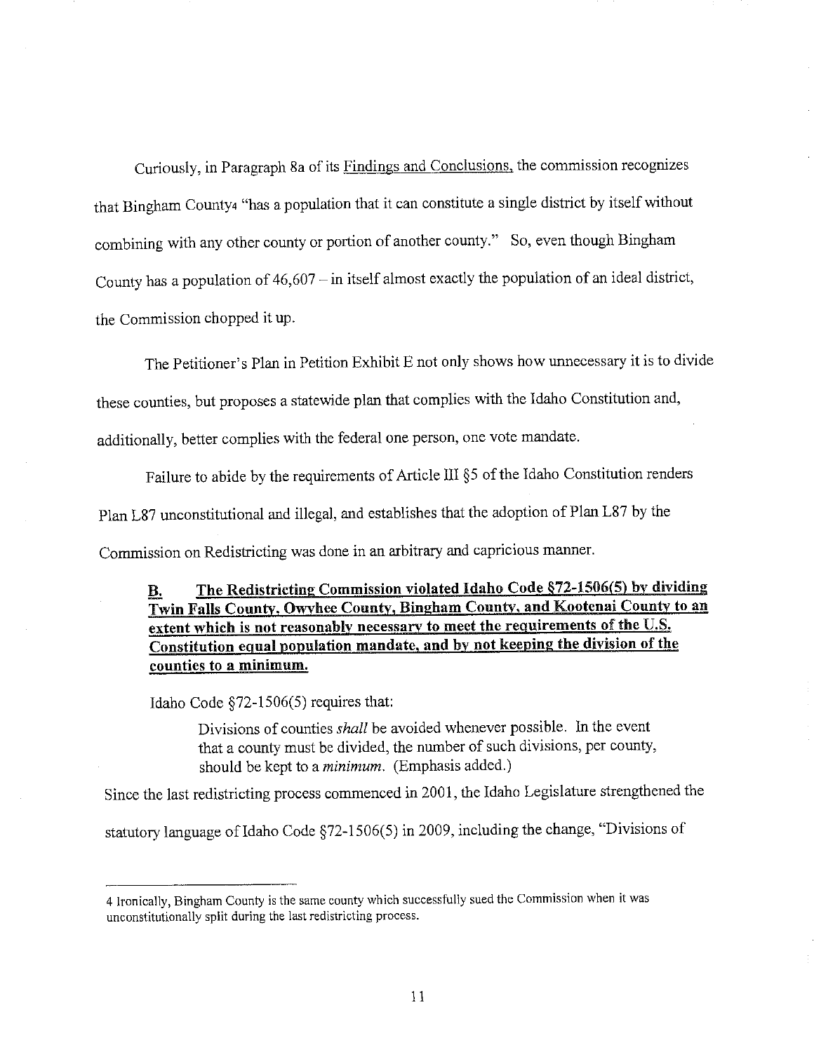Curiously, in Paragraph 8a of its Findings and Conclusions, the commission recognizes that Bingham County[4] "has a population that it can constitute a single district by itself without combining with any other county or portion of another county." So, even though Bingham County has a population of 46,607 – in itself almost exactly the population of an ideal district, the Commission chopped it up.

The Petitioner's Plan in Petition Exhibit E not only shows how unnecessary it is to divide these counties, but proposes a statewide plan that complies with the Idaho Constitution and, additionally, better complies with the federal one person, one vote mandate.

Failure to abide by the requirements of Article III §5 of the Idaho Constitution renders Plan L87 unconstitutional and illegal, and establishes that the adoption of Plan L87 by the Commission on Redistricting was done in an arbitrary and capricious manner.

**B. The Redistricting Commission violated Idaho Code §72-1506(5) by dividing Twin Falls County, Owyhee County, Bingham County, and Kootenai County to an extent which is not reasonably necessary to meet the requirements of the U.S. Constitution equal population mandate, and by not keeping the division of the counties to a minimum.**

Idaho Code §72-1506(5) requires that:

> Divisions of counties *shall* be avoided whenever possible. In the event that a county must be divided, the number of such divisions, per county, should be kept to a *minimum*. (Emphasis added.)

Since the last redistricting process commenced in 2001, the Idaho Legislature strengthened the statutory language of Idaho Code §72-1506(5) in 2009, including the change, "Divisions of

---

[4] Ironically, Bingham County is the same county which successfully sued the Commission when it was unconstitutionally split during the last redistricting process.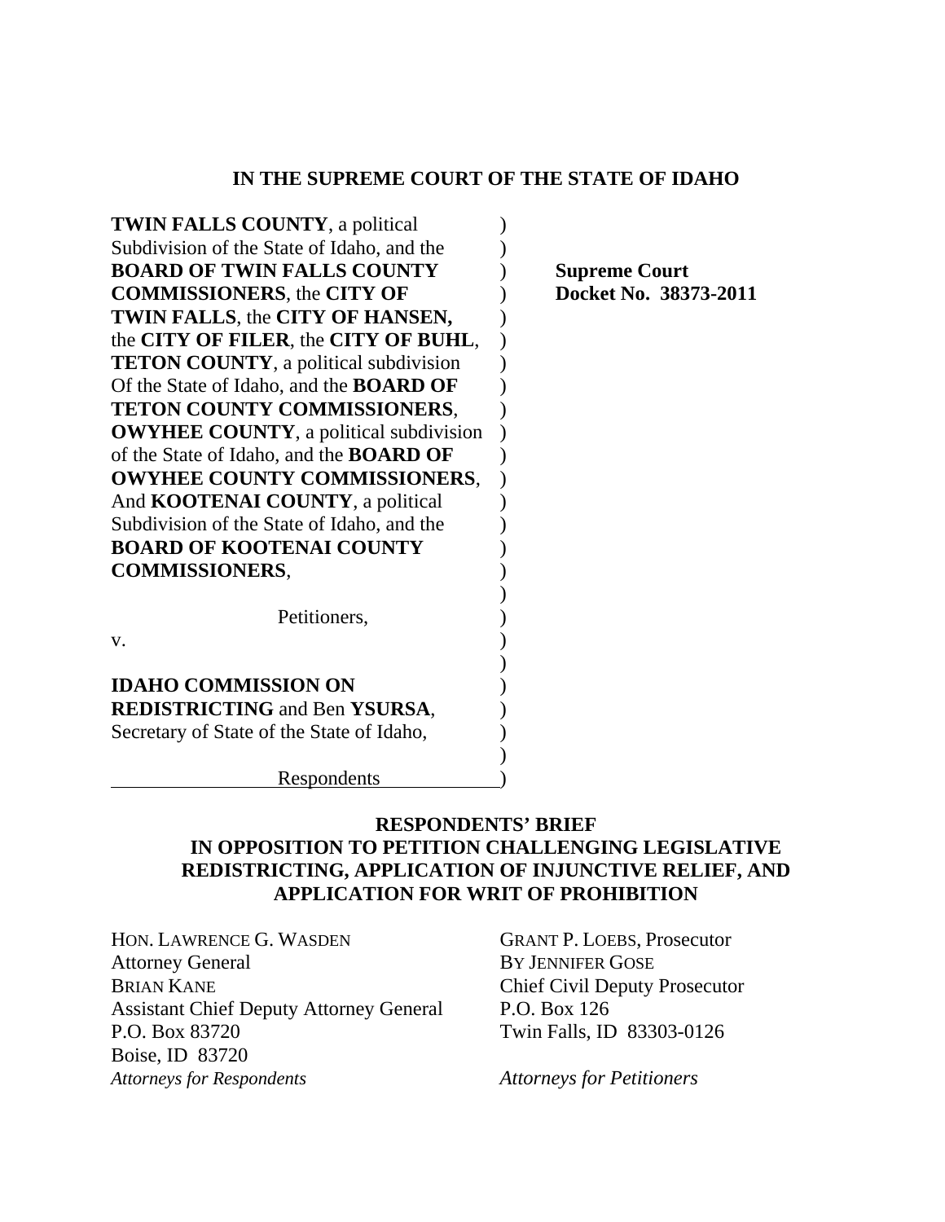**IN THE SUPREME COURT OF THE STATE OF IDAHO**

| | |
|---|---|
| **TWIN FALLS COUNTY**, a political Subdivision of the State of Idaho, and the **BOARD OF TWIN FALLS COUNTY COMMISSIONERS**, the **CITY OF TWIN FALLS**, the **CITY OF HANSEN,** the **CITY OF FILER**, the **CITY OF BUHL**, **TETON COUNTY**, a political subdivision Of the State of Idaho, and the **BOARD OF TETON COUNTY COMMISSIONERS**, **OWYHEE COUNTY**, a political subdivision of the State of Idaho, and the **BOARD OF OWYHEE COUNTY COMMISSIONERS**, And **KOOTENAI COUNTY**, a political Subdivision of the State of Idaho, and the **BOARD OF KOOTENAI COUNTY COMMISSIONERS**,<br><br>Petitioners,<br><br>v.<br><br>**IDAHO COMMISSION ON REDISTRICTING** and Ben **YSURSA**, Secretary of State of the State of Idaho,<br><br>Respondents | **Supreme Court Docket No. 38373-2011** |

**RESPONDENTS' BRIEF IN OPPOSITION TO PETITION CHALLENGING LEGISLATIVE REDISTRICTING, APPLICATION OF INJUNCTIVE RELIEF, AND APPLICATION FOR WRIT OF PROHIBITION**

| | |
|---|---|
| HON. LAWRENCE G. WASDEN<br>Attorney General<br>BRIAN KANE<br>Assistant Chief Deputy Attorney General<br>P.O. Box 83720<br>Boise, ID 83720<br>*Attorneys for Respondents* | GRANT P. LOEBS, Prosecutor<br>BY JENNIFER GOSE<br>Chief Civil Deputy Prosecutor<br>P.O. Box 126<br>Twin Falls, ID 83303-0126<br><br>*Attorneys for Petitioners* |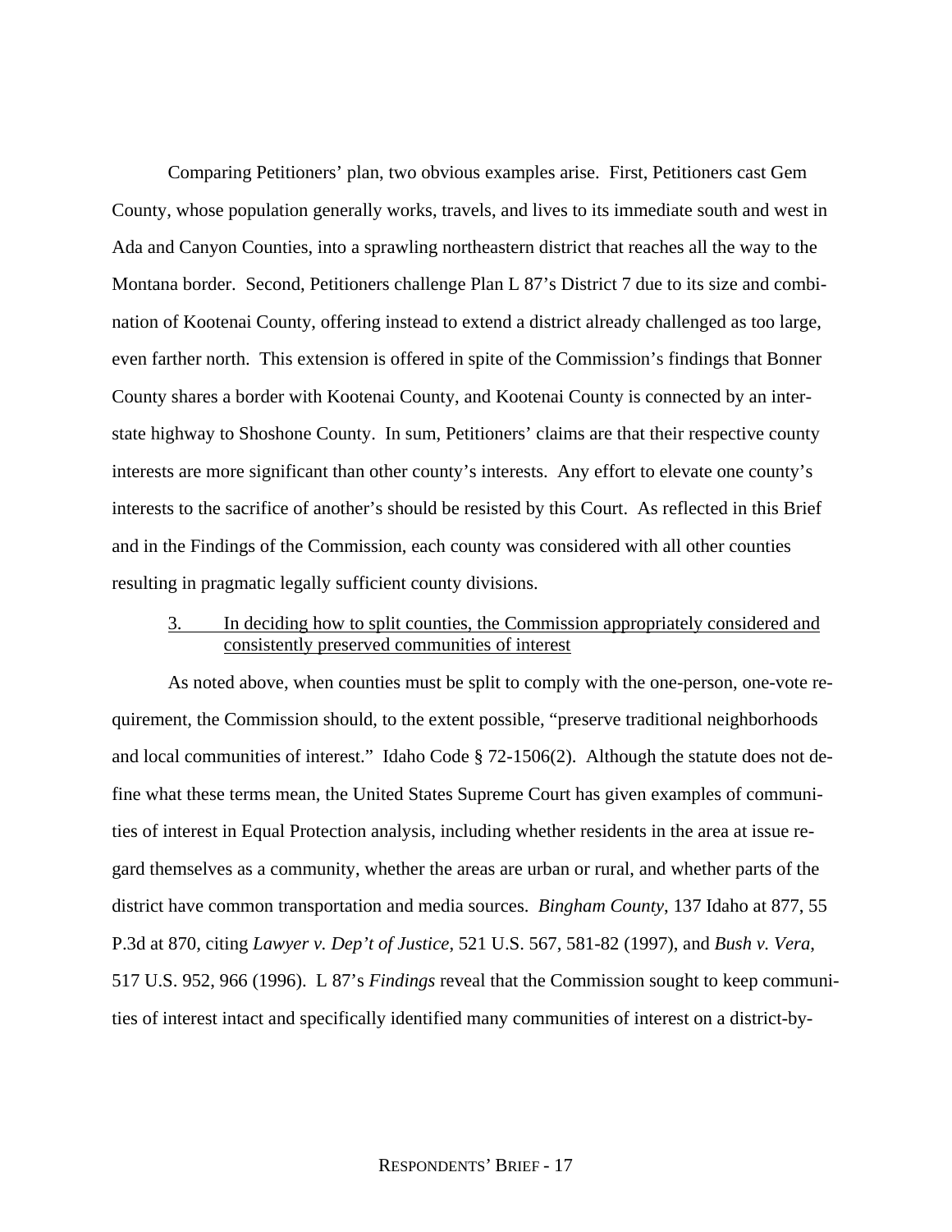Comparing Petitioners' plan, two obvious examples arise. First, Petitioners cast Gem County, whose population generally works, travels, and lives to its immediate south and west in Ada and Canyon Counties, into a sprawling northeastern district that reaches all the way to the Montana border. Second, Petitioners challenge Plan L 87's District 7 due to its size and combination of Kootenai County, offering instead to extend a district already challenged as too large, even farther north. This extension is offered in spite of the Commission's findings that Bonner County shares a border with Kootenai County, and Kootenai County is connected by an interstate highway to Shoshone County. In sum, Petitioners' claims are that their respective county interests are more significant than other county's interests. Any effort to elevate one county's interests to the sacrifice of another's should be resisted by this Court. As reflected in this Brief and in the Findings of the Commission, each county was considered with all other counties resulting in pragmatic legally sufficient county divisions.

### 3. In deciding how to split counties, the Commission appropriately considered and consistently preserved communities of interest

As noted above, when counties must be split to comply with the one-person, one-vote requirement, the Commission should, to the extent possible, "preserve traditional neighborhoods and local communities of interest." Idaho Code § 72-1506(2). Although the statute does not define what these terms mean, the United States Supreme Court has given examples of communities of interest in Equal Protection analysis, including whether residents in the area at issue regard themselves as a community, whether the areas are urban or rural, and whether parts of the district have common transportation and media sources. *Bingham County*, 137 Idaho at 877, 55 P.3d at 870, citing *Lawyer v. Dep't of Justice*, 521 U.S. 567, 581-82 (1997), and *Bush v. Vera*, 517 U.S. 952, 966 (1996). L 87's *Findings* reveal that the Commission sought to keep communities of interest intact and specifically identified many communities of interest on a district-by-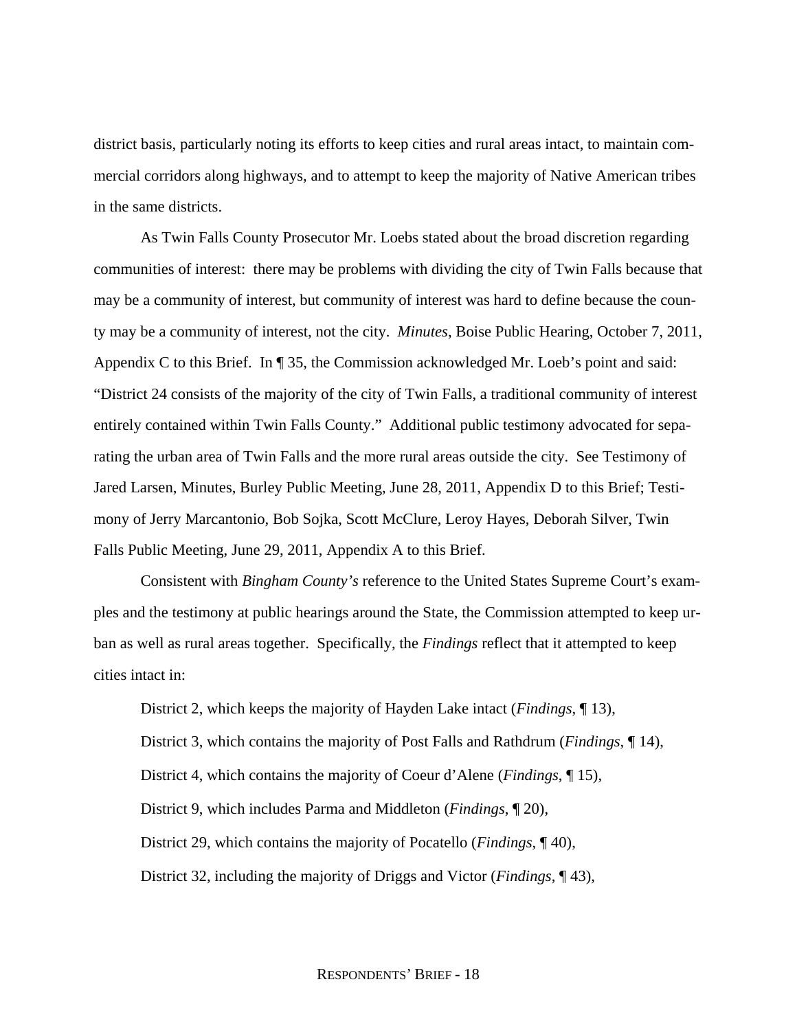district basis, particularly noting its efforts to keep cities and rural areas intact, to maintain commercial corridors along highways, and to attempt to keep the majority of Native American tribes in the same districts.

As Twin Falls County Prosecutor Mr. Loebs stated about the broad discretion regarding communities of interest: there may be problems with dividing the city of Twin Falls because that may be a community of interest, but community of interest was hard to define because the county may be a community of interest, not the city. *Minutes*, Boise Public Hearing, October 7, 2011, Appendix C to this Brief. In ¶ 35, the Commission acknowledged Mr. Loeb's point and said: "District 24 consists of the majority of the city of Twin Falls, a traditional community of interest entirely contained within Twin Falls County." Additional public testimony advocated for separating the urban area of Twin Falls and the more rural areas outside the city. See Testimony of Jared Larsen, Minutes, Burley Public Meeting, June 28, 2011, Appendix D to this Brief; Testimony of Jerry Marcantonio, Bob Sojka, Scott McClure, Leroy Hayes, Deborah Silver, Twin Falls Public Meeting, June 29, 2011, Appendix A to this Brief.

Consistent with *Bingham County's* reference to the United States Supreme Court's examples and the testimony at public hearings around the State, the Commission attempted to keep urban as well as rural areas together. Specifically, the *Findings* reflect that it attempted to keep cities intact in:

District 2, which keeps the majority of Hayden Lake intact (*Findings*, ¶ 13),

District 3, which contains the majority of Post Falls and Rathdrum (*Findings*, ¶ 14),

District 4, which contains the majority of Coeur d'Alene (*Findings*, ¶ 15),

District 9, which includes Parma and Middleton (*Findings*, ¶ 20),

District 29, which contains the majority of Pocatello (*Findings*, ¶ 40),

District 32, including the majority of Driggs and Victor (*Findings*, ¶ 43),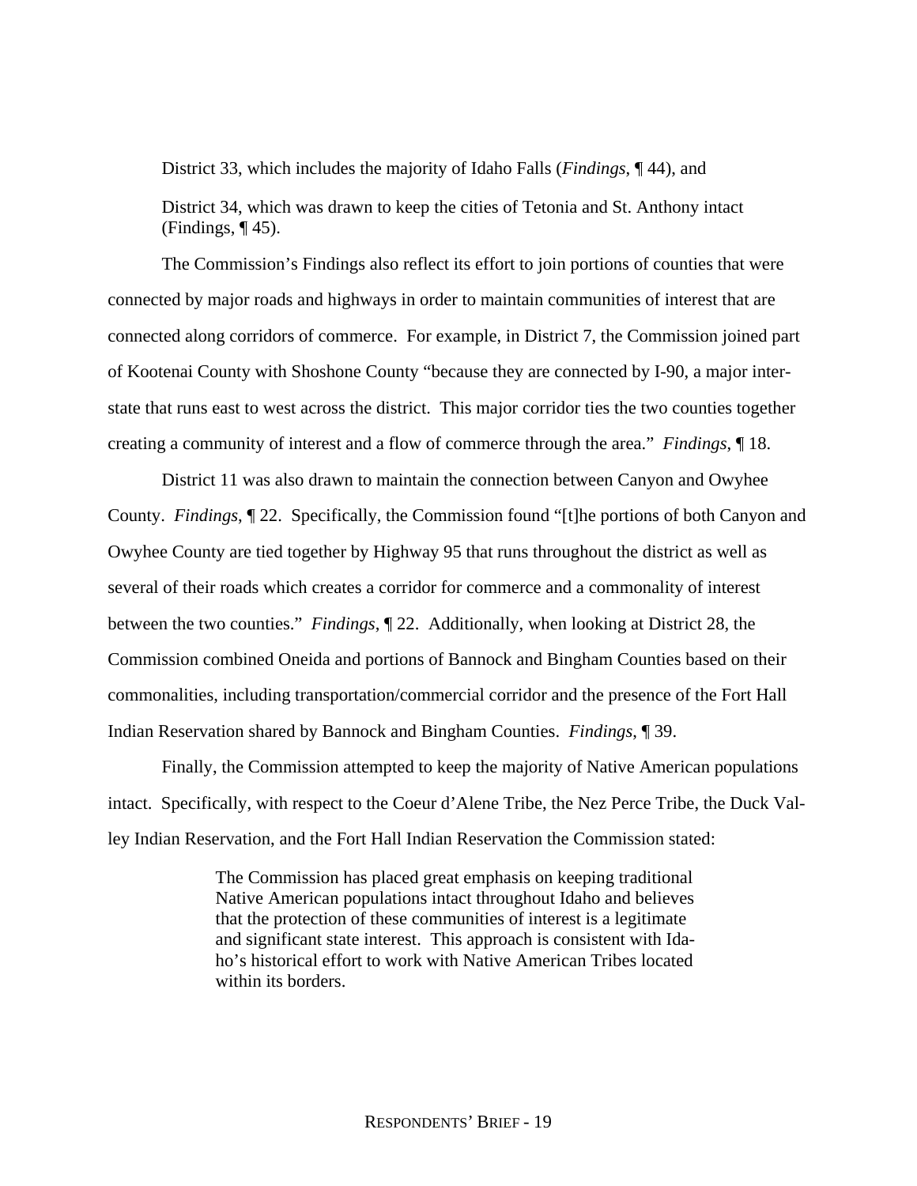District 33, which includes the majority of Idaho Falls (*Findings*, ¶ 44), and

District 34, which was drawn to keep the cities of Tetonia and St. Anthony intact (Findings, ¶ 45).

The Commission's Findings also reflect its effort to join portions of counties that were connected by major roads and highways in order to maintain communities of interest that are connected along corridors of commerce. For example, in District 7, the Commission joined part of Kootenai County with Shoshone County "because they are connected by I-90, a major inter-state that runs east to west across the district. This major corridor ties the two counties together creating a community of interest and a flow of commerce through the area." *Findings*, ¶ 18.

District 11 was also drawn to maintain the connection between Canyon and Owyhee County. *Findings*, ¶ 22. Specifically, the Commission found "[t]he portions of both Canyon and Owyhee County are tied together by Highway 95 that runs throughout the district as well as several of their roads which creates a corridor for commerce and a commonality of interest between the two counties." *Findings*, ¶ 22. Additionally, when looking at District 28, the Commission combined Oneida and portions of Bannock and Bingham Counties based on their commonalities, including transportation/commercial corridor and the presence of the Fort Hall Indian Reservation shared by Bannock and Bingham Counties. *Findings*, ¶ 39.

Finally, the Commission attempted to keep the majority of Native American populations intact. Specifically, with respect to the Coeur d'Alene Tribe, the Nez Perce Tribe, the Duck Valley Indian Reservation, and the Fort Hall Indian Reservation the Commission stated:

> The Commission has placed great emphasis on keeping traditional Native American populations intact throughout Idaho and believes that the protection of these communities of interest is a legitimate and significant state interest. This approach is consistent with Idaho's historical effort to work with Native American Tribes located within its borders.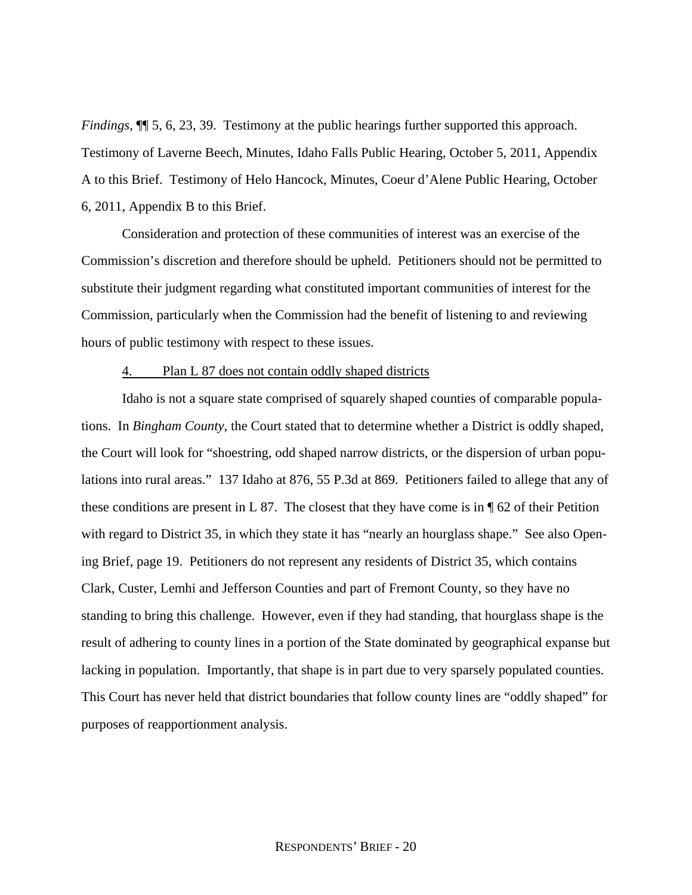*Findings*, ¶¶ 5, 6, 23, 39. Testimony at the public hearings further supported this approach. Testimony of Laverne Beech, Minutes, Idaho Falls Public Hearing, October 5, 2011, Appendix A to this Brief. Testimony of Helo Hancock, Minutes, Coeur d'Alene Public Hearing, October 6, 2011, Appendix B to this Brief.

Consideration and protection of these communities of interest was an exercise of the Commission's discretion and therefore should be upheld. Petitioners should not be permitted to substitute their judgment regarding what constituted important communities of interest for the Commission, particularly when the Commission had the benefit of listening to and reviewing hours of public testimony with respect to these issues.

<u>4. Plan L 87 does not contain oddly shaped districts</u>

Idaho is not a square state comprised of squarely shaped counties of comparable populations. In *Bingham County*, the Court stated that to determine whether a District is oddly shaped, the Court will look for "shoestring, odd shaped narrow districts, or the dispersion of urban populations into rural areas." 137 Idaho at 876, 55 P.3d at 869. Petitioners failed to allege that any of these conditions are present in L 87. The closest that they have come is in ¶ 62 of their Petition with regard to District 35, in which they state it has "nearly an hourglass shape." See also Opening Brief, page 19. Petitioners do not represent any residents of District 35, which contains Clark, Custer, Lemhi and Jefferson Counties and part of Fremont County, so they have no standing to bring this challenge. However, even if they had standing, that hourglass shape is the result of adhering to county lines in a portion of the State dominated by geographical expanse but lacking in population. Importantly, that shape is in part due to very sparsely populated counties. This Court has never held that district boundaries that follow county lines are "oddly shaped" for purposes of reapportionment analysis.